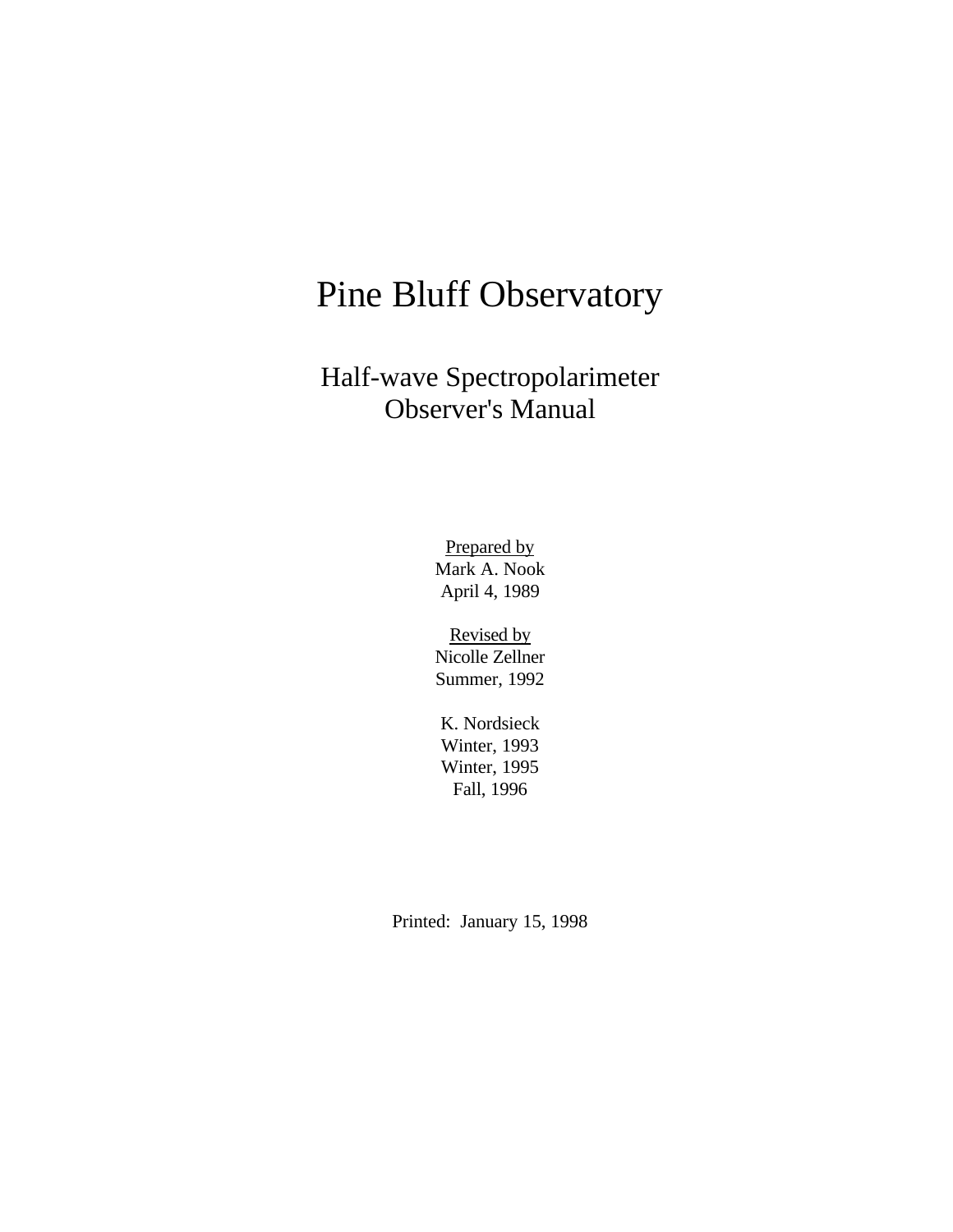# Pine Bluff Observatory

## Half-wave Spectropolarimeter Observer's Manual

Prepared by
Mark A. Nook
April 4, 1989

Revised by
Nicolle Zellner
Summer, 1992

K. Nordsieck
Winter, 1993
Winter, 1995
Fall, 1996

Printed: January 15, 1998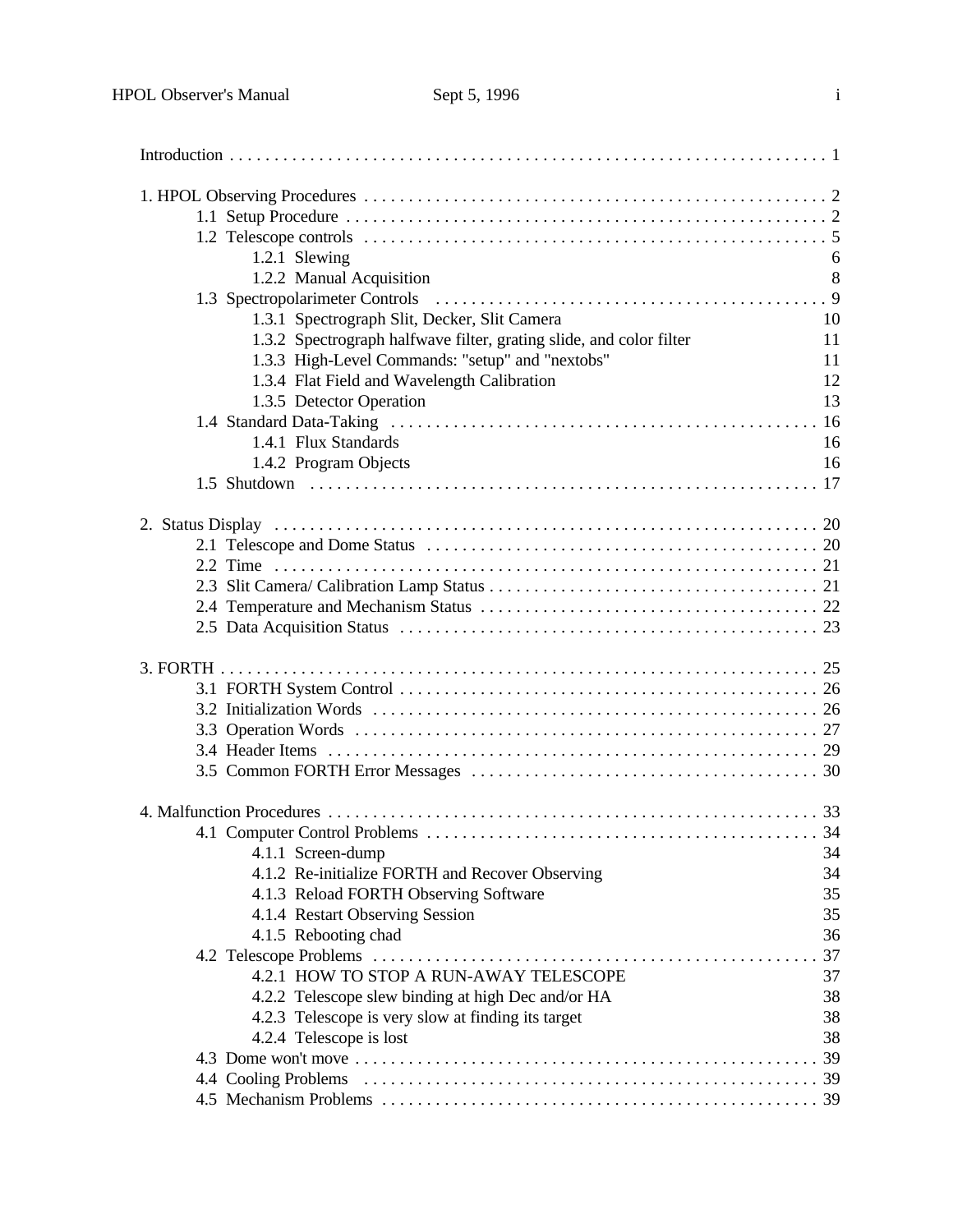Introduction . . . . . . . . . . 1

1. HPOL Observing Procedures . . . . . . . . . . 2
   - 1.1 Setup Procedure . . . . . . . . . . 2
   - 1.2 Telescope controls . . . . . . . . . . 5
     - 1.2.1 Slewing 6
     - 1.2.2 Manual Acquisition 8
   - 1.3 Spectropolarimeter Controls . . . . . . . . . . 9
     - 1.3.1 Spectrograph Slit, Decker, Slit Camera 10
     - 1.3.2 Spectrograph halfwave filter, grating slide, and color filter 11
     - 1.3.3 High-Level Commands: "setup" and "nextobs" 11
     - 1.3.4 Flat Field and Wavelength Calibration 12
     - 1.3.5 Detector Operation 13
   - 1.4 Standard Data-Taking . . . . . . . . . . 16
     - 1.4.1 Flux Standards 16
     - 1.4.2 Program Objects 16
   - 1.5 Shutdown . . . . . . . . . . 17

2. Status Display . . . . . . . . . . 20
   - 2.1 Telescope and Dome Status . . . . . . . . . . 20
   - 2.2 Time . . . . . . . . . . 21
   - 2.3 Slit Camera/ Calibration Lamp Status . . . . . . . . . . 21
   - 2.4 Temperature and Mechanism Status . . . . . . . . . . 22
   - 2.5 Data Acquisition Status . . . . . . . . . . 23

3. FORTH . . . . . . . . . . 25
   - 3.1 FORTH System Control . . . . . . . . . . 26
   - 3.2 Initialization Words . . . . . . . . . . 26
   - 3.3 Operation Words . . . . . . . . . . 27
   - 3.4 Header Items . . . . . . . . . . 29
   - 3.5 Common FORTH Error Messages . . . . . . . . . . 30

4. Malfunction Procedures . . . . . . . . . . 33
   - 4.1 Computer Control Problems . . . . . . . . . . 34
     - 4.1.1 Screen-dump 34
     - 4.1.2 Re-initialize FORTH and Recover Observing 34
     - 4.1.3 Reload FORTH Observing Software 35
     - 4.1.4 Restart Observing Session 35
     - 4.1.5 Rebooting chad 36
   - 4.2 Telescope Problems . . . . . . . . . . 37
     - 4.2.1 HOW TO STOP A RUN-AWAY TELESCOPE 37
     - 4.2.2 Telescope slew binding at high Dec and/or HA 38
     - 4.2.3 Telescope is very slow at finding its target 38
     - 4.2.4 Telescope is lost 38
   - 4.3 Dome won't move . . . . . . . . . . 39
   - 4.4 Cooling Problems . . . . . . . . . . 39
   - 4.5 Mechanism Problems . . . . . . . . . . 39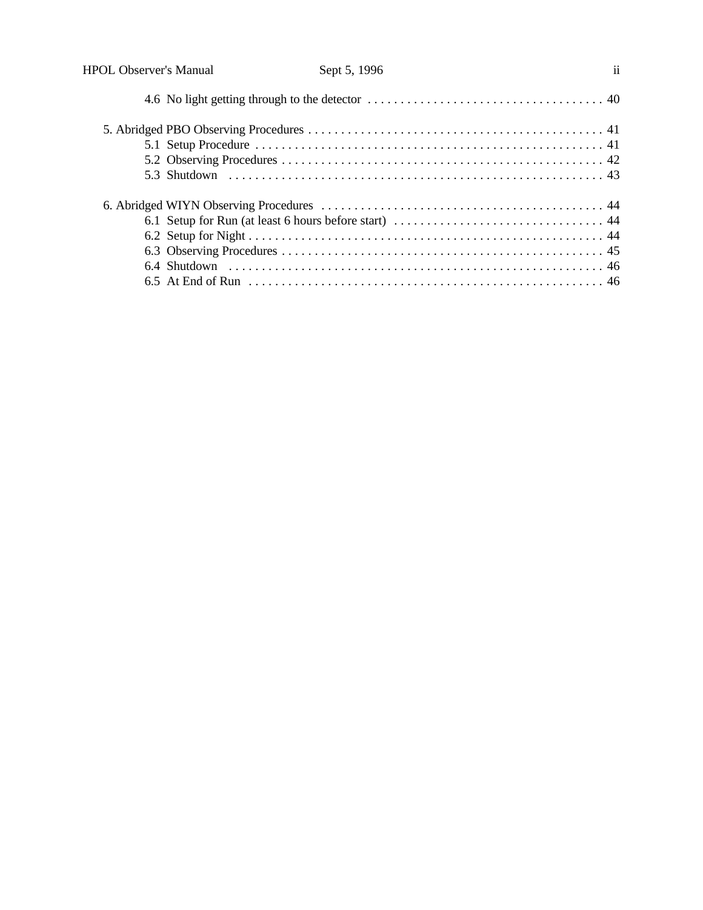4.6 No light getting through to the detector . . . . . . . . . . . . . . . . . . . . . . . . . . . . . . . . . . . . . 40

5. Abridged PBO Observing Procedures . . . . . . . . . . . . . . . . . . . . . . . . . . . . . . . . . . . . . . . . . . . . . 41
   - 5.1 Setup Procedure . . . . . . . . . . . . . . . . . . . . . . . . . . . . . . . . . . . . . . . . . . . . . . . . . . . . . 41
   - 5.2 Observing Procedures . . . . . . . . . . . . . . . . . . . . . . . . . . . . . . . . . . . . . . . . . . . . . . . . . 42
   - 5.3 Shutdown . . . . . . . . . . . . . . . . . . . . . . . . . . . . . . . . . . . . . . . . . . . . . . . . . . . . . . . . . . 43

6. Abridged WIYN Observing Procedures . . . . . . . . . . . . . . . . . . . . . . . . . . . . . . . . . . . . . . . . . . . 44
   - 6.1 Setup for Run (at least 6 hours before start) . . . . . . . . . . . . . . . . . . . . . . . . . . . . . . . . 44
   - 6.2 Setup for Night . . . . . . . . . . . . . . . . . . . . . . . . . . . . . . . . . . . . . . . . . . . . . . . . . . . . . . . 44
   - 6.3 Observing Procedures . . . . . . . . . . . . . . . . . . . . . . . . . . . . . . . . . . . . . . . . . . . . . . . . . 45
   - 6.4 Shutdown . . . . . . . . . . . . . . . . . . . . . . . . . . . . . . . . . . . . . . . . . . . . . . . . . . . . . . . . . . 46
   - 6.5 At End of Run . . . . . . . . . . . . . . . . . . . . . . . . . . . . . . . . . . . . . . . . . . . . . . . . . . . . . . . 46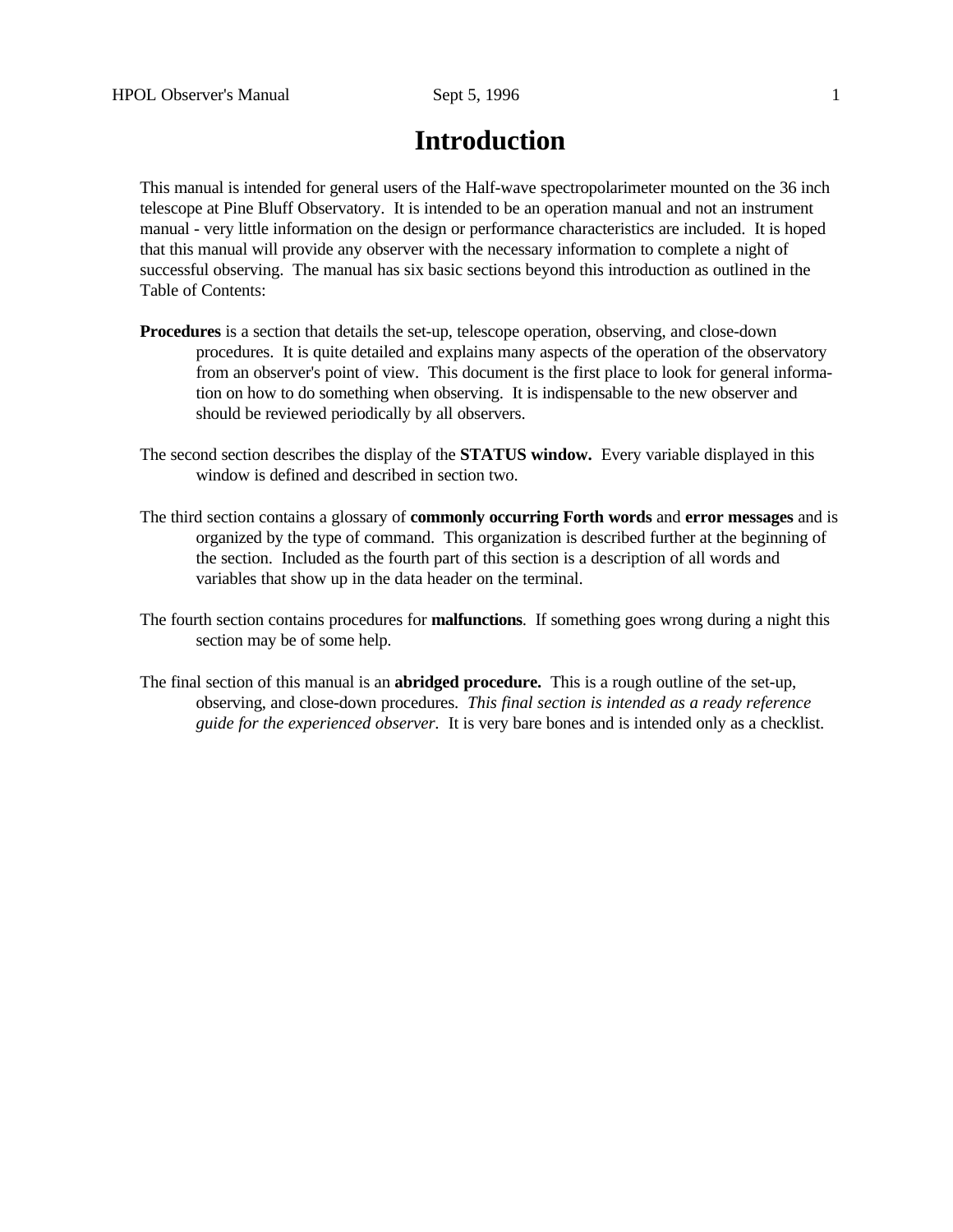# Introduction

This manual is intended for general users of the Half-wave spectropolarimeter mounted on the 36 inch telescope at Pine Bluff Observatory. It is intended to be an operation manual and not an instrument manual - very little information on the design or performance characteristics are included. It is hoped that this manual will provide any observer with the necessary information to complete a night of successful observing. The manual has six basic sections beyond this introduction as outlined in the Table of Contents:

**Procedures** is a section that details the set-up, telescope operation, observing, and close-down procedures. It is quite detailed and explains many aspects of the operation of the observatory from an observer's point of view. This document is the first place to look for general information on how to do something when observing. It is indispensable to the new observer and should be reviewed periodically by all observers.

The second section describes the display of the **STATUS window.** Every variable displayed in this window is defined and described in section two.

The third section contains a glossary of **commonly occurring Forth words** and **error messages** and is organized by the type of command. This organization is described further at the beginning of the section. Included as the fourth part of this section is a description of all words and variables that show up in the data header on the terminal.

The fourth section contains procedures for **malfunctions**. If something goes wrong during a night this section may be of some help.

The final section of this manual is an **abridged procedure.** This is a rough outline of the set-up, observing, and close-down procedures. *This final section is intended as a ready reference guide for the experienced observer*. It is very bare bones and is intended only as a checklist.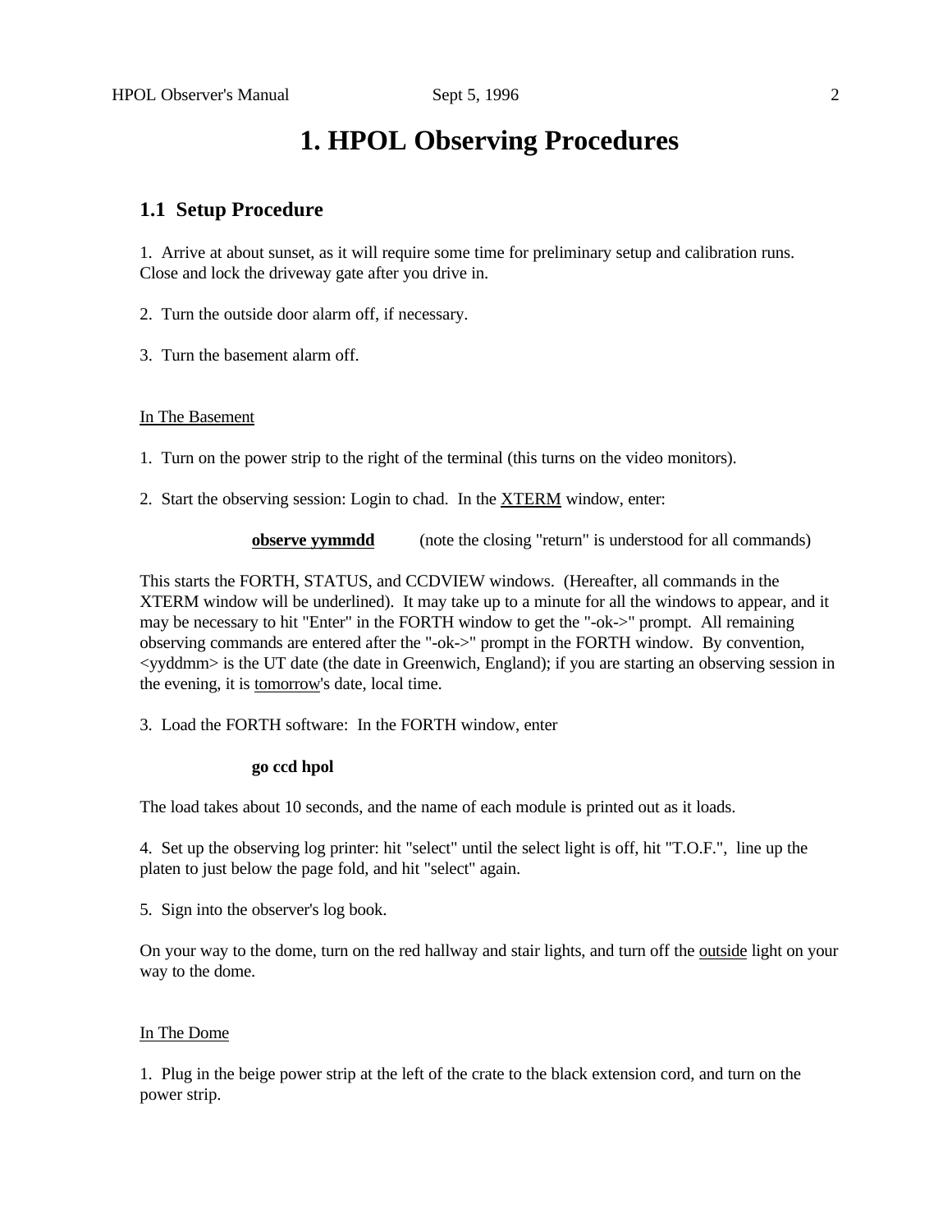# 1. HPOL Observing Procedures

## 1.1 Setup Procedure

1. Arrive at about sunset, as it will require some time for preliminary setup and calibration runs. Close and lock the driveway gate after you drive in.

2. Turn the outside door alarm off, if necessary.

3. Turn the basement alarm off.

<u>In The Basement</u>

1. Turn on the power strip to the right of the terminal (this turns on the video monitors).

2. Start the observing session: Login to chad. In the <u>XTERM</u> window, enter:

   <u>**observe yymmdd**</u> (note the closing "return" is understood for all commands)

This starts the FORTH, STATUS, and CCDVIEW windows. (Hereafter, all commands in the XTERM window will be underlined). It may take up to a minute for all the windows to appear, and it may be necessary to hit "Enter" in the FORTH window to get the "-ok->" prompt. All remaining observing commands are entered after the "-ok->" prompt in the FORTH window. By convention, <yyddmm> is the UT date (the date in Greenwich, England); if you are starting an observing session in the evening, it is <u>tomorrow</u>'s date, local time.

3. Load the FORTH software: In the FORTH window, enter

   **go ccd hpol**

The load takes about 10 seconds, and the name of each module is printed out as it loads.

4. Set up the observing log printer: hit "select" until the select light is off, hit "T.O.F.", line up the platen to just below the page fold, and hit "select" again.

5. Sign into the observer's log book.

On your way to the dome, turn on the red hallway and stair lights, and turn off the <u>outside</u> light on your way to the dome.

<u>In The Dome</u>

1. Plug in the beige power strip at the left of the crate to the black extension cord, and turn on the power strip.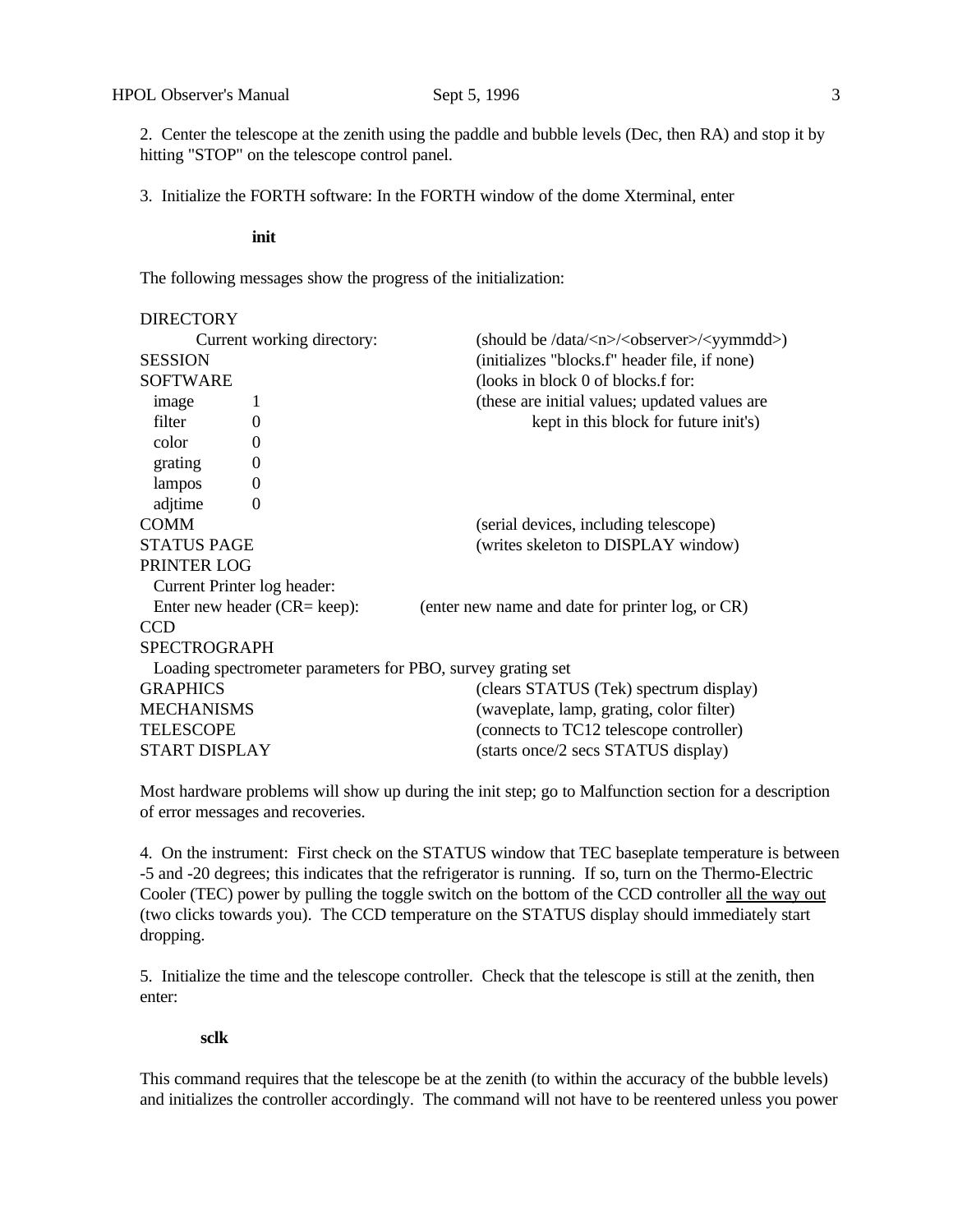2. Center the telescope at the zenith using the paddle and bubble levels (Dec, then RA) and stop it by hitting "STOP" on the telescope control panel.

3. Initialize the FORTH software: In the FORTH window of the dome Xterminal, enter

**init**

The following messages show the progress of the initialization:

```
DIRECTORY
        Current working directory:        (should be /data/<n>/<observer>/<yymmdd>)
SESSION                                   (initializes "blocks.f" header file, if none)
SOFTWARE                                  (looks in block 0 of blocks.f for:
  image      1                            (these are initial values; updated values are
  filter     0                                    kept in this block for future init's)
  color      0
  grating    0
  lampos     0
  adjtime    0
COMM                                      (serial devices, including telescope)
STATUS PAGE                               (writes skeleton to DISPLAY window)
PRINTER LOG
  Current Printer log header:
  Enter new header (CR= keep):      (enter new name and date for printer log, or CR)
CCD
SPECTROGRAPH
  Loading spectrometer parameters for PBO, survey grating set
GRAPHICS                                  (clears STATUS (Tek) spectrum display)
MECHANISMS                                (waveplate, lamp, grating, color filter)
TELESCOPE                                 (connects to TC12 telescope controller)
START DISPLAY                             (starts once/2 secs STATUS display)
```

Most hardware problems will show up during the init step; go to Malfunction section for a description of error messages and recoveries.

4. On the instrument: First check on the STATUS window that TEC baseplate temperature is between -5 and -20 degrees; this indicates that the refrigerator is running. If so, turn on the Thermo-Electric Cooler (TEC) power by pulling the toggle switch on the bottom of the CCD controller <u>all the way out</u> (two clicks towards you). The CCD temperature on the STATUS display should immediately start dropping.

5. Initialize the time and the telescope controller. Check that the telescope is still at the zenith, then enter:

**sclk**

This command requires that the telescope be at the zenith (to within the accuracy of the bubble levels) and initializes the controller accordingly. The command will not have to be reentered unless you power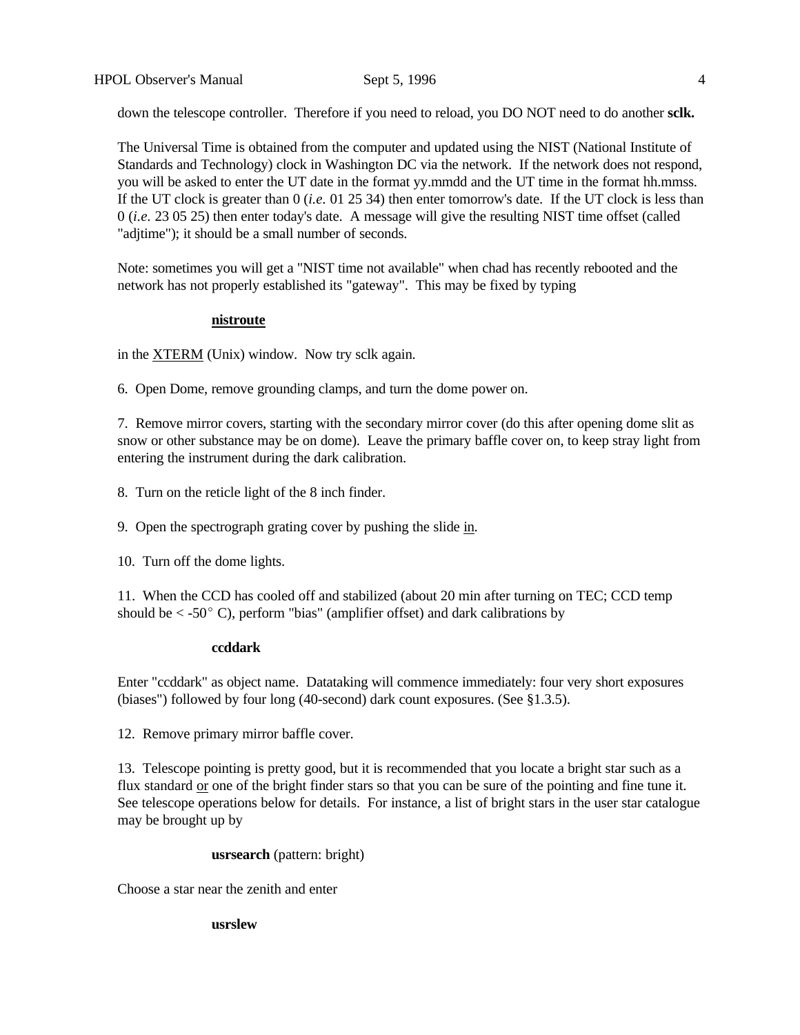down the telescope controller.  Therefore if you need to reload, you DO NOT need to do another **sclk.**

The Universal Time is obtained from the computer and updated using the NIST (National Institute of Standards and Technology) clock in Washington DC via the network.  If the network does not respond, you will be asked to enter the UT date in the format yy.mmdd and the UT time in the format hh.mmss. If the UT clock is greater than 0 (*i.e.* 01 25 34) then enter tomorrow's date.  If the UT clock is less than 0 (*i.e.* 23 05 25) then enter today's date.  A message will give the resulting NIST time offset (called "adjtime"); it should be a small number of seconds.

Note: sometimes you will get a "NIST time not available" when chad has recently rebooted and the network has not properly established its "gateway".  This may be fixed by typing

**nistroute**

in the XTERM (Unix) window.  Now try sclk again.

6.  Open Dome, remove grounding clamps, and turn the dome power on.

7.  Remove mirror covers, starting with the secondary mirror cover (do this after opening dome slit as snow or other substance may be on dome).  Leave the primary baffle cover on, to keep stray light from entering the instrument during the dark calibration.

8.  Turn on the reticle light of the 8 inch finder.

9.  Open the spectrograph grating cover by pushing the slide in.

10.  Turn off the dome lights.

11.  When the CCD has cooled off and stabilized (about 20 min after turning on TEC; CCD temp should be < -50° C), perform "bias" (amplifier offset) and dark calibrations by

**ccddark**

Enter "ccddark" as object name.  Datataking will commence immediately: four very short exposures (biases") followed by four long (40-second) dark count exposures. (See §1.3.5).

12.  Remove primary mirror baffle cover.

13.  Telescope pointing is pretty good, but it is recommended that you locate a bright star such as a flux standard or one of the bright finder stars so that you can be sure of the pointing and fine tune it. See telescope operations below for details.  For instance, a list of bright stars in the user star catalogue may be brought up by

**usrsearch** (pattern: bright)

Choose a star near the zenith and enter

**usrslew**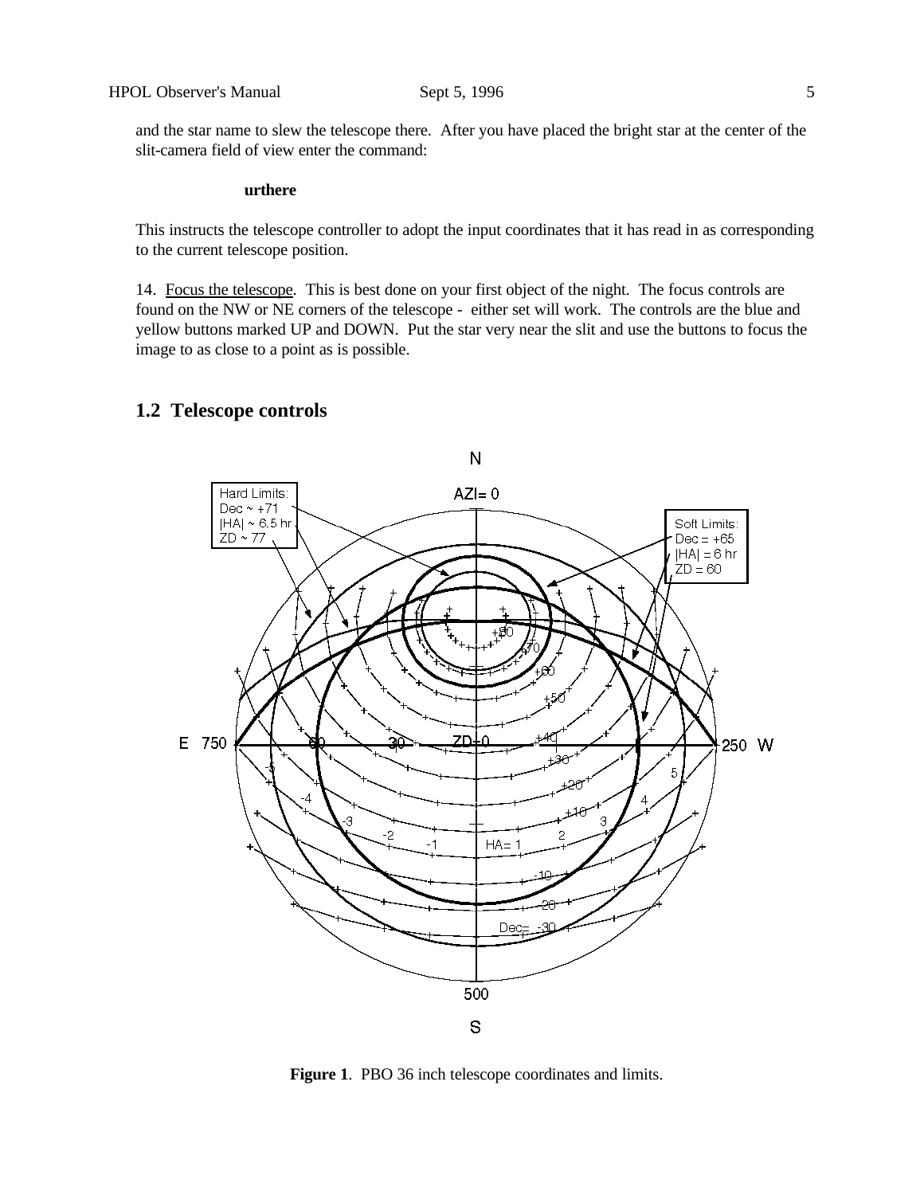and the star name to slew the telescope there. After you have placed the bright star at the center of the slit-camera field of view enter the command:

**urthere**

This instructs the telescope controller to adopt the input coordinates that it has read in as corresponding to the current telescope position.

14. Focus the telescope. This is best done on your first object of the night. The focus controls are found on the NW or NE corners of the telescope - either set will work. The controls are the blue and yellow buttons marked UP and DOWN. Put the star very near the slit and use the buttons to focus the image to as close to a point as is possible.

## 1.2 Telescope controls

**Figure 1**. PBO 36 inch telescope coordinates and limits.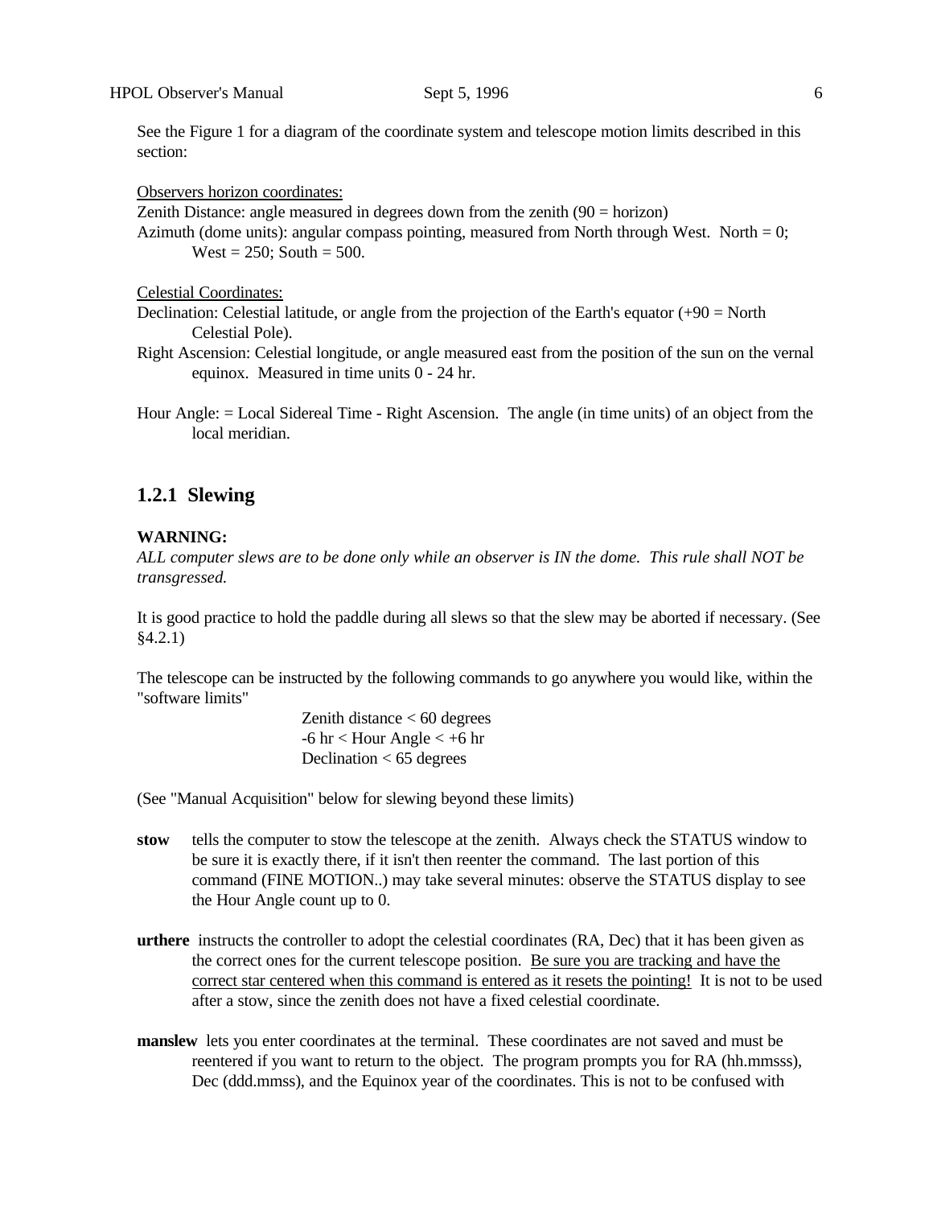See the Figure 1 for a diagram of the coordinate system and telescope motion limits described in this section:

Observers horizon coordinates:

Zenith Distance: angle measured in degrees down from the zenith (90 = horizon)

Azimuth (dome units): angular compass pointing, measured from North through West. North = 0; West = 250; South = 500.

Celestial Coordinates:

Declination: Celestial latitude, or angle from the projection of the Earth's equator (+90 = North Celestial Pole).

Right Ascension: Celestial longitude, or angle measured east from the position of the sun on the vernal equinox. Measured in time units 0 - 24 hr.

Hour Angle: = Local Sidereal Time - Right Ascension. The angle (in time units) of an object from the local meridian.

### 1.2.1 Slewing

**WARNING:**

*ALL computer slews are to be done only while an observer is IN the dome. This rule shall NOT be transgressed.*

It is good practice to hold the paddle during all slews so that the slew may be aborted if necessary. (See §4.2.1)

The telescope can be instructed by the following commands to go anywhere you would like, within the "software limits"

Zenith distance < 60 degrees
-6 hr < Hour Angle < +6 hr
Declination < 65 degrees

(See "Manual Acquisition" below for slewing beyond these limits)

**stow** tells the computer to stow the telescope at the zenith. Always check the STATUS window to be sure it is exactly there, if it isn't then reenter the command. The last portion of this command (FINE MOTION..) may take several minutes: observe the STATUS display to see the Hour Angle count up to 0.

**urthere** instructs the controller to adopt the celestial coordinates (RA, Dec) that it has been given as the correct ones for the current telescope position. Be sure you are tracking and have the correct star centered when this command is entered as it resets the pointing! It is not to be used after a stow, since the zenith does not have a fixed celestial coordinate.

**manslew** lets you enter coordinates at the terminal. These coordinates are not saved and must be reentered if you want to return to the object. The program prompts you for RA (hh.mmsss), Dec (ddd.mmss), and the Equinox year of the coordinates. This is not to be confused with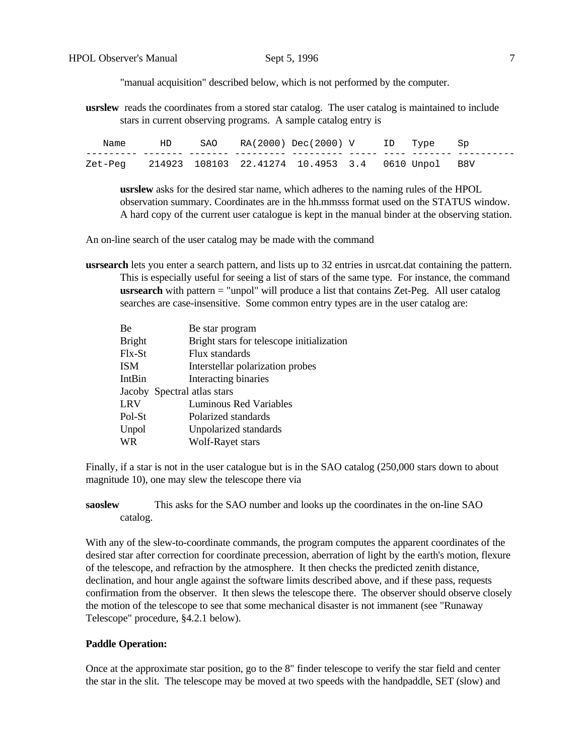"manual acquisition" described below, which is not performed by the computer.

**usrslew** reads the coordinates from a stored star catalog. The user catalog is maintained to include stars in current observing programs. A sample catalog entry is

```
   Name      HD     SAO    RA(2000) Dec(2000) V     ID   Type    Sp
--------- ------- ------- --------- --------- ----- ---- ------- ----------
Zet-Peg    214923  108103  22.41274  10.4953  3.4   0610 Unpol   B8V
```

**usrslew** asks for the desired star name, which adheres to the naming rules of the HPOL observation summary. Coordinates are in the hh.mmsss format used on the STATUS window. A hard copy of the current user catalogue is kept in the manual binder at the observing station.

An on-line search of the user catalog may be made with the command

**usrsearch** lets you enter a search pattern, and lists up to 32 entries in usrcat.dat containing the pattern. This is especially useful for seeing a list of stars of the same type. For instance, the command **usrsearch** with pattern = "unpol" will produce a list that contains Zet-Peg. All user catalog searches are case-insensitive. Some common entry types are in the user catalog are:

| | |
|---|---|
| Be | Be star program |
| Bright | Bright stars for telescope initialization |
| Flx-St | Flux standards |
| ISM | Interstellar polarization probes |
| IntBin | Interacting binaries |
| Jacoby | Spectral atlas stars |
| LRV | Luminous Red Variables |
| Pol-St | Polarized standards |
| Unpol | Unpolarized standards |
| WR | Wolf-Rayet stars |

Finally, if a star is not in the user catalogue but is in the SAO catalog (250,000 stars down to about magnitude 10), one may slew the telescope there via

**saoslew** This asks for the SAO number and looks up the coordinates in the on-line SAO catalog.

With any of the slew-to-coordinate commands, the program computes the apparent coordinates of the desired star after correction for coordinate precession, aberration of light by the earth's motion, flexure of the telescope, and refraction by the atmosphere. It then checks the predicted zenith distance, declination, and hour angle against the software limits described above, and if these pass, requests confirmation from the observer. It then slews the telescope there. The observer should observe closely the motion of the telescope to see that some mechanical disaster is not immanent (see "Runaway Telescope" procedure, §4.2.1 below).

**Paddle Operation:**

Once at the approximate star position, go to the 8" finder telescope to verify the star field and center the star in the slit. The telescope may be moved at two speeds with the handpaddle, SET (slow) and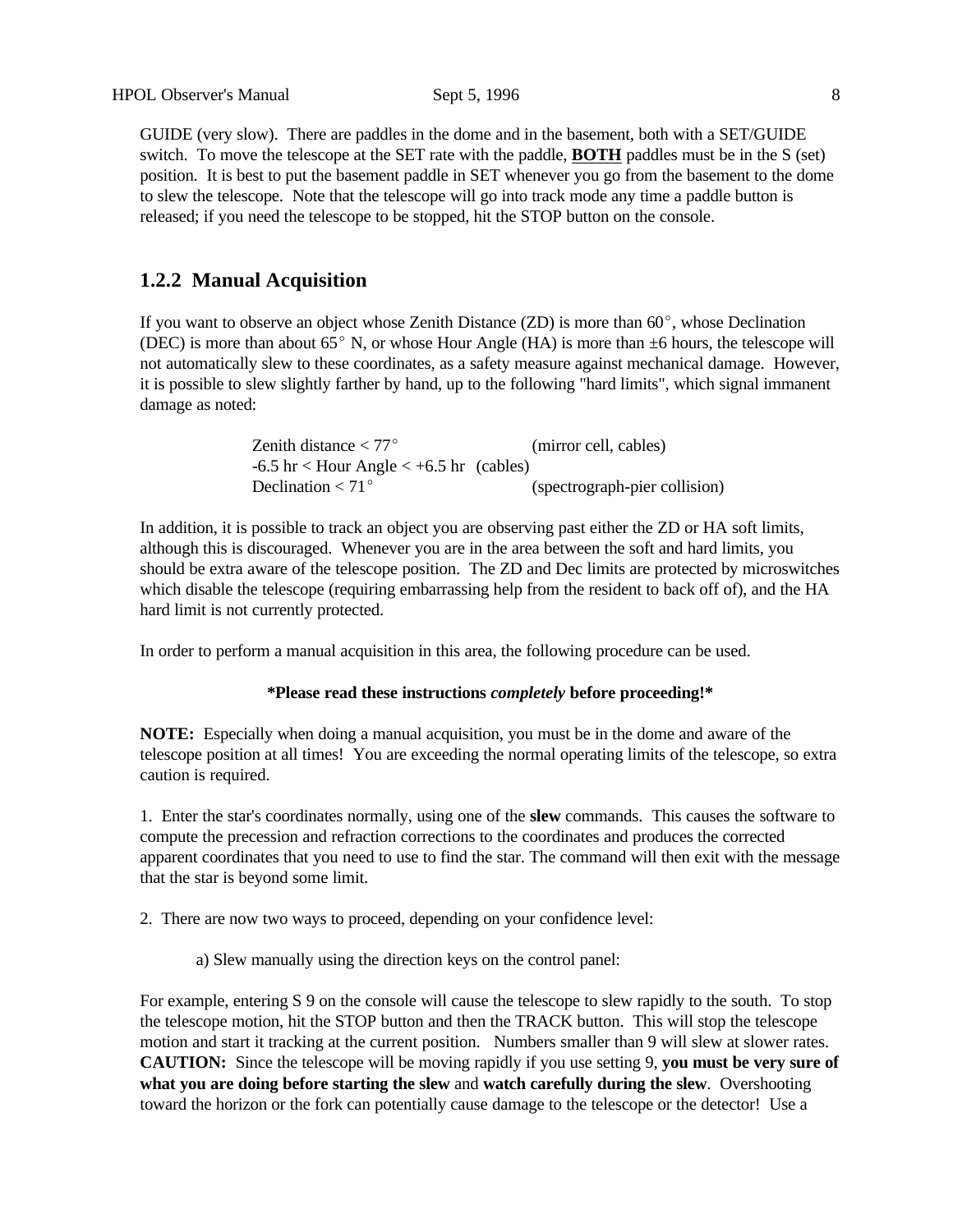GUIDE (very slow). There are paddles in the dome and in the basement, both with a SET/GUIDE switch. To move the telescope at the SET rate with the paddle, **BOTH** paddles must be in the S (set) position. It is best to put the basement paddle in SET whenever you go from the basement to the dome to slew the telescope. Note that the telescope will go into track mode any time a paddle button is released; if you need the telescope to be stopped, hit the STOP button on the console.

### 1.2.2 Manual Acquisition

If you want to observe an object whose Zenith Distance (ZD) is more than 60°, whose Declination (DEC) is more than about 65° N, or whose Hour Angle (HA) is more than ±6 hours, the telescope will not automatically slew to these coordinates, as a safety measure against mechanical damage. However, it is possible to slew slightly farther by hand, up to the following "hard limits", which signal immanent damage as noted:

| | |
|---|---|
| Zenith distance < 77° | (mirror cell, cables) |
| -6.5 hr < Hour Angle < +6.5 hr | (cables) |
| Declination < 71° | (spectrograph-pier collision) |

In addition, it is possible to track an object you are observing past either the ZD or HA soft limits, although this is discouraged. Whenever you are in the area between the soft and hard limits, you should be extra aware of the telescope position. The ZD and Dec limits are protected by microswitches which disable the telescope (requiring embarrassing help from the resident to back off of), and the HA hard limit is not currently protected.

In order to perform a manual acquisition in this area, the following procedure can be used.

**\*Please read these instructions *completely* before proceeding!\***

**NOTE:** Especially when doing a manual acquisition, you must be in the dome and aware of the telescope position at all times! You are exceeding the normal operating limits of the telescope, so extra caution is required.

1. Enter the star's coordinates normally, using one of the **slew** commands. This causes the software to compute the precession and refraction corrections to the coordinates and produces the corrected apparent coordinates that you need to use to find the star. The command will then exit with the message that the star is beyond some limit.

2. There are now two ways to proceed, depending on your confidence level:

   a) Slew manually using the direction keys on the control panel:

For example, entering S 9 on the console will cause the telescope to slew rapidly to the south. To stop the telescope motion, hit the STOP button and then the TRACK button. This will stop the telescope motion and start it tracking at the current position. Numbers smaller than 9 will slew at slower rates. **CAUTION:** Since the telescope will be moving rapidly if you use setting 9, **you must be very sure of what you are doing before starting the slew** and **watch carefully during the slew**. Overshooting toward the horizon or the fork can potentially cause damage to the telescope or the detector! Use a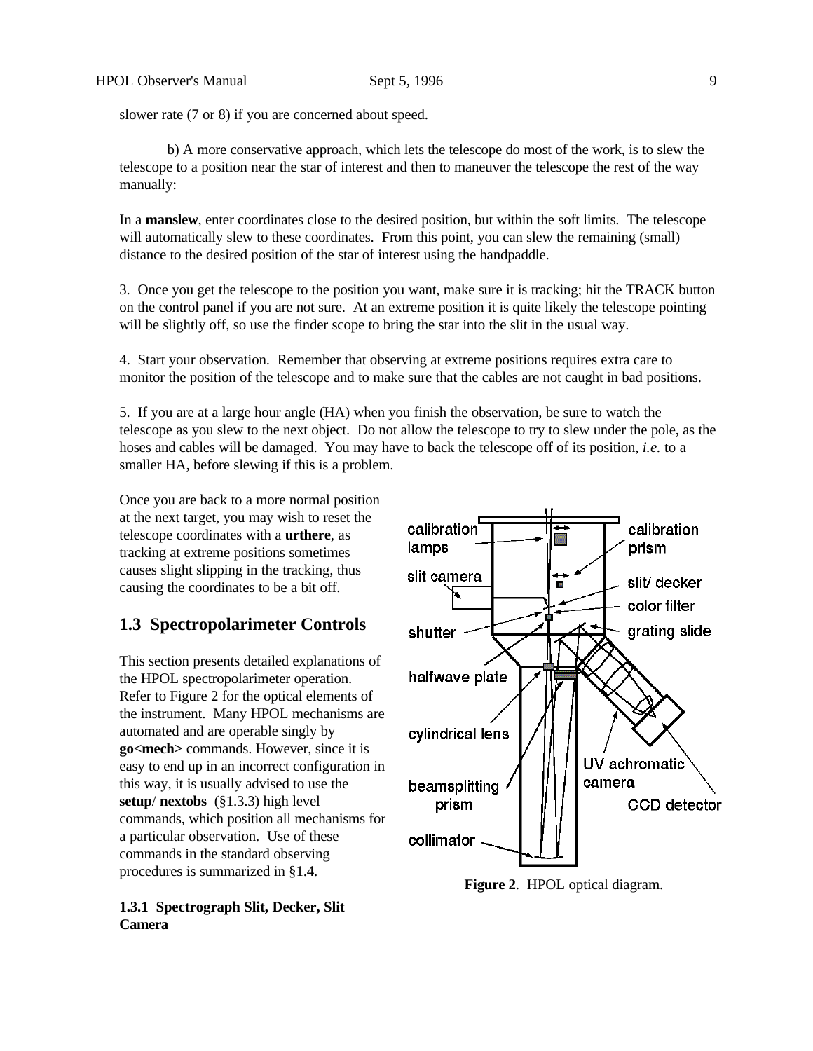slower rate (7 or 8) if you are concerned about speed.

b) A more conservative approach, which lets the telescope do most of the work, is to slew the telescope to a position near the star of interest and then to maneuver the telescope the rest of the way manually:

In a **manslew**, enter coordinates close to the desired position, but within the soft limits. The telescope will automatically slew to these coordinates. From this point, you can slew the remaining (small) distance to the desired position of the star of interest using the handpaddle.

3. Once you get the telescope to the position you want, make sure it is tracking; hit the TRACK button on the control panel if you are not sure. At an extreme position it is quite likely the telescope pointing will be slightly off, so use the finder scope to bring the star into the slit in the usual way.

4. Start your observation. Remember that observing at extreme positions requires extra care to monitor the position of the telescope and to make sure that the cables are not caught in bad positions.

5. If you are at a large hour angle (HA) when you finish the observation, be sure to watch the telescope as you slew to the next object. Do not allow the telescope to try to slew under the pole, as the hoses and cables will be damaged. You may have to back the telescope off of its position, *i.e.* to a smaller HA, before slewing if this is a problem.

Once you are back to a more normal position at the next target, you may wish to reset the telescope coordinates with a **urthere**, as tracking at extreme positions sometimes causes slight slipping in the tracking, thus causing the coordinates to be a bit off.

## 1.3 Spectropolarimeter Controls

This section presents detailed explanations of the HPOL spectropolarimeter operation. Refer to Figure 2 for the optical elements of the instrument. Many HPOL mechanisms are automated and are operable singly by **go<mech>** commands. However, since it is easy to end up in an incorrect configuration in this way, it is usually advised to use the **setup**/ **nextobs** (§1.3.3) high level commands, which position all mechanisms for a particular observation. Use of these commands in the standard observing procedures is summarized in §1.4.

calibration lamps, calibration prism, slit camera, slit/ decker, color filter, shutter, grating slide, halfwave plate, cylindrical lens, UV achromatic camera, beamsplitting prism, CCD detector, collimator

**Figure 2**. HPOL optical diagram.

### 1.3.1 Spectrograph Slit, Decker, Slit Camera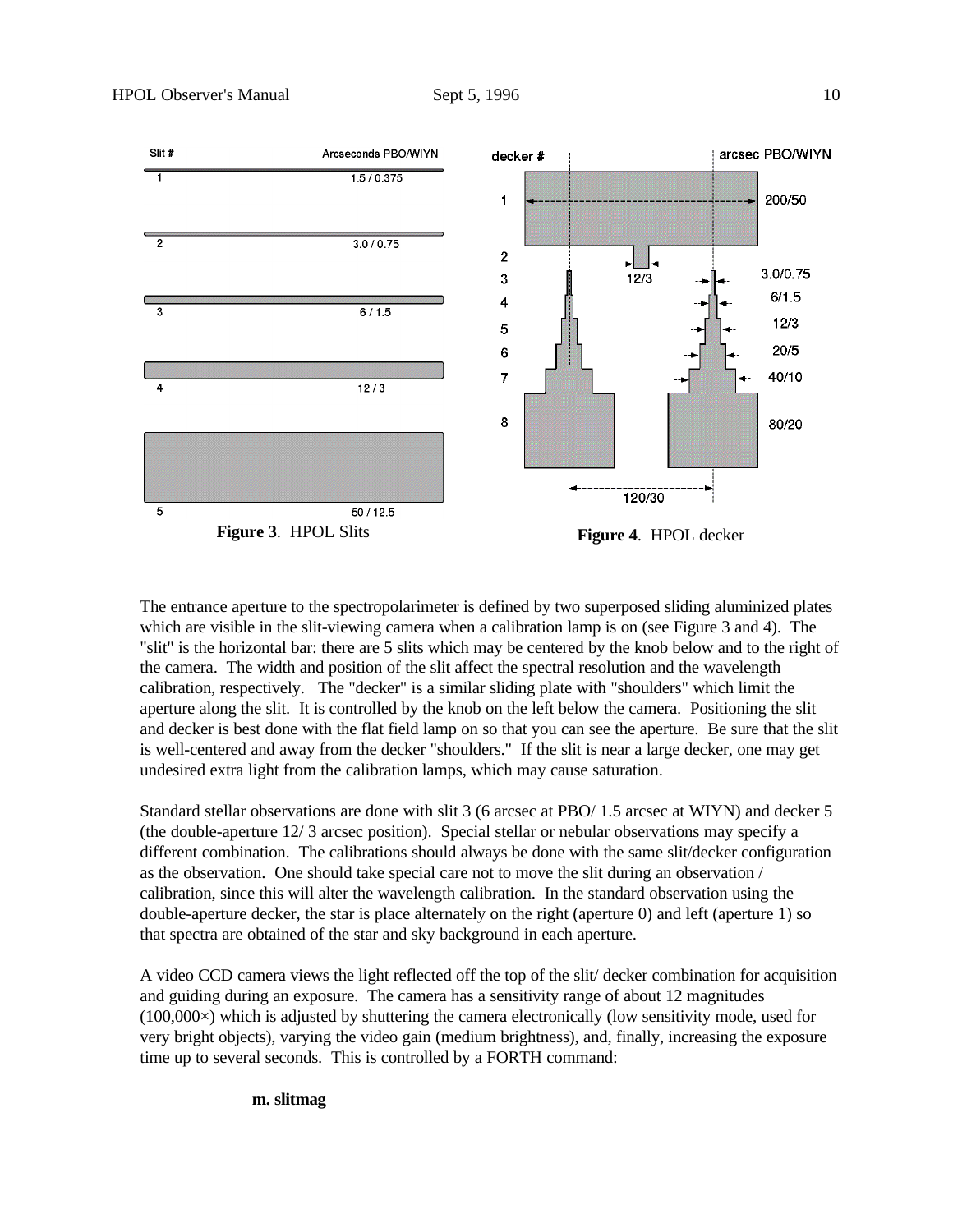| Slit # | Arcseconds PBO/WIYN |
|---|---|
| 1 | 1.5 / 0.375 |
| 2 | 3.0 / 0.75 |
| 3 | 6 / 1.5 |
| 4 | 12 / 3 |
| 5 | 50 / 12.5 |

**Figure 3**. HPOL Slits

| decker # | arcsec PBO/WIYN |
|---|---|
| 1 | 200/50 |
| 2 | 12/3 |
| 3 | 3.0/0.75 |
| 4 | 6/1.5 |
| 5 | 12/3 |
| 6 | 20/5 |
| 7 | 40/10 |
| 8 | 80/20 |

Aperture separation: 120/30

**Figure 4**. HPOL decker

The entrance aperture to the spectropolarimeter is defined by two superposed sliding aluminized plates which are visible in the slit-viewing camera when a calibration lamp is on (see Figure 3 and 4). The "slit" is the horizontal bar: there are 5 slits which may be centered by the knob below and to the right of the camera. The width and position of the slit affect the spectral resolution and the wavelength calibration, respectively. The "decker" is a similar sliding plate with "shoulders" which limit the aperture along the slit. It is controlled by the knob on the left below the camera. Positioning the slit and decker is best done with the flat field lamp on so that you can see the aperture. Be sure that the slit is well-centered and away from the decker "shoulders." If the slit is near a large decker, one may get undesired extra light from the calibration lamps, which may cause saturation.

Standard stellar observations are done with slit 3 (6 arcsec at PBO/ 1.5 arcsec at WIYN) and decker 5 (the double-aperture 12/ 3 arcsec position). Special stellar or nebular observations may specify a different combination. The calibrations should always be done with the same slit/decker configuration as the observation. One should take special care not to move the slit during an observation / calibration, since this will alter the wavelength calibration. In the standard observation using the double-aperture decker, the star is place alternately on the right (aperture 0) and left (aperture 1) so that spectra are obtained of the star and sky background in each aperture.

A video CCD camera views the light reflected off the top of the slit/ decker combination for acquisition and guiding during an exposure. The camera has a sensitivity range of about 12 magnitudes (100,000×) which is adjusted by shuttering the camera electronically (low sensitivity mode, used for very bright objects), varying the video gain (medium brightness), and, finally, increasing the exposure time up to several seconds. This is controlled by a FORTH command:

**m. slitmag**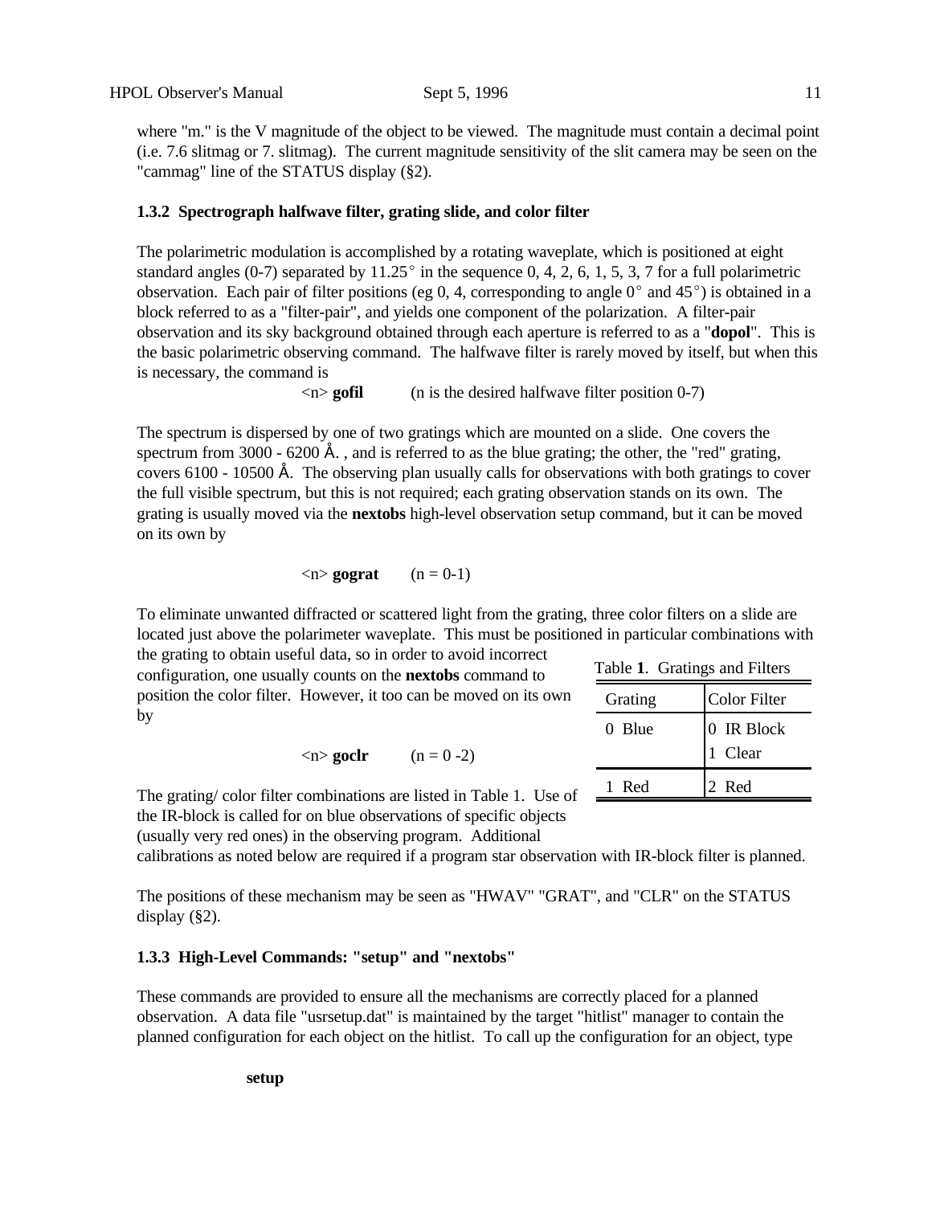where "m." is the V magnitude of the object to be viewed. The magnitude must contain a decimal point (i.e. 7.6 slitmag or 7. slitmag). The current magnitude sensitivity of the slit camera may be seen on the "cammag" line of the STATUS display (§2).

### 1.3.2 Spectrograph halfwave filter, grating slide, and color filter

The polarimetric modulation is accomplished by a rotating waveplate, which is positioned at eight standard angles (0-7) separated by 11.25° in the sequence 0, 4, 2, 6, 1, 5, 3, 7 for a full polarimetric observation. Each pair of filter positions (eg 0, 4, corresponding to angle 0° and 45°) is obtained in a block referred to as a "filter-pair", and yields one component of the polarization. A filter-pair observation and its sky background obtained through each aperture is referred to as a "**dopol**". This is the basic polarimetric observing command. The halfwave filter is rarely moved by itself, but when this is necessary, the command is

<n> **gofil** (n is the desired halfwave filter position 0-7)

The spectrum is dispersed by one of two gratings which are mounted on a slide. One covers the spectrum from 3000 - 6200 Å. , and is referred to as the blue grating; the other, the "red" grating, covers 6100 - 10500 Å. The observing plan usually calls for observations with both gratings to cover the full visible spectrum, but this is not required; each grating observation stands on its own. The grating is usually moved via the **nextobs** high-level observation setup command, but it can be moved on its own by

<n> **gograt** (n = 0-1)

To eliminate unwanted diffracted or scattered light from the grating, three color filters on a slide are located just above the polarimeter waveplate. This must be positioned in particular combinations with the grating to obtain useful data, so in order to avoid incorrect configuration, one usually counts on the **nextobs** command to position the color filter. However, it too can be moved on its own by

<n> **goclr** (n = 0 -2)

The grating/ color filter combinations are listed in Table 1. Use of the IR-block is called for on blue observations of specific objects (usually very red ones) in the observing program. Additional calibrations as noted below are required if a program star observation with IR-block filter is planned.

Table **1**. Gratings and Filters

| Grating | Color Filter |
|---|---|
| 0 Blue | 0 IR Block<br>1 Clear |
| 1 Red | 2 Red |

The positions of these mechanism may be seen as "HWAV" "GRAT", and "CLR" on the STATUS display (§2).

### 1.3.3 High-Level Commands: "setup" and "nextobs"

These commands are provided to ensure all the mechanisms are correctly placed for a planned observation. A data file "usrsetup.dat" is maintained by the target "hitlist" manager to contain the planned configuration for each object on the hitlist. To call up the configuration for an object, type

**setup**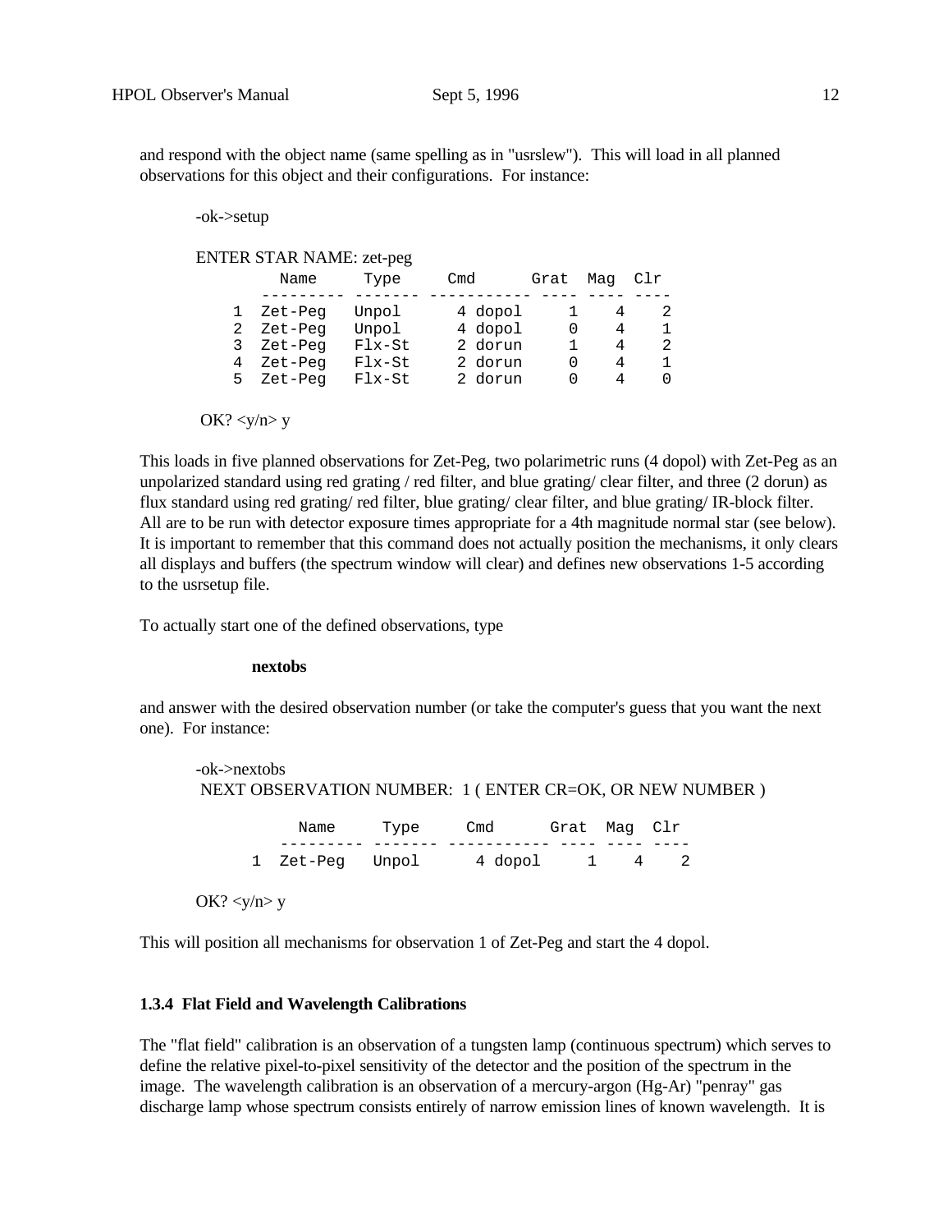and respond with the object name (same spelling as in "usrslew"). This will load in all planned observations for this object and their configurations. For instance:

```
-ok->setup

ENTER STAR NAME: zet-peg
      Name      Type     Cmd       Grat  Mag  Clr
    --------- ------- ----------- ---- ---- ----
  1  Zet-Peg   Unpol     4 dopol     1    4    2
  2  Zet-Peg   Unpol     4 dopol     0    4    1
  3  Zet-Peg   Flx-St    2 dorun     1    4    2
  4  Zet-Peg   Flx-St    2 dorun     0    4    1
  5  Zet-Peg   Flx-St    2 dorun     0    4    0

 OK? <y/n> y
```

This loads in five planned observations for Zet-Peg, two polarimetric runs (4 dopol) with Zet-Peg as an unpolarized standard using red grating / red filter, and blue grating/ clear filter, and three (2 dorun) as flux standard using red grating/ red filter, blue grating/ clear filter, and blue grating/ IR-block filter. All are to be run with detector exposure times appropriate for a 4th magnitude normal star (see below). It is important to remember that this command does not actually position the mechanisms, it only clears all displays and buffers (the spectrum window will clear) and defines new observations 1-5 according to the usrsetup file.

To actually start one of the defined observations, type

**nextobs**

and answer with the desired observation number (or take the computer's guess that you want the next one). For instance:

```
-ok->nextobs
 NEXT OBSERVATION NUMBER:  1 ( ENTER CR=OK, OR NEW NUMBER )

      Name      Type     Cmd       Grat  Mag  Clr
    --------- ------- ----------- ---- ---- ----
  1  Zet-Peg   Unpol     4 dopol     1    4    2

OK? <y/n> y
```

This will position all mechanisms for observation 1 of Zet-Peg and start the 4 dopol.

### 1.3.4 Flat Field and Wavelength Calibrations

The "flat field" calibration is an observation of a tungsten lamp (continuous spectrum) which serves to define the relative pixel-to-pixel sensitivity of the detector and the position of the spectrum in the image. The wavelength calibration is an observation of a mercury-argon (Hg-Ar) "penray" gas discharge lamp whose spectrum consists entirely of narrow emission lines of known wavelength. It is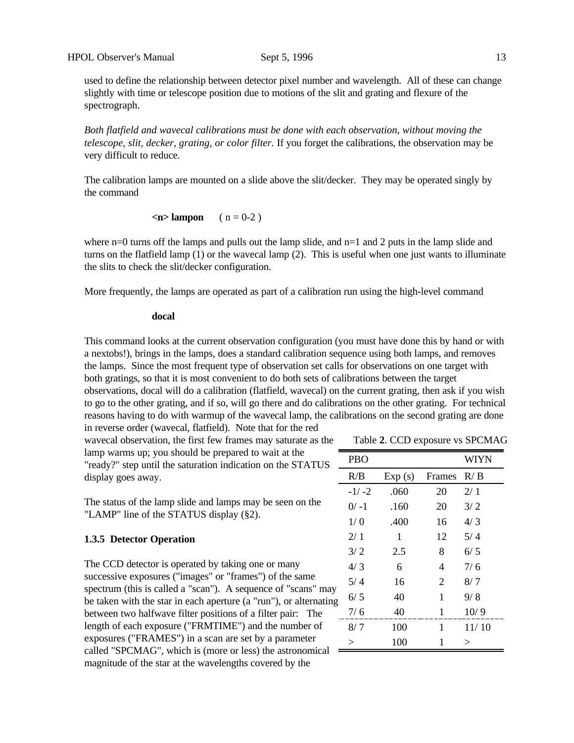used to define the relationship between detector pixel number and wavelength. All of these can change slightly with time or telescope position due to motions of the slit and grating and flexure of the spectrograph.

*Both flatfield and wavecal calibrations must be done with each observation, without moving the telescope, slit, decker, grating, or color filter.* If you forget the calibrations, the observation may be very difficult to reduce.

The calibration lamps are mounted on a slide above the slit/decker. They may be operated singly by the command

**<n> lampon** ( n = 0-2 )

where n=0 turns off the lamps and pulls out the lamp slide, and n=1 and 2 puts in the lamp slide and turns on the flatfield lamp (1) or the wavecal lamp (2). This is useful when one just wants to illuminate the slits to check the slit/decker configuration.

More frequently, the lamps are operated as part of a calibration run using the high-level command

**docal**

This command looks at the current observation configuration (you must have done this by hand or with a nextobs!), brings in the lamps, does a standard calibration sequence using both lamps, and removes the lamps. Since the most frequent type of observation set calls for observations on one target with both gratings, so that it is most convenient to do both sets of calibrations between the target observations, docal will do a calibration (flatfield, wavecal) on the current grating, then ask if you wish to go to the other grating, and if so, will go there and do calibrations on the other grating. For technical reasons having to do with warmup of the wavecal lamp, the calibrations on the second grating are done in reverse order (wavecal, flatfield). Note that for the red wavecal observation, the first few frames may saturate as the lamp warms up; you should be prepared to wait at the "ready?" step until the saturation indication on the STATUS display goes away.

The status of the lamp slide and lamps may be seen on the "LAMP" line of the STATUS display (§2).

Table **2**. CCD exposure vs SPCMAG

| PBO | | | WIYN |
|---|---|---|---|
| R/B | Exp (s) | Frames | R/ B |
| -1/ -2 | .060 | 20 | 2/ 1 |
| 0/ -1 | .160 | 20 | 3/ 2 |
| 1/ 0 | .400 | 16 | 4/ 3 |
| 2/ 1 | 1 | 12 | 5/ 4 |
| 3/ 2 | 2.5 | 8 | 6/ 5 |
| 4/ 3 | 6 | 4 | 7/ 6 |
| 5/ 4 | 16 | 2 | 8/ 7 |
| 6/ 5 | 40 | 1 | 9/ 8 |
| 7/ 6 | 40 | 1 | 10/ 9 |
| 8/ 7 | 100 | 1 | 11/ 10 |
| > | 100 | 1 | > |

### 1.3.5 Detector Operation

The CCD detector is operated by taking one or many successive exposures ("images" or "frames") of the same spectrum (this is called a "scan"). A sequence of "scans" may be taken with the star in each aperture (a "run"), or alternating between two halfwave filter positions of a filter pair: The length of each exposure ("FRMTIME") and the number of exposures ("FRAMES") in a scan are set by a parameter called "SPCMAG", which is (more or less) the astronomical magnitude of the star at the wavelengths covered by the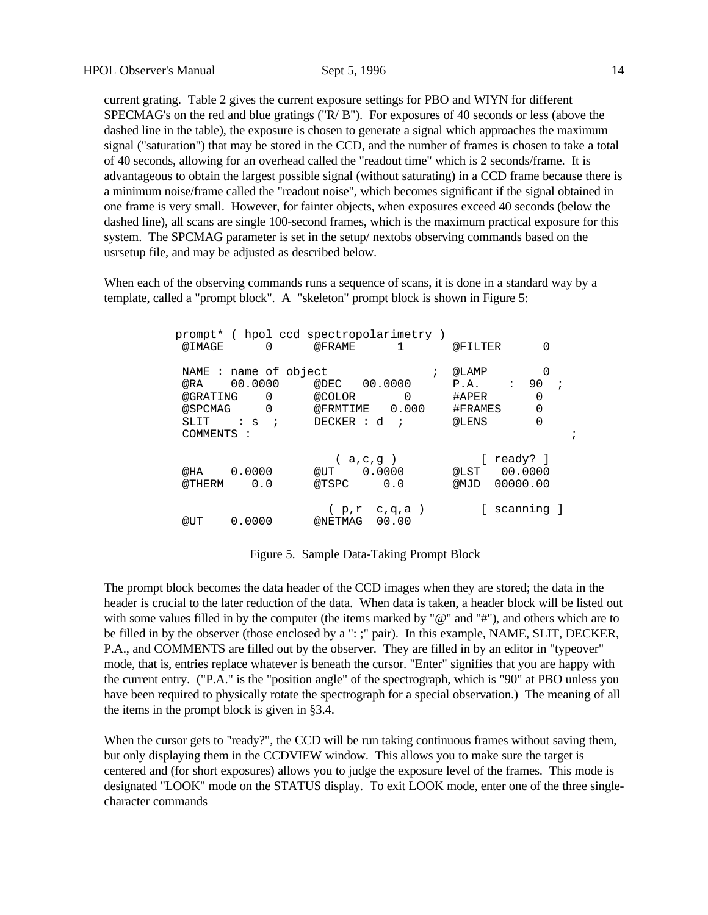current grating. Table 2 gives the current exposure settings for PBO and WIYN for different SPECMAG's on the red and blue gratings ("R/ B"). For exposures of 40 seconds or less (above the dashed line in the table), the exposure is chosen to generate a signal which approaches the maximum signal ("saturation") that may be stored in the CCD, and the number of frames is chosen to take a total of 40 seconds, allowing for an overhead called the "readout time" which is 2 seconds/frame. It is advantageous to obtain the largest possible signal (without saturating) in a CCD frame because there is a minimum noise/frame called the "readout noise", which becomes significant if the signal obtained in one frame is very small. However, for fainter objects, when exposures exceed 40 seconds (below the dashed line), all scans are single 100-second frames, which is the maximum practical exposure for this system. The SPCMAG parameter is set in the setup/ nextobs observing commands based on the usrsetup file, and may be adjusted as described below.

When each of the observing commands runs a sequence of scans, it is done in a standard way by a template, called a "prompt block". A "skeleton" prompt block is shown in Figure 5:

```
prompt* ( hpol ccd spectropolarimetry )
 @IMAGE      0      @FRAME      1       @FILTER      0

 NAME : name of object               ;  @LAMP        0
 @RA    00.0000     @DEC   00.0000      P.A.    :  90  ;
 @GRATING    0      @COLOR       0      #APER        0
 @SPCMAG     0      @FRMTIME   0.000    #FRAMES      0
 SLIT    : s  ;     DECKER : d  ;       @LENS        0
 COMMENTS :                                                ;

                       ( a,c,g )             [ ready? ]
 @HA    0.0000      @UT    0.0000       @LST   00.0000
 @THERM    0.0      @TSPC     0.0       @MJD  00000.00

                      ( p,r  c,q,a )         [ scanning ]
 @UT    0.0000      @NETMAG  00.00
```

Figure 5. Sample Data-Taking Prompt Block

The prompt block becomes the data header of the CCD images when they are stored; the data in the header is crucial to the later reduction of the data. When data is taken, a header block will be listed out with some values filled in by the computer (the items marked by "@" and "#"), and others which are to be filled in by the observer (those enclosed by a ": ;" pair). In this example, NAME, SLIT, DECKER, P.A., and COMMENTS are filled out by the observer. They are filled in by an editor in "typeover" mode, that is, entries replace whatever is beneath the cursor. "Enter" signifies that you are happy with the current entry. ("P.A." is the "position angle" of the spectrograph, which is "90" at PBO unless you have been required to physically rotate the spectrograph for a special observation.) The meaning of all the items in the prompt block is given in §3.4.

When the cursor gets to "ready?", the CCD will be run taking continuous frames without saving them, but only displaying them in the CCDVIEW window. This allows you to make sure the target is centered and (for short exposures) allows you to judge the exposure level of the frames. This mode is designated "LOOK" mode on the STATUS display. To exit LOOK mode, enter one of the three single-character commands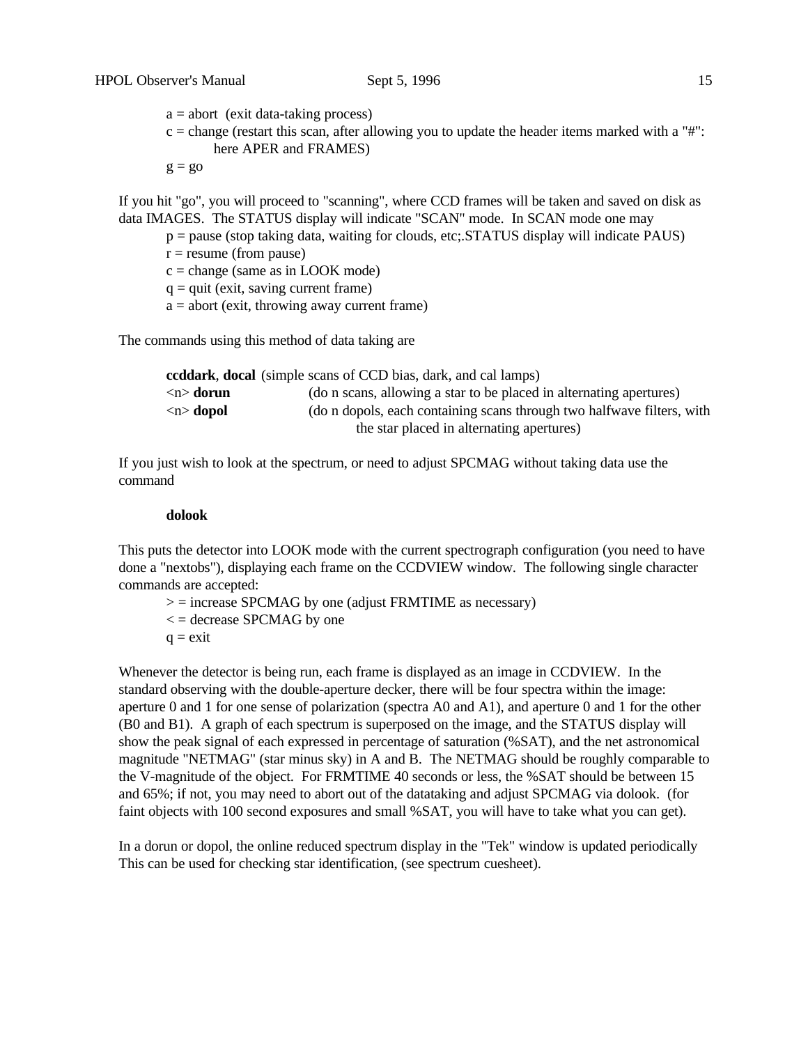a = abort (exit data-taking process)
c = change (restart this scan, after allowing you to update the header items marked with a "#": here APER and FRAMES)
g = go

If you hit "go", you will proceed to "scanning", where CCD frames will be taken and saved on disk as data IMAGES. The STATUS display will indicate "SCAN" mode. In SCAN mode one may

p = pause (stop taking data, waiting for clouds, etc;.STATUS display will indicate PAUS)
r = resume (from pause)
c = change (same as in LOOK mode)
q = quit (exit, saving current frame)
a = abort (exit, throwing away current frame)

The commands using this method of data taking are

**ccddark**, **docal** (simple scans of CCD bias, dark, and cal lamps)
<n> **dorun** (do n scans, allowing a star to be placed in alternating apertures)
<n> **dopol** (do n dopols, each containing scans through two halfwave filters, with the star placed in alternating apertures)

If you just wish to look at the spectrum, or need to adjust SPCMAG without taking data use the command

**dolook**

This puts the detector into LOOK mode with the current spectrograph configuration (you need to have done a "nextobs"), displaying each frame on the CCDVIEW window. The following single character commands are accepted:

> = increase SPCMAG by one (adjust FRMTIME as necessary)
< = decrease SPCMAG by one
q = exit

Whenever the detector is being run, each frame is displayed as an image in CCDVIEW. In the standard observing with the double-aperture decker, there will be four spectra within the image: aperture 0 and 1 for one sense of polarization (spectra A0 and A1), and aperture 0 and 1 for the other (B0 and B1). A graph of each spectrum is superposed on the image, and the STATUS display will show the peak signal of each expressed in percentage of saturation (%SAT), and the net astronomical magnitude "NETMAG" (star minus sky) in A and B. The NETMAG should be roughly comparable to the V-magnitude of the object. For FRMTIME 40 seconds or less, the %SAT should be between 15 and 65%; if not, you may need to abort out of the datataking and adjust SPCMAG via dolook. (for faint objects with 100 second exposures and small %SAT, you will have to take what you can get).

In a dorun or dopol, the online reduced spectrum display in the "Tek" window is updated periodically This can be used for checking star identification, (see spectrum cuesheet).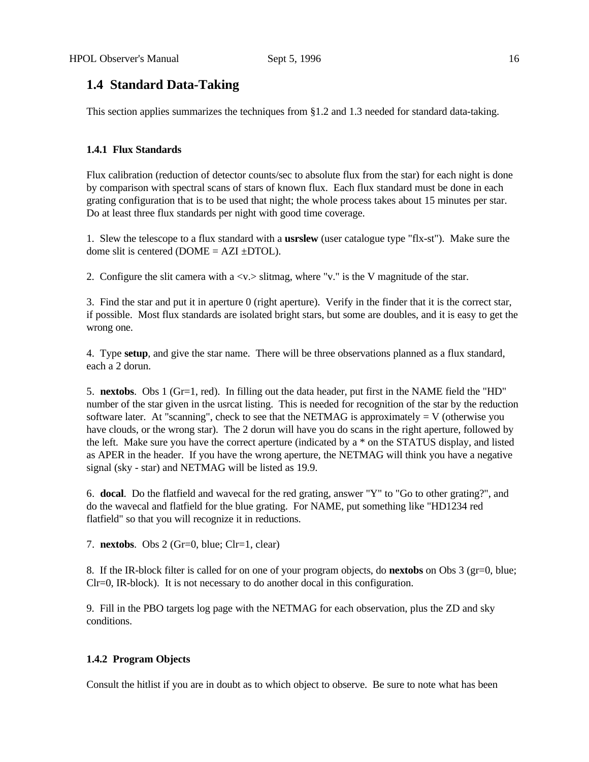## 1.4 Standard Data-Taking

This section applies summarizes the techniques from §1.2 and 1.3 needed for standard data-taking.

### 1.4.1 Flux Standards

Flux calibration (reduction of detector counts/sec to absolute flux from the star) for each night is done by comparison with spectral scans of stars of known flux. Each flux standard must be done in each grating configuration that is to be used that night; the whole process takes about 15 minutes per star. Do at least three flux standards per night with good time coverage.

1. Slew the telescope to a flux standard with a **usrslew** (user catalogue type "flx-st"). Make sure the dome slit is centered (DOME = AZI ±DTOL).

2. Configure the slit camera with a <v.> slitmag, where "v." is the V magnitude of the star.

3. Find the star and put it in aperture 0 (right aperture). Verify in the finder that it is the correct star, if possible. Most flux standards are isolated bright stars, but some are doubles, and it is easy to get the wrong one.

4. Type **setup**, and give the star name. There will be three observations planned as a flux standard, each a 2 dorun.

5. **nextobs**. Obs 1 (Gr=1, red). In filling out the data header, put first in the NAME field the "HD" number of the star given in the usrcat listing. This is needed for recognition of the star by the reduction software later. At "scanning", check to see that the NETMAG is approximately = V (otherwise you have clouds, or the wrong star). The 2 dorun will have you do scans in the right aperture, followed by the left. Make sure you have the correct aperture (indicated by a * on the STATUS display, and listed as APER in the header. If you have the wrong aperture, the NETMAG will think you have a negative signal (sky - star) and NETMAG will be listed as 19.9.

6. **docal**. Do the flatfield and wavecal for the red grating, answer "Y" to "Go to other grating?", and do the wavecal and flatfield for the blue grating. For NAME, put something like "HD1234 red flatfield" so that you will recognize it in reductions.

7. **nextobs**. Obs 2 (Gr=0, blue; Clr=1, clear)

8. If the IR-block filter is called for on one of your program objects, do **nextobs** on Obs 3 (gr=0, blue; Clr=0, IR-block). It is not necessary to do another docal in this configuration.

9. Fill in the PBO targets log page with the NETMAG for each observation, plus the ZD and sky conditions.

### 1.4.2 Program Objects

Consult the hitlist if you are in doubt as to which object to observe. Be sure to note what has been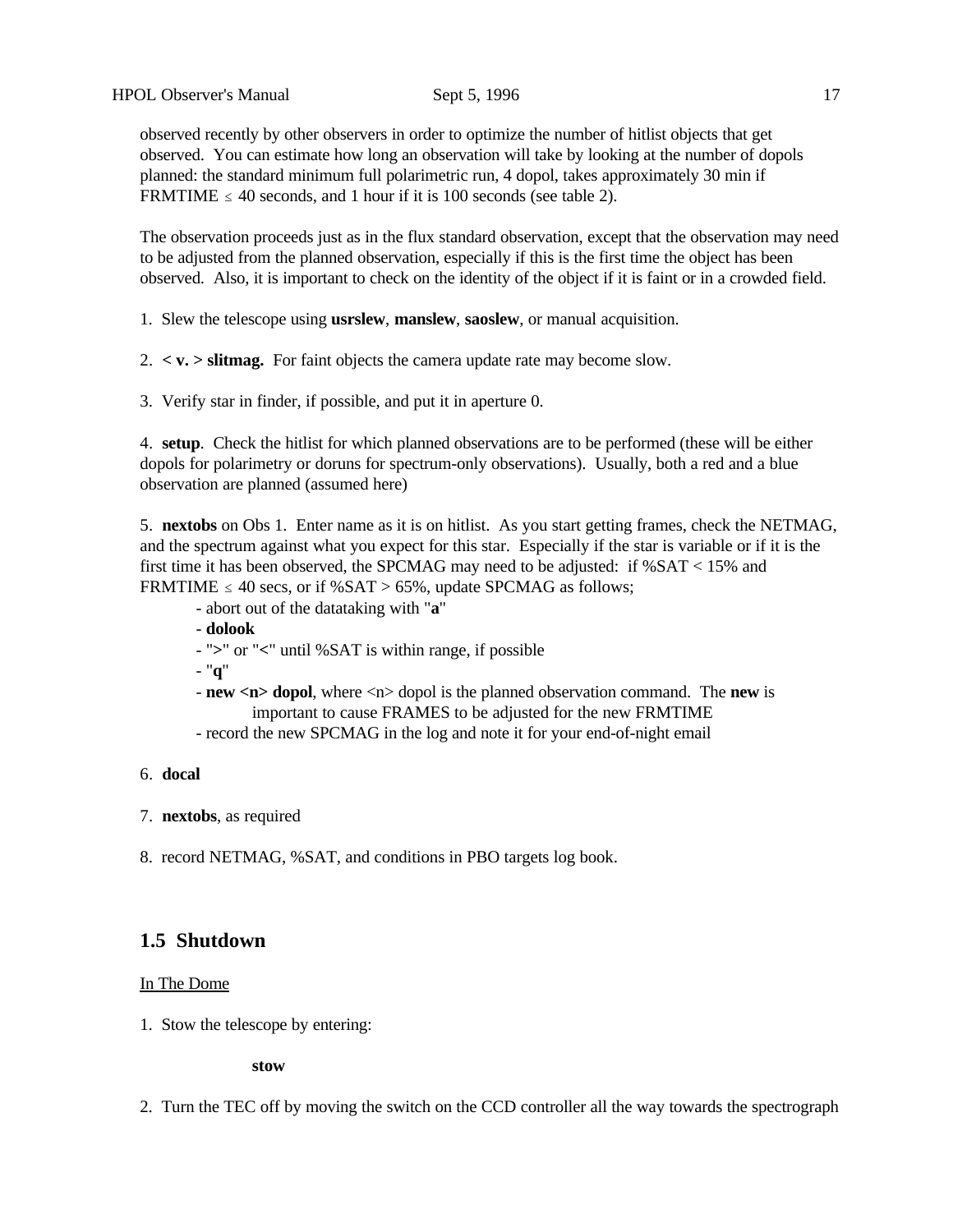observed recently by other observers in order to optimize the number of hitlist objects that get observed. You can estimate how long an observation will take by looking at the number of dopols planned: the standard minimum full polarimetric run, 4 dopol, takes approximately 30 min if FRMTIME $\leq$ 40 seconds, and 1 hour if it is 100 seconds (see table 2).

The observation proceeds just as in the flux standard observation, except that the observation may need to be adjusted from the planned observation, especially if this is the first time the object has been observed. Also, it is important to check on the identity of the object if it is faint or in a crowded field.

1. Slew the telescope using **usrslew**, **manslew**, **saoslew**, or manual acquisition.

2. **< v. > slitmag.** For faint objects the camera update rate may become slow.

3. Verify star in finder, if possible, and put it in aperture 0.

4. **setup**. Check the hitlist for which planned observations are to be performed (these will be either dopols for polarimetry or doruns for spectrum-only observations). Usually, both a red and a blue observation are planned (assumed here)

5. **nextobs** on Obs 1. Enter name as it is on hitlist. As you start getting frames, check the NETMAG, and the spectrum against what you expect for this star. Especially if the star is variable or if it is the first time it has been observed, the SPCMAG may need to be adjusted: if %SAT < 15% and FRMTIME $\leq$ 40 secs, or if %SAT > 65%, update SPCMAG as follows;
   - abort out of the datataking with "**a**"
   - **dolook**
   - ">" or "<" until %SAT is within range, if possible
   - "**q**"
   - **new <n> dopol**, where <n> dopol is the planned observation command. The **new** is important to cause FRAMES to be adjusted for the new FRMTIME
   - record the new SPCMAG in the log and note it for your end-of-night email

6. **docal**

7. **nextobs**, as required

8. record NETMAG, %SAT, and conditions in PBO targets log book.

## 1.5 Shutdown

<u>In The Dome</u>

1. Stow the telescope by entering:

   **stow**

2. Turn the TEC off by moving the switch on the CCD controller all the way towards the spectrograph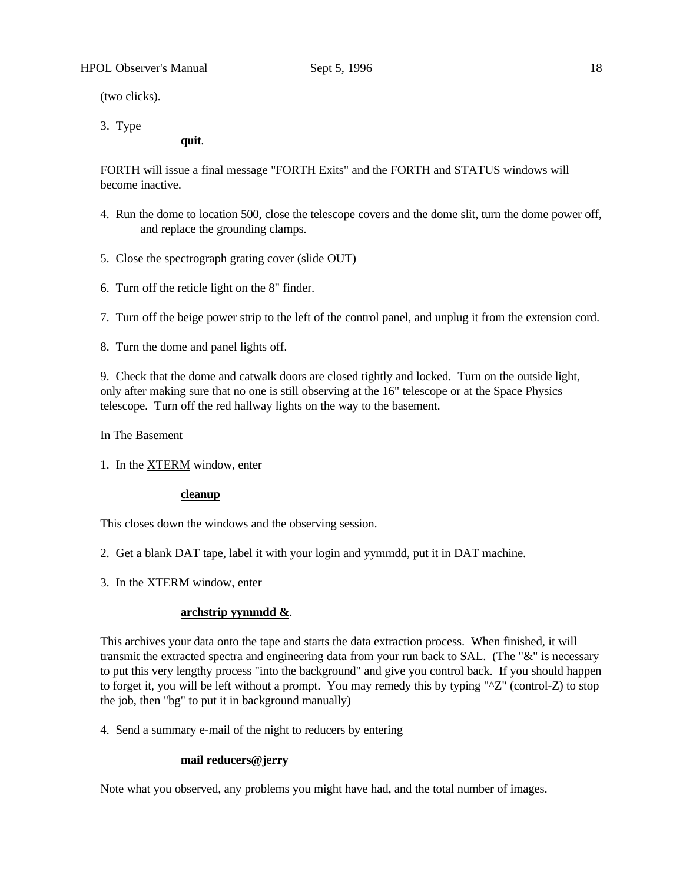(two clicks).

3. Type

**quit**.

FORTH will issue a final message "FORTH Exits" and the FORTH and STATUS windows will become inactive.

4. Run the dome to location 500, close the telescope covers and the dome slit, turn the dome power off, and replace the grounding clamps.

5. Close the spectrograph grating cover (slide OUT)

6. Turn off the reticle light on the 8" finder.

7. Turn off the beige power strip to the left of the control panel, and unplug it from the extension cord.

8. Turn the dome and panel lights off.

9. Check that the dome and catwalk doors are closed tightly and locked. Turn on the outside light, <u>only</u> after making sure that no one is still observing at the 16" telescope or at the Space Physics telescope. Turn off the red hallway lights on the way to the basement.

<u>In The Basement</u>

1. In the <u>XTERM</u> window, enter

**<u>cleanup</u>**

This closes down the windows and the observing session.

2. Get a blank DAT tape, label it with your login and yymmdd, put it in DAT machine.

3. In the XTERM window, enter

**<u>archstrip yymmdd &</u>**.

This archives your data onto the tape and starts the data extraction process. When finished, it will transmit the extracted spectra and engineering data from your run back to SAL. (The "&" is necessary to put this very lengthy process "into the background" and give you control back. If you should happen to forget it, you will be left without a prompt. You may remedy this by typing "^Z" (control-Z) to stop the job, then "bg" to put it in background manually)

4. Send a summary e-mail of the night to reducers by entering

**<u>mail reducers@jerry</u>**

Note what you observed, any problems you might have had, and the total number of images.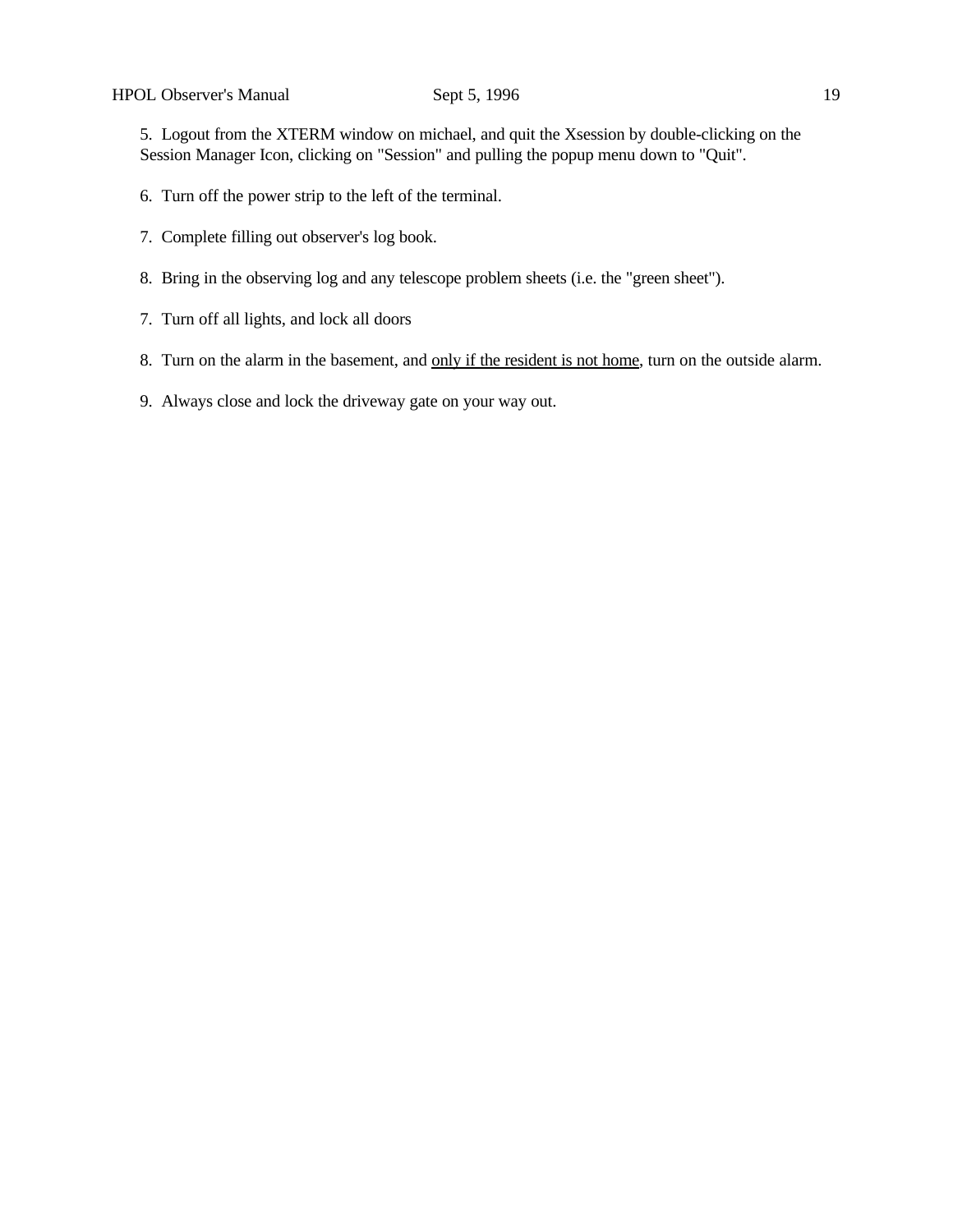5. Logout from the XTERM window on michael, and quit the Xsession by double-clicking on the Session Manager Icon, clicking on "Session" and pulling the popup menu down to "Quit".

6. Turn off the power strip to the left of the terminal.

7. Complete filling out observer's log book.

8. Bring in the observing log and any telescope problem sheets (i.e. the "green sheet").

7. Turn off all lights, and lock all doors

8. Turn on the alarm in the basement, and <u>only if the resident is not home</u>, turn on the outside alarm.

9. Always close and lock the driveway gate on your way out.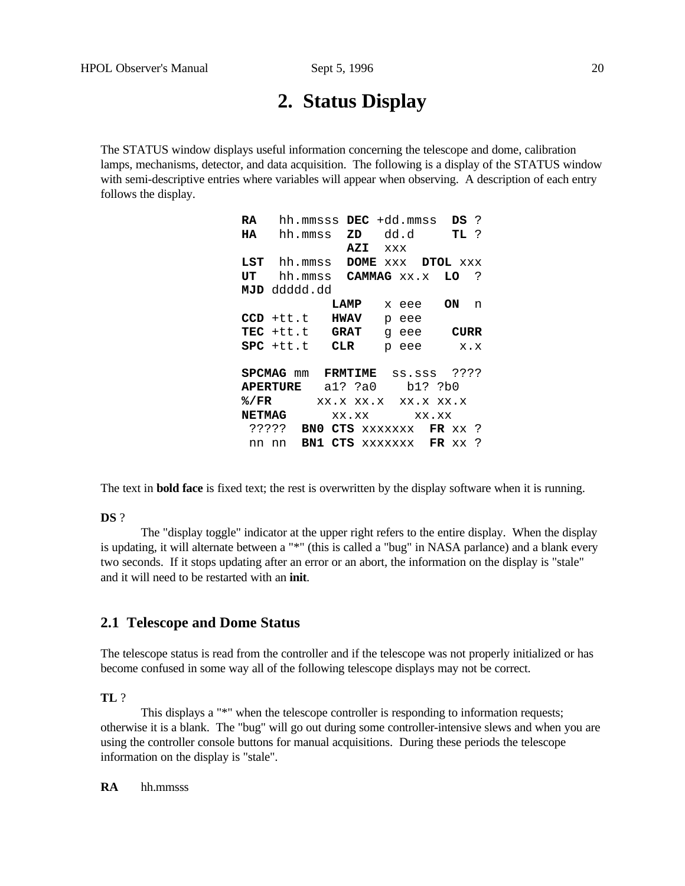# 2. Status Display

The STATUS window displays useful information concerning the telescope and dome, calibration lamps, mechanisms, detector, and data acquisition. The following is a display of the STATUS window with semi-descriptive entries where variables will appear when observing. A description of each entry follows the display.

```
RA   hh.mmsss DEC +dd.mmss  DS ?
HA   hh.mmss  ZD   dd.d     TL ?
              AZI  xxx
LST  hh.mmss  DOME xxx  DTOL xxx
UT   hh.mmss  CAMMAG xx.x  LO  ?
MJD ddddd.dd
            LAMP   x eee   ON  n
CCD +tt.t   HWAV   p eee
TEC +tt.t   GRAT   g eee    CURR
SPC +tt.t   CLR    p eee     x.x

SPCMAG mm  FRMTIME  ss.sss  ????
APERTURE   a1? ?a0    b1? ?b0
%/FR      xx.x xx.x  xx.x xx.x
NETMAG      xx.xx      xx.xx
 ?????  BN0 CTS xxxxxxx  FR xx ?
 nn nn  BN1 CTS xxxxxxx  FR xx ?
```

The text in **bold face** is fixed text; the rest is overwritten by the display software when it is running.

**DS** ?

The "display toggle" indicator at the upper right refers to the entire display. When the display is updating, it will alternate between a "*" (this is called a "bug" in NASA parlance) and a blank every two seconds. If it stops updating after an error or an abort, the information on the display is "stale" and it will need to be restarted with an **init**.

## 2.1 Telescope and Dome Status

The telescope status is read from the controller and if the telescope was not properly initialized or has become confused in some way all of the following telescope displays may not be correct.

**TL** ?

This displays a "*" when the telescope controller is responding to information requests; otherwise it is a blank. The "bug" will go out during some controller-intensive slews and when you are using the controller console buttons for manual acquisitions. During these periods the telescope information on the display is "stale".

**RA** hh.mmsss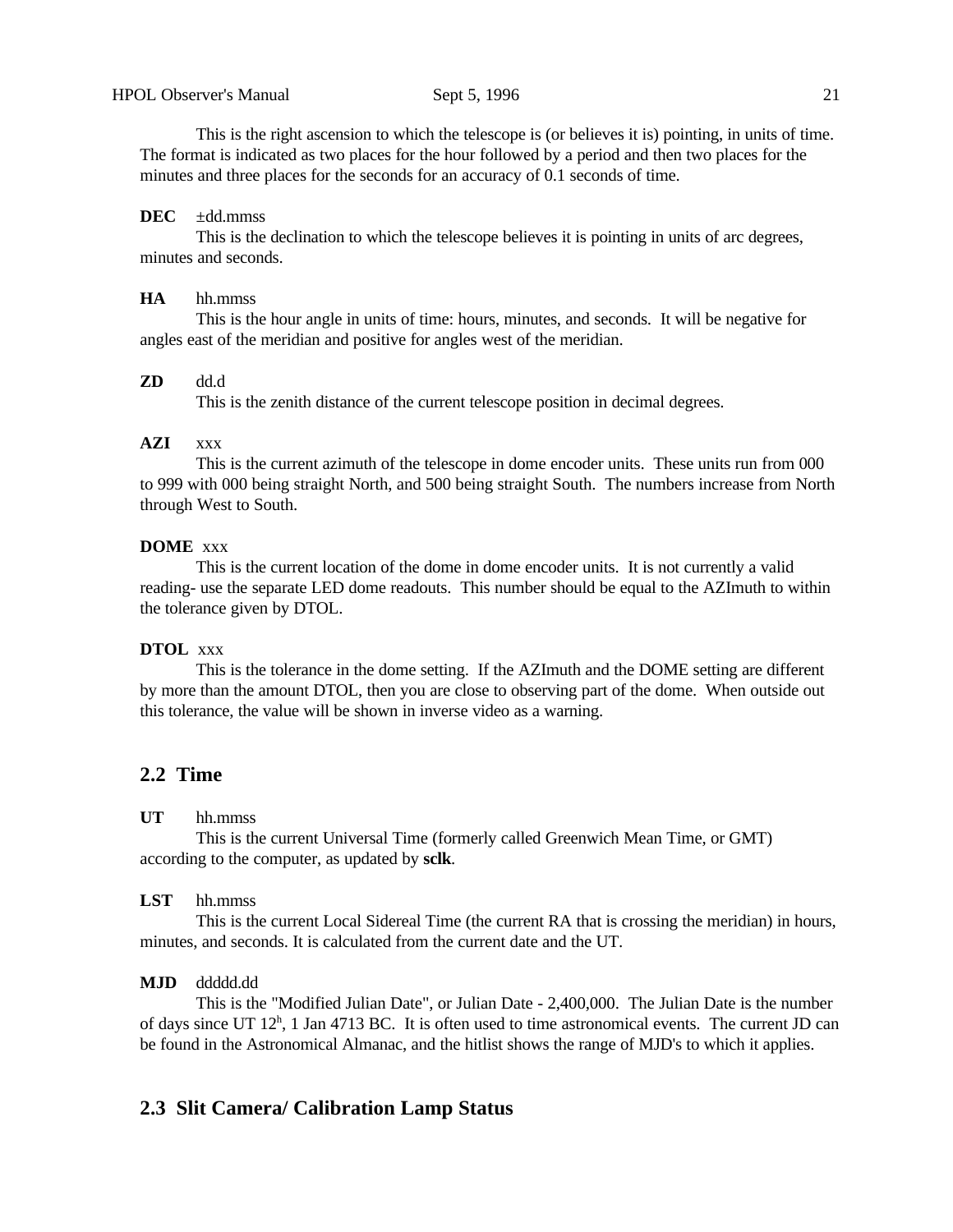This is the right ascension to which the telescope is (or believes it is) pointing, in units of time. The format is indicated as two places for the hour followed by a period and then two places for the minutes and three places for the seconds for an accuracy of 0.1 seconds of time.

**DEC** ±dd.mmss
This is the declination to which the telescope believes it is pointing in units of arc degrees, minutes and seconds.

**HA** hh.mmss
This is the hour angle in units of time: hours, minutes, and seconds. It will be negative for angles east of the meridian and positive for angles west of the meridian.

**ZD** dd.d
This is the zenith distance of the current telescope position in decimal degrees.

**AZI** xxx
This is the current azimuth of the telescope in dome encoder units. These units run from 000 to 999 with 000 being straight North, and 500 being straight South. The numbers increase from North through West to South.

**DOME** xxx
This is the current location of the dome in dome encoder units. It is not currently a valid reading- use the separate LED dome readouts. This number should be equal to the AZImuth to within the tolerance given by DTOL.

**DTOL** xxx
This is the tolerance in the dome setting. If the AZImuth and the DOME setting are different by more than the amount DTOL, then you are close to observing part of the dome. When outside out this tolerance, the value will be shown in inverse video as a warning.

## 2.2 Time

**UT** hh.mmss
This is the current Universal Time (formerly called Greenwich Mean Time, or GMT) according to the computer, as updated by **sclk**.

**LST** hh.mmss
This is the current Local Sidereal Time (the current RA that is crossing the meridian) in hours, minutes, and seconds. It is calculated from the current date and the UT.

**MJD** ddddd.dd
This is the "Modified Julian Date", or Julian Date - 2,400,000. The Julian Date is the number of days since UT $12^h$, 1 Jan 4713 BC. It is often used to time astronomical events. The current JD can be found in the Astronomical Almanac, and the hitlist shows the range of MJD's to which it applies.

## 2.3 Slit Camera/ Calibration Lamp Status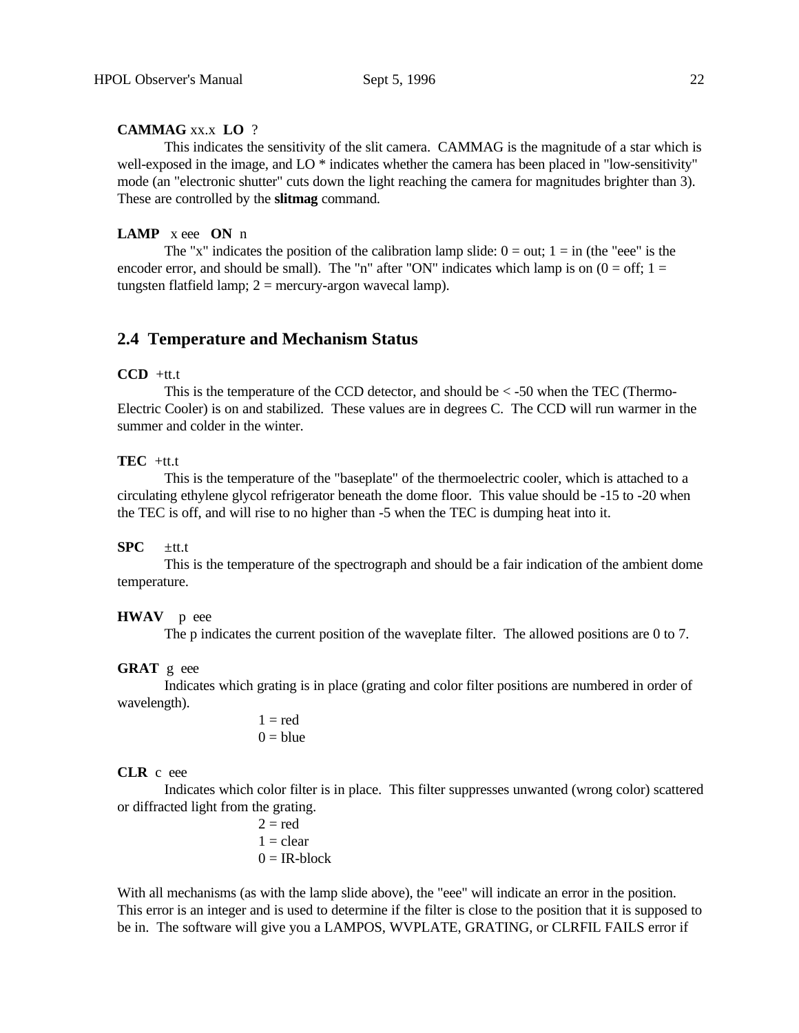**CAMMAG** xx.x **LO** ?

This indicates the sensitivity of the slit camera. CAMMAG is the magnitude of a star which is well-exposed in the image, and LO * indicates whether the camera has been placed in "low-sensitivity" mode (an "electronic shutter" cuts down the light reaching the camera for magnitudes brighter than 3). These are controlled by the **slitmag** command.

**LAMP** x eee **ON** n

The "x" indicates the position of the calibration lamp slide: 0 = out; 1 = in (the "eee" is the encoder error, and should be small). The "n" after "ON" indicates which lamp is on (0 = off; 1 = tungsten flatfield lamp; 2 = mercury-argon wavecal lamp).

## 2.4 Temperature and Mechanism Status

**CCD** +tt.t

This is the temperature of the CCD detector, and should be < -50 when the TEC (Thermo-Electric Cooler) is on and stabilized. These values are in degrees C. The CCD will run warmer in the summer and colder in the winter.

**TEC** +tt.t

This is the temperature of the "baseplate" of the thermoelectric cooler, which is attached to a circulating ethylene glycol refrigerator beneath the dome floor. This value should be -15 to -20 when the TEC is off, and will rise to no higher than -5 when the TEC is dumping heat into it.

**SPC** ±tt.t

This is the temperature of the spectrograph and should be a fair indication of the ambient dome temperature.

**HWAV** p eee

The p indicates the current position of the waveplate filter. The allowed positions are 0 to 7.

**GRAT** g eee

Indicates which grating is in place (grating and color filter positions are numbered in order of wavelength).

1 = red
0 = blue

**CLR** c eee

Indicates which color filter is in place. This filter suppresses unwanted (wrong color) scattered or diffracted light from the grating.

2 = red
1 = clear
0 = IR-block

With all mechanisms (as with the lamp slide above), the "eee" will indicate an error in the position. This error is an integer and is used to determine if the filter is close to the position that it is supposed to be in. The software will give you a LAMPOS, WVPLATE, GRATING, or CLRFIL FAILS error if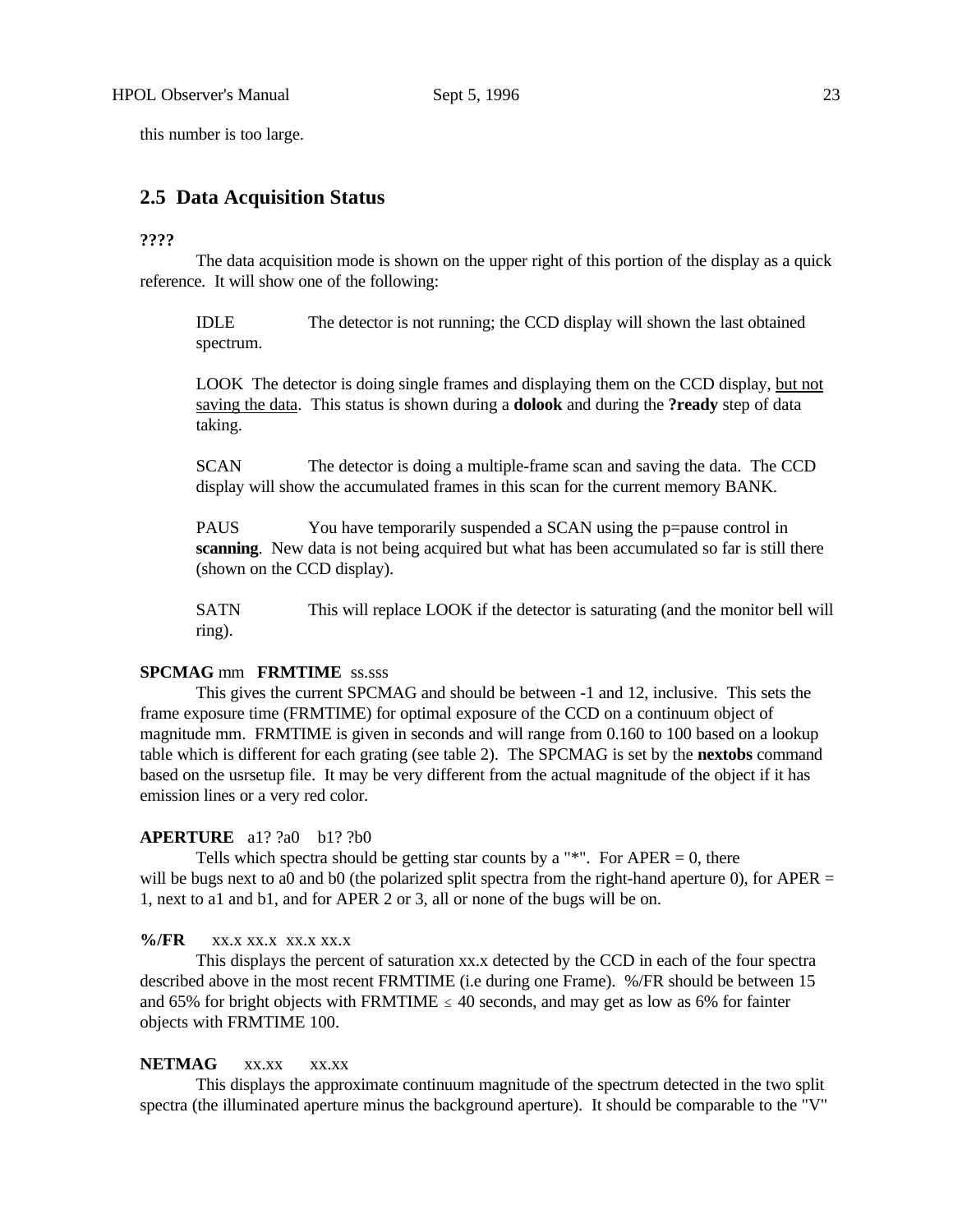this number is too large.

## 2.5 Data Acquisition Status

**????**

The data acquisition mode is shown on the upper right of this portion of the display as a quick reference. It will show one of the following:

IDLE The detector is not running; the CCD display will shown the last obtained spectrum.

LOOK The detector is doing single frames and displaying them on the CCD display, <u>but not saving the data</u>. This status is shown during a **dolook** and during the **?ready** step of data taking.

SCAN The detector is doing a multiple-frame scan and saving the data. The CCD display will show the accumulated frames in this scan for the current memory BANK.

PAUS You have temporarily suspended a SCAN using the p=pause control in **scanning**. New data is not being acquired but what has been accumulated so far is still there (shown on the CCD display).

SATN This will replace LOOK if the detector is saturating (and the monitor bell will ring).

**SPCMAG** mm **FRMTIME** ss.sss

This gives the current SPCMAG and should be between -1 and 12, inclusive. This sets the frame exposure time (FRMTIME) for optimal exposure of the CCD on a continuum object of magnitude mm. FRMTIME is given in seconds and will range from 0.160 to 100 based on a lookup table which is different for each grating (see table 2). The SPCMAG is set by the **nextobs** command based on the usrsetup file. It may be very different from the actual magnitude of the object if it has emission lines or a very red color.

**APERTURE** a1? ?a0 b1? ?b0

Tells which spectra should be getting star counts by a "*". For APER = 0, there will be bugs next to a0 and b0 (the polarized split spectra from the right-hand aperture 0), for APER = 1, next to a1 and b1, and for APER 2 or 3, all or none of the bugs will be on.

**%/FR** xx.x xx.x xx.x xx.x

This displays the percent of saturation xx.x detected by the CCD in each of the four spectra described above in the most recent FRMTIME (i.e during one Frame). %/FR should be between 15 and 65% for bright objects with FRMTIME $\leq$ 40 seconds, and may get as low as 6% for fainter objects with FRMTIME 100.

**NETMAG** xx.xx xx.xx

This displays the approximate continuum magnitude of the spectrum detected in the two split spectra (the illuminated aperture minus the background aperture). It should be comparable to the "V"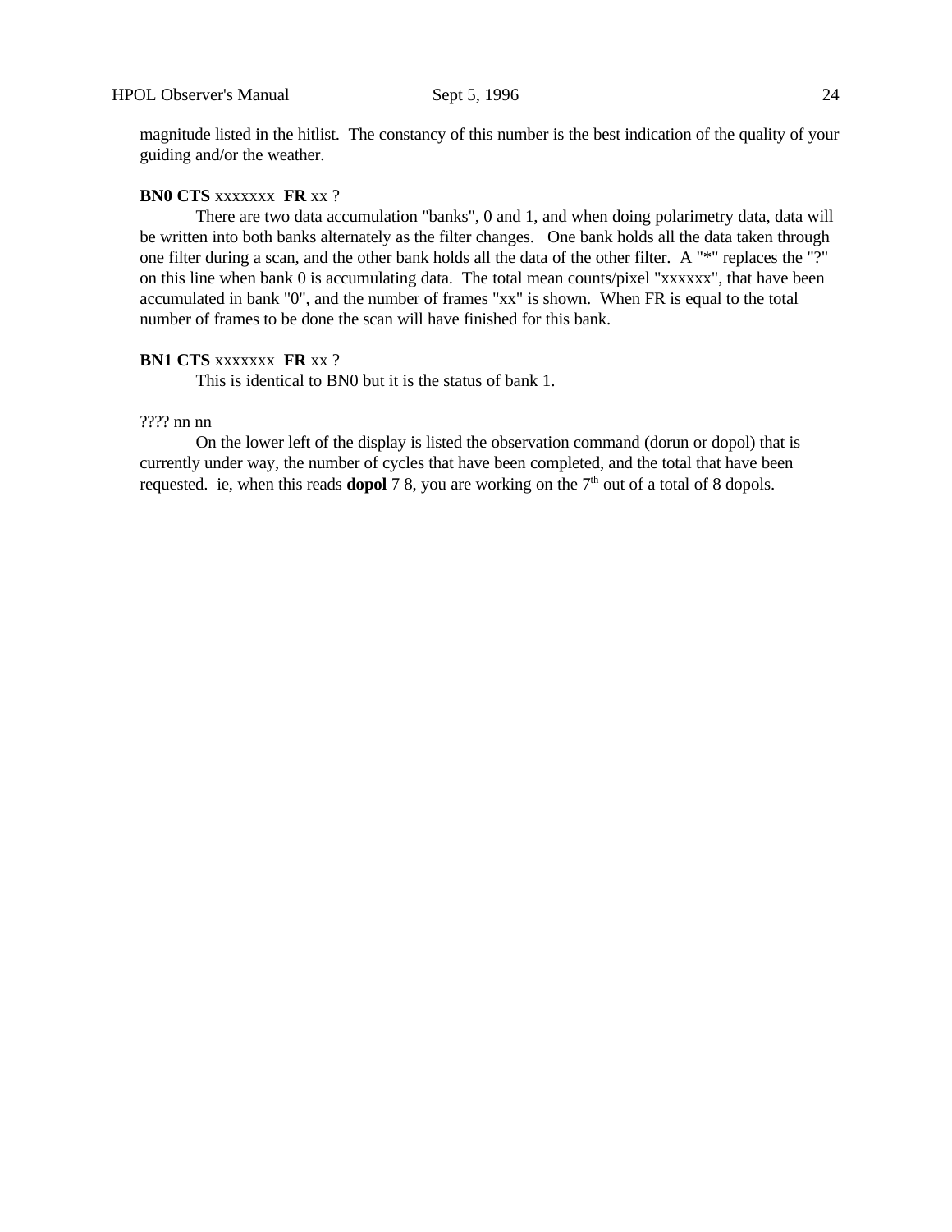magnitude listed in the hitlist. The constancy of this number is the best indication of the quality of your guiding and/or the weather.

**BN0 CTS** xxxxxxx **FR** xx ?

There are two data accumulation "banks", 0 and 1, and when doing polarimetry data, data will be written into both banks alternately as the filter changes. One bank holds all the data taken through one filter during a scan, and the other bank holds all the data of the other filter. A "*" replaces the "?" on this line when bank 0 is accumulating data. The total mean counts/pixel "xxxxxx", that have been accumulated in bank "0", and the number of frames "xx" is shown. When FR is equal to the total number of frames to be done the scan will have finished for this bank.

**BN1 CTS** xxxxxxx **FR** xx ?

This is identical to BN0 but it is the status of bank 1.

???? nn nn

On the lower left of the display is listed the observation command (dorun or dopol) that is currently under way, the number of cycles that have been completed, and the total that have been requested. ie, when this reads **dopol** 7 8, you are working on the 7th out of a total of 8 dopols.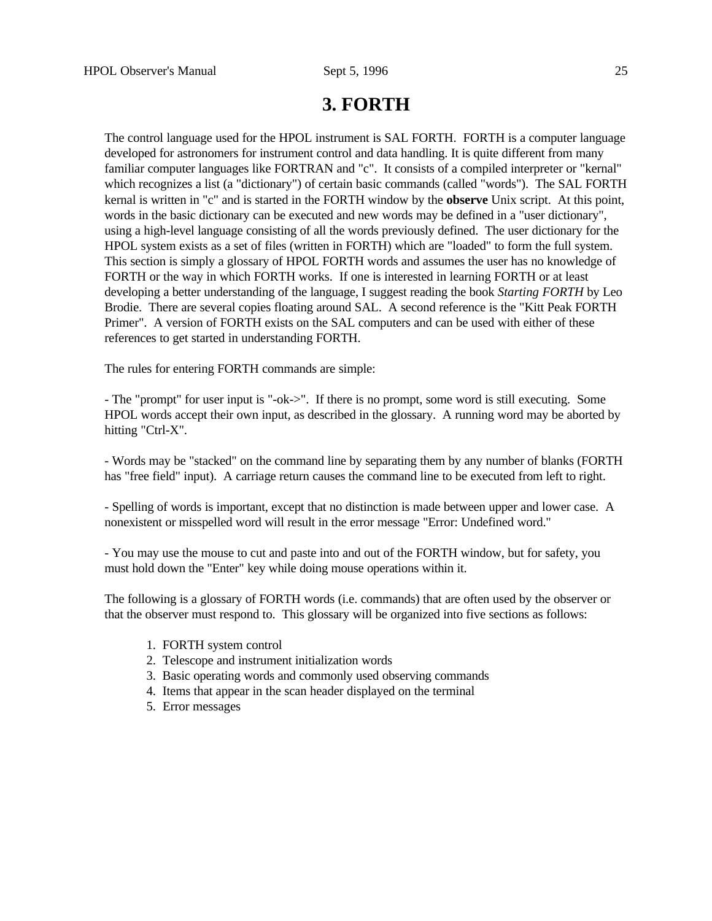# 3. FORTH

The control language used for the HPOL instrument is SAL FORTH. FORTH is a computer language developed for astronomers for instrument control and data handling. It is quite different from many familiar computer languages like FORTRAN and "c". It consists of a compiled interpreter or "kernal" which recognizes a list (a "dictionary") of certain basic commands (called "words"). The SAL FORTH kernal is written in "c" and is started in the FORTH window by the **observe** Unix script. At this point, words in the basic dictionary can be executed and new words may be defined in a "user dictionary", using a high-level language consisting of all the words previously defined. The user dictionary for the HPOL system exists as a set of files (written in FORTH) which are "loaded" to form the full system. This section is simply a glossary of HPOL FORTH words and assumes the user has no knowledge of FORTH or the way in which FORTH works. If one is interested in learning FORTH or at least developing a better understanding of the language, I suggest reading the book *Starting FORTH* by Leo Brodie. There are several copies floating around SAL. A second reference is the "Kitt Peak FORTH Primer". A version of FORTH exists on the SAL computers and can be used with either of these references to get started in understanding FORTH.

The rules for entering FORTH commands are simple:

- The "prompt" for user input is "-ok->". If there is no prompt, some word is still executing. Some HPOL words accept their own input, as described in the glossary. A running word may be aborted by hitting "Ctrl-X".

- Words may be "stacked" on the command line by separating them by any number of blanks (FORTH has "free field" input). A carriage return causes the command line to be executed from left to right.

- Spelling of words is important, except that no distinction is made between upper and lower case. A nonexistent or misspelled word will result in the error message "Error: Undefined word."

- You may use the mouse to cut and paste into and out of the FORTH window, but for safety, you must hold down the "Enter" key while doing mouse operations within it.

The following is a glossary of FORTH words (i.e. commands) that are often used by the observer or that the observer must respond to. This glossary will be organized into five sections as follows:

1. FORTH system control
2. Telescope and instrument initialization words
3. Basic operating words and commonly used observing commands
4. Items that appear in the scan header displayed on the terminal
5. Error messages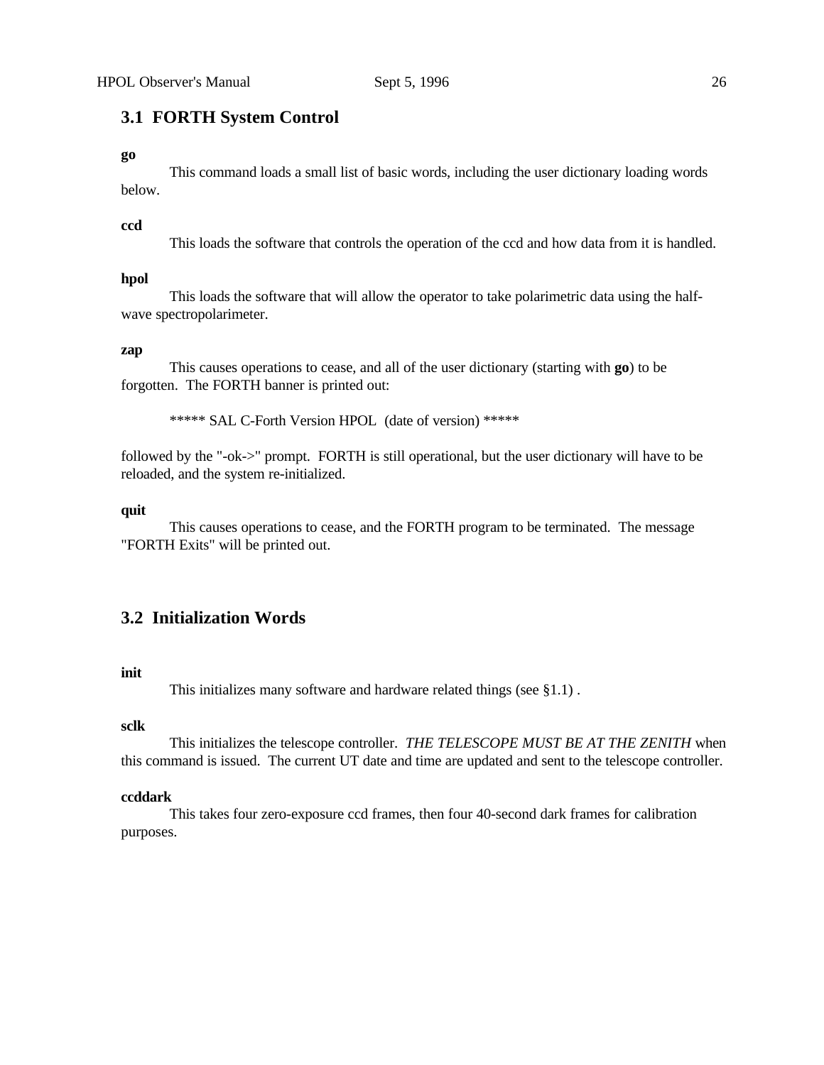## 3.1 FORTH System Control

**go**

This command loads a small list of basic words, including the user dictionary loading words below.

**ccd**

This loads the software that controls the operation of the ccd and how data from it is handled.

**hpol**

This loads the software that will allow the operator to take polarimetric data using the half-wave spectropolarimeter.

**zap**

This causes operations to cease, and all of the user dictionary (starting with **go**) to be forgotten. The FORTH banner is printed out:

***** SAL C-Forth Version HPOL (date of version) *****

followed by the "-ok->" prompt. FORTH is still operational, but the user dictionary will have to be reloaded, and the system re-initialized.

**quit**

This causes operations to cease, and the FORTH program to be terminated. The message "FORTH Exits" will be printed out.

## 3.2 Initialization Words

**init**

This initializes many software and hardware related things (see §1.1) .

**sclk**

This initializes the telescope controller. *THE TELESCOPE MUST BE AT THE ZENITH* when this command is issued. The current UT date and time are updated and sent to the telescope controller.

**ccddark**

This takes four zero-exposure ccd frames, then four 40-second dark frames for calibration purposes.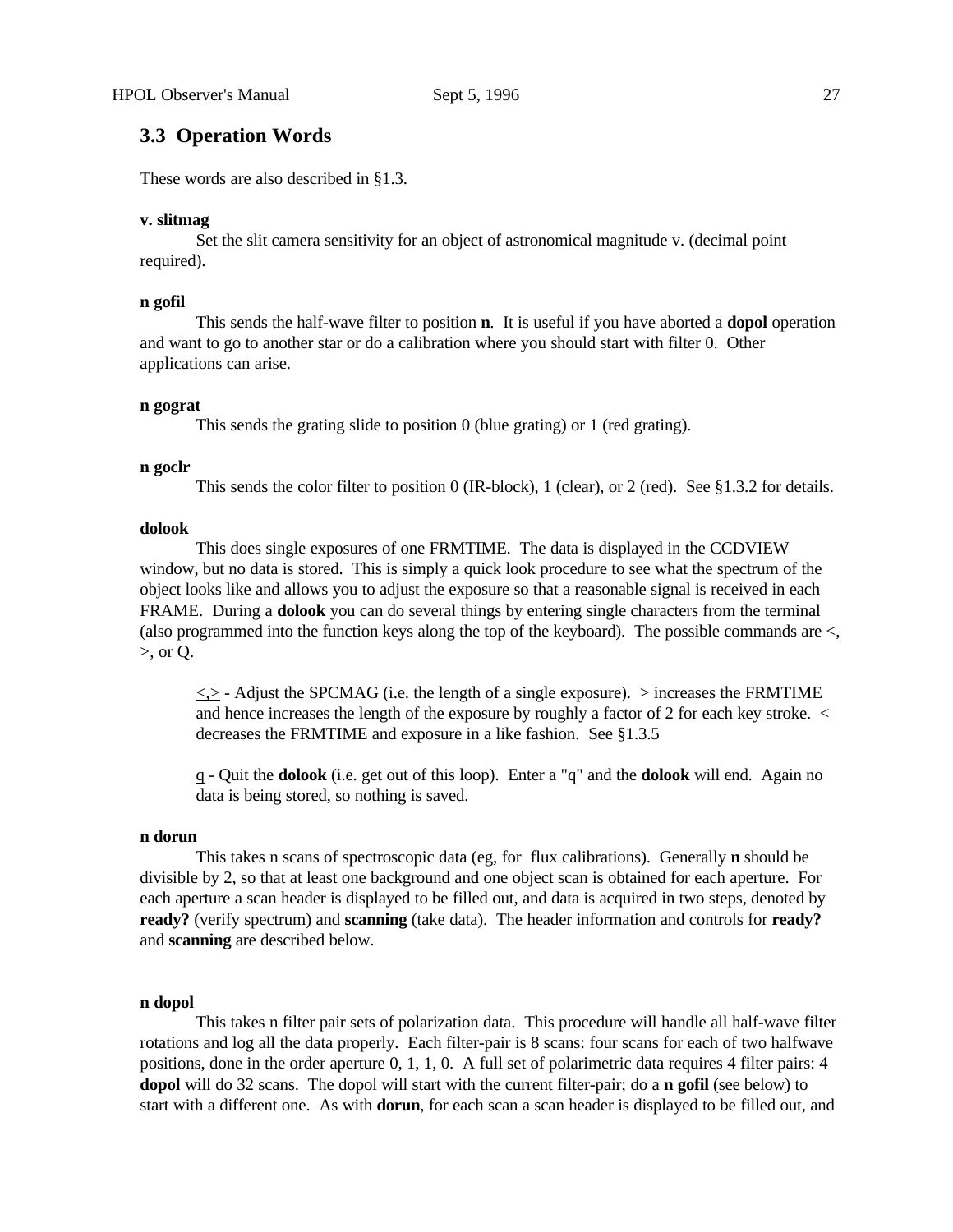## 3.3 Operation Words

These words are also described in §1.3.

**v. slitmag**

Set the slit camera sensitivity for an object of astronomical magnitude v. (decimal point required).

**n gofil**

This sends the half-wave filter to position **n**. It is useful if you have aborted a **dopol** operation and want to go to another star or do a calibration where you should start with filter 0. Other applications can arise.

**n gograt**

This sends the grating slide to position 0 (blue grating) or 1 (red grating).

**n goclr**

This sends the color filter to position 0 (IR-block), 1 (clear), or 2 (red). See §1.3.2 for details.

**dolook**

This does single exposures of one FRMTIME. The data is displayed in the CCDVIEW window, but no data is stored. This is simply a quick look procedure to see what the spectrum of the object looks like and allows you to adjust the exposure so that a reasonable signal is received in each FRAME. During a **dolook** you can do several things by entering single characters from the terminal (also programmed into the function keys along the top of the keyboard). The possible commands are <, >, or Q.

> <u><,></u> - Adjust the SPCMAG (i.e. the length of a single exposure). > increases the FRMTIME and hence increases the length of the exposure by roughly a factor of 2 for each key stroke. < decreases the FRMTIME and exposure in a like fashion. See §1.3.5
>
> <u>q</u> - Quit the **dolook** (i.e. get out of this loop). Enter a "q" and the **dolook** will end. Again no data is being stored, so nothing is saved.

**n dorun**

This takes n scans of spectroscopic data (eg, for flux calibrations). Generally **n** should be divisible by 2, so that at least one background and one object scan is obtained for each aperture. For each aperture a scan header is displayed to be filled out, and data is acquired in two steps, denoted by **ready?** (verify spectrum) and **scanning** (take data). The header information and controls for **ready?** and **scanning** are described below.

**n dopol**

This takes n filter pair sets of polarization data. This procedure will handle all half-wave filter rotations and log all the data properly. Each filter-pair is 8 scans: four scans for each of two halfwave positions, done in the order aperture 0, 1, 1, 0. A full set of polarimetric data requires 4 filter pairs: 4 **dopol** will do 32 scans. The dopol will start with the current filter-pair; do a **n gofil** (see below) to start with a different one. As with **dorun**, for each scan a scan header is displayed to be filled out, and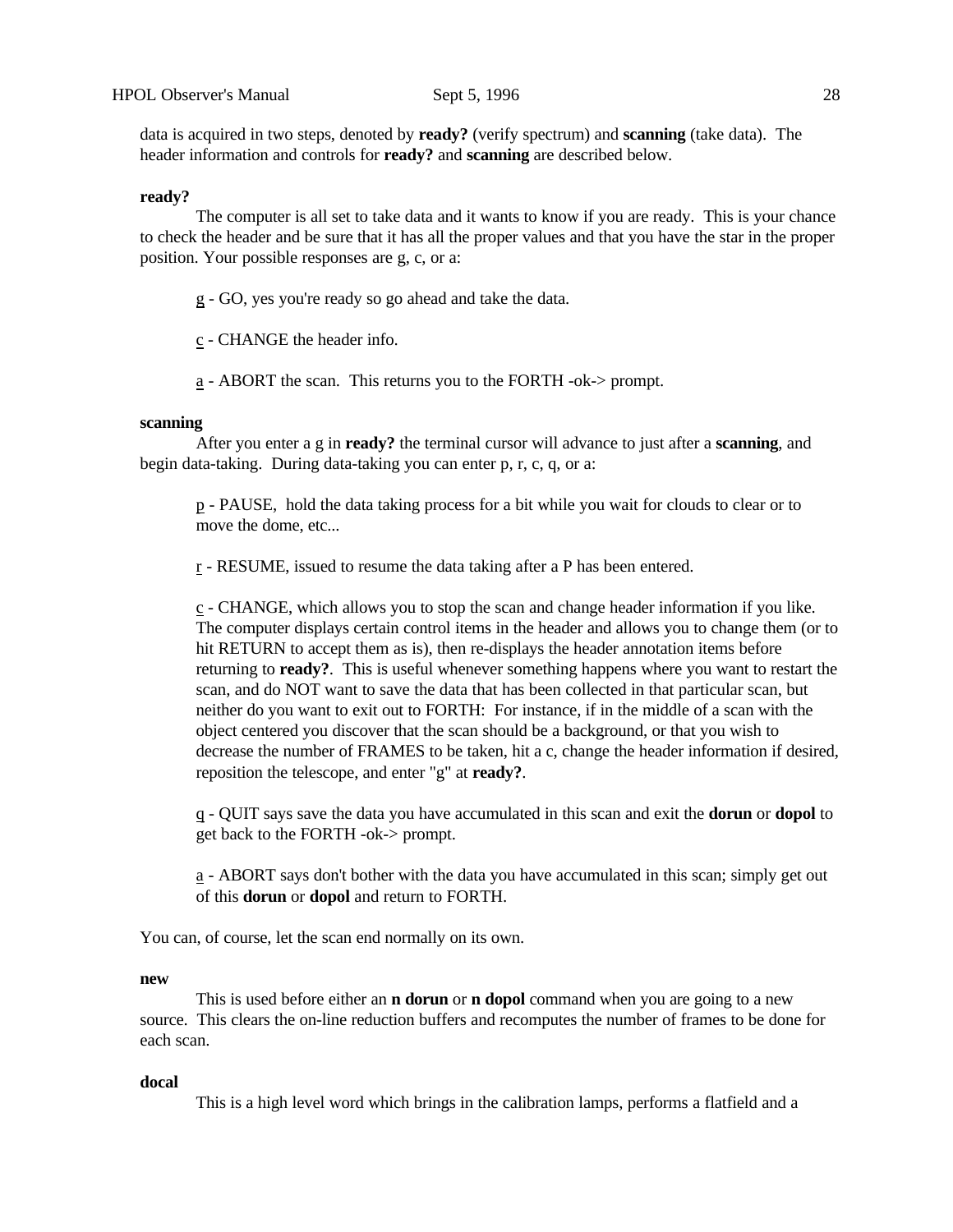data is acquired in two steps, denoted by **ready?** (verify spectrum) and **scanning** (take data). The header information and controls for **ready?** and **scanning** are described below.

**ready?**

The computer is all set to take data and it wants to know if you are ready. This is your chance to check the header and be sure that it has all the proper values and that you have the star in the proper position. Your possible responses are g, c, or a:

> <u>g</u> - GO, yes you're ready so go ahead and take the data.
>
> <u>c</u> - CHANGE the header info.
>
> <u>a</u> - ABORT the scan. This returns you to the FORTH -ok-> prompt.

**scanning**

After you enter a g in **ready?** the terminal cursor will advance to just after a **scanning**, and begin data-taking. During data-taking you can enter p, r, c, q, or a:

> <u>p</u> - PAUSE, hold the data taking process for a bit while you wait for clouds to clear or to move the dome, etc...
>
> <u>r</u> - RESUME, issued to resume the data taking after a P has been entered.
>
> <u>c</u> - CHANGE, which allows you to stop the scan and change header information if you like. The computer displays certain control items in the header and allows you to change them (or to hit RETURN to accept them as is), then re-displays the header annotation items before returning to **ready?**. This is useful whenever something happens where you want to restart the scan, and do NOT want to save the data that has been collected in that particular scan, but neither do you want to exit out to FORTH: For instance, if in the middle of a scan with the object centered you discover that the scan should be a background, or that you wish to decrease the number of FRAMES to be taken, hit a c, change the header information if desired, reposition the telescope, and enter "g" at **ready?**.
>
> <u>q</u> - QUIT says save the data you have accumulated in this scan and exit the **dorun** or **dopol** to get back to the FORTH -ok-> prompt.
>
> <u>a</u> - ABORT says don't bother with the data you have accumulated in this scan; simply get out of this **dorun** or **dopol** and return to FORTH.

You can, of course, let the scan end normally on its own.

**new**

This is used before either an **n dorun** or **n dopol** command when you are going to a new source. This clears the on-line reduction buffers and recomputes the number of frames to be done for each scan.

**docal**

This is a high level word which brings in the calibration lamps, performs a flatfield and a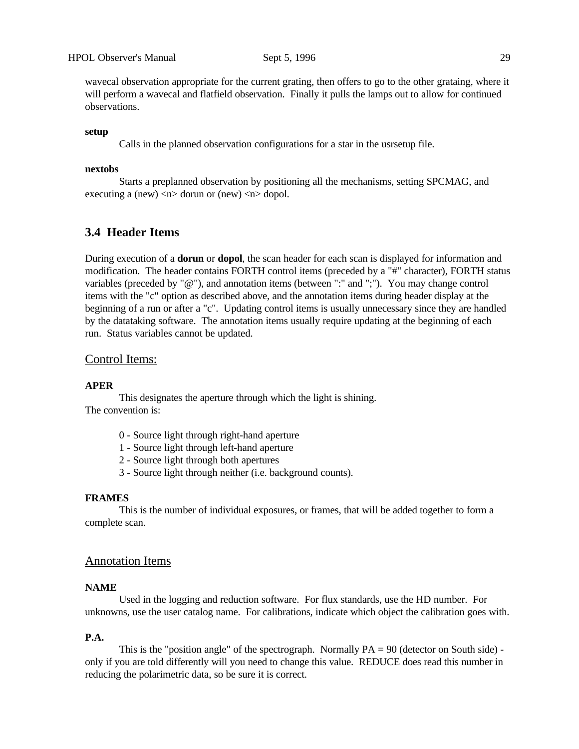wavecal observation appropriate for the current grating, then offers to go to the other grataing, where it will perform a wavecal and flatfield observation. Finally it pulls the lamps out to allow for continued observations.

**setup**

Calls in the planned observation configurations for a star in the usrsetup file.

**nextobs**

Starts a preplanned observation by positioning all the mechanisms, setting SPCMAG, and executing a (new) <n> dorun or (new) <n> dopol.

## 3.4 Header Items

During execution of a **dorun** or **dopol**, the scan header for each scan is displayed for information and modification. The header contains FORTH control items (preceded by a "#" character), FORTH status variables (preceded by "@"), and annotation items (between ":" and ";"). You may change control items with the "c" option as described above, and the annotation items during header display at the beginning of a run or after a "c". Updating control items is usually unnecessary since they are handled by the datataking software. The annotation items usually require updating at the beginning of each run. Status variables cannot be updated.

### Control Items:

**APER**

This designates the aperture through which the light is shining.
The convention is:

0 - Source light through right-hand aperture
1 - Source light through left-hand aperture
2 - Source light through both apertures
3 - Source light through neither (i.e. background counts).

**FRAMES**

This is the number of individual exposures, or frames, that will be added together to form a complete scan.

### Annotation Items

**NAME**

Used in the logging and reduction software. For flux standards, use the HD number. For unknowns, use the user catalog name. For calibrations, indicate which object the calibration goes with.

**P.A.**

This is the "position angle" of the spectrograph. Normally PA = 90 (detector on South side) - only if you are told differently will you need to change this value. REDUCE does read this number in reducing the polarimetric data, so be sure it is correct.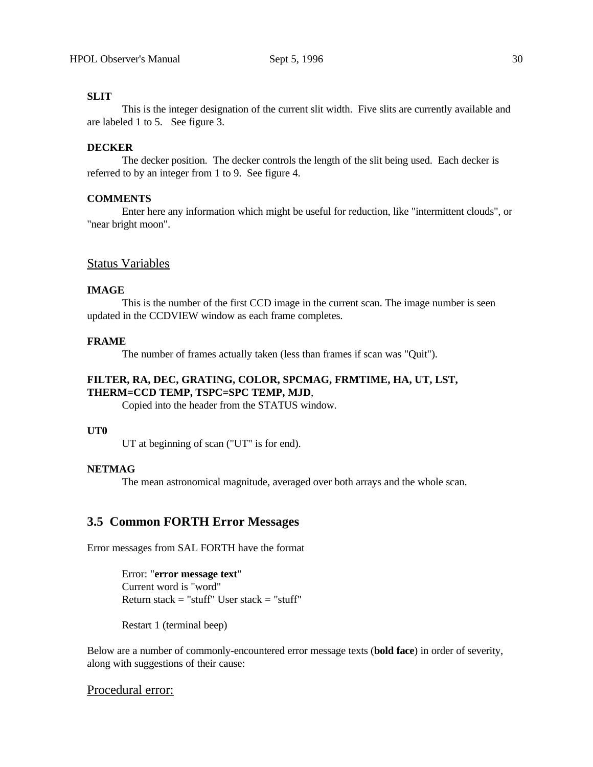**SLIT**

This is the integer designation of the current slit width. Five slits are currently available and are labeled 1 to 5. See figure 3.

**DECKER**

The decker position. The decker controls the length of the slit being used. Each decker is referred to by an integer from 1 to 9. See figure 4.

**COMMENTS**

Enter here any information which might be useful for reduction, like "intermittent clouds", or "near bright moon".

## Status Variables

**IMAGE**

This is the number of the first CCD image in the current scan. The image number is seen updated in the CCDVIEW window as each frame completes.

**FRAME**

The number of frames actually taken (less than frames if scan was "Quit").

**FILTER, RA, DEC, GRATING, COLOR, SPCMAG, FRMTIME, HA, UT, LST, THERM=CCD TEMP, TSPC=SPC TEMP, MJD**,

Copied into the header from the STATUS window.

**UT0**

UT at beginning of scan ("UT" is for end).

**NETMAG**

The mean astronomical magnitude, averaged over both arrays and the whole scan.

## 3.5 Common FORTH Error Messages

Error messages from SAL FORTH have the format

> Error: "**error message text**"
> Current word is "word"
> Return stack = "stuff" User stack = "stuff"
>
> Restart 1 (terminal beep)

Below are a number of commonly-encountered error message texts (**bold face**) in order of severity, along with suggestions of their cause:

## Procedural error: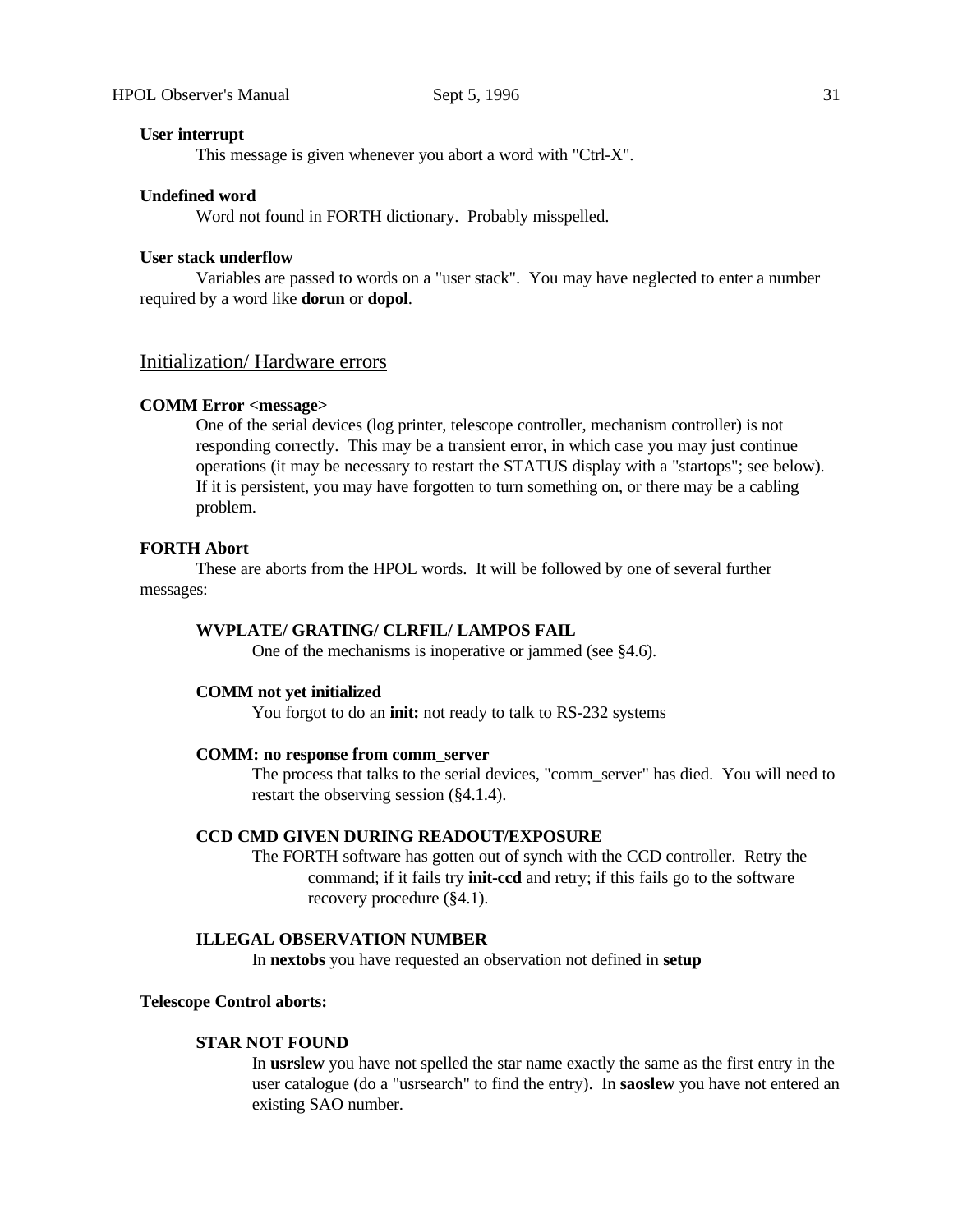**User interrupt**

This message is given whenever you abort a word with "Ctrl-X".

**Undefined word**

Word not found in FORTH dictionary. Probably misspelled.

**User stack underflow**

Variables are passed to words on a "user stack". You may have neglected to enter a number required by a word like **dorun** or **dopol**.

## Initialization/ Hardware errors

**COMM Error <message>**

One of the serial devices (log printer, telescope controller, mechanism controller) is not responding correctly. This may be a transient error, in which case you may just continue operations (it may be necessary to restart the STATUS display with a "startops"; see below). If it is persistent, you may have forgotten to turn something on, or there may be a cabling problem.

**FORTH Abort**

These are aborts from the HPOL words. It will be followed by one of several further messages:

**WVPLATE/ GRATING/ CLRFIL/ LAMPOS FAIL**

One of the mechanisms is inoperative or jammed (see §4.6).

**COMM not yet initialized**

You forgot to do an **init:** not ready to talk to RS-232 systems

**COMM: no response from comm_server**

The process that talks to the serial devices, "comm_server" has died. You will need to restart the observing session (§4.1.4).

**CCD CMD GIVEN DURING READOUT/EXPOSURE**

The FORTH software has gotten out of synch with the CCD controller. Retry the command; if it fails try **init-ccd** and retry; if this fails go to the software recovery procedure (§4.1).

**ILLEGAL OBSERVATION NUMBER**

In **nextobs** you have requested an observation not defined in **setup**

**Telescope Control aborts:**

**STAR NOT FOUND**

In **usrslew** you have not spelled the star name exactly the same as the first entry in the user catalogue (do a "usrsearch" to find the entry). In **saoslew** you have not entered an existing SAO number.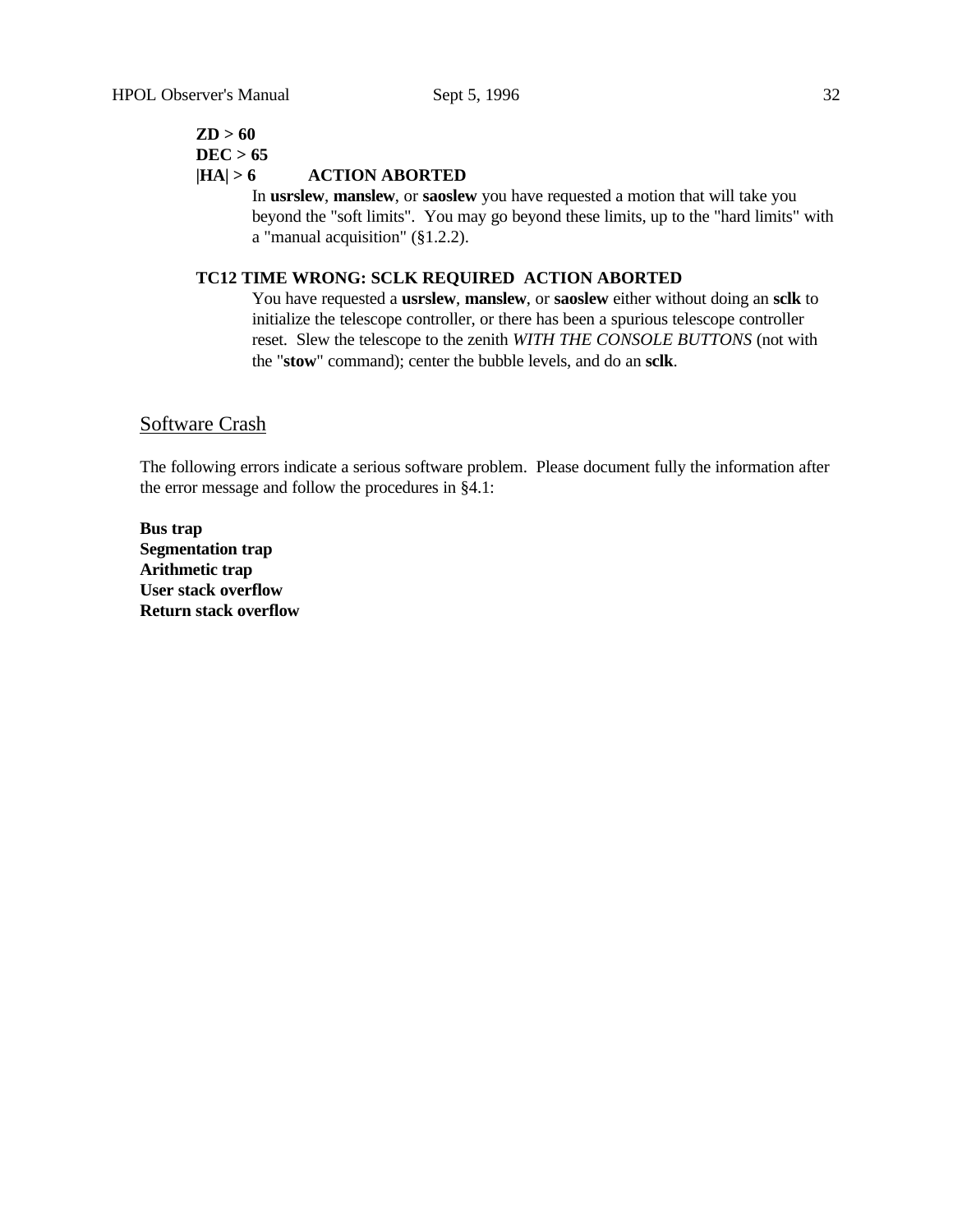**ZD > 60**
**DEC > 65**
**|HA| > 6 ACTION ABORTED**

In **usrslew**, **manslew**, or **saoslew** you have requested a motion that will take you beyond the "soft limits". You may go beyond these limits, up to the "hard limits" with a "manual acquisition" (§1.2.2).

**TC12 TIME WRONG: SCLK REQUIRED ACTION ABORTED**

You have requested a **usrslew**, **manslew**, or **saoslew** either without doing an **sclk** to initialize the telescope controller, or there has been a spurious telescope controller reset. Slew the telescope to the zenith *WITH THE CONSOLE BUTTONS* (not with the "**stow**" command); center the bubble levels, and do an **sclk**.

## Software Crash

The following errors indicate a serious software problem. Please document fully the information after the error message and follow the procedures in §4.1:

**Bus trap**
**Segmentation trap**
**Arithmetic trap**
**User stack overflow**
**Return stack overflow**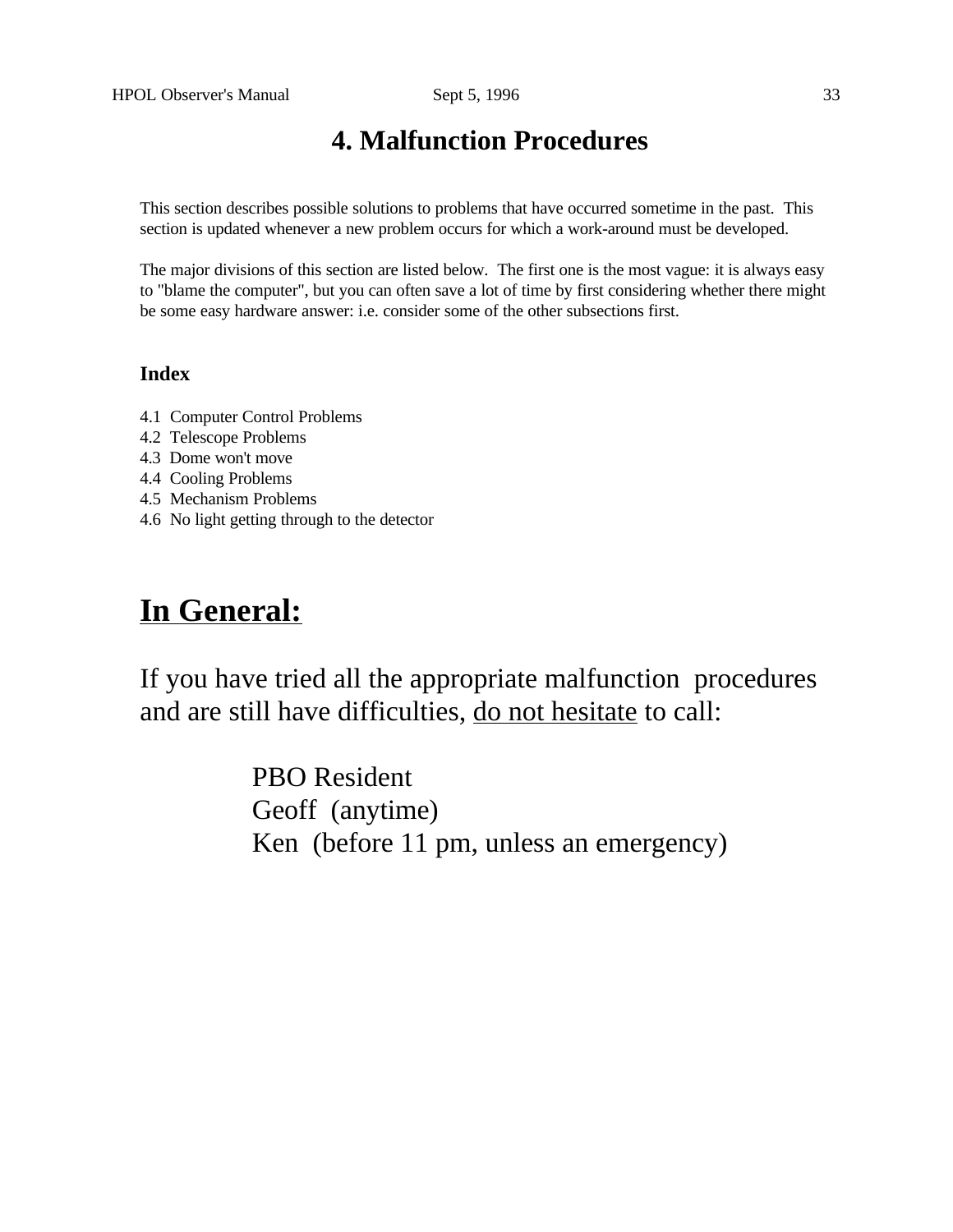# 4. Malfunction Procedures

This section describes possible solutions to problems that have occurred sometime in the past. This section is updated whenever a new problem occurs for which a work-around must be developed.

The major divisions of this section are listed below. The first one is the most vague: it is always easy to "blame the computer", but you can often save a lot of time by first considering whether there might be some easy hardware answer: i.e. consider some of the other subsections first.

**Index**

4.1 Computer Control Problems
4.2 Telescope Problems
4.3 Dome won't move
4.4 Cooling Problems
4.5 Mechanism Problems
4.6 No light getting through to the detector

## In General:

If you have tried all the appropriate malfunction procedures and are still have difficulties, <u>do not hesitate</u> to call:

PBO Resident
Geoff (anytime)
Ken (before 11 pm, unless an emergency)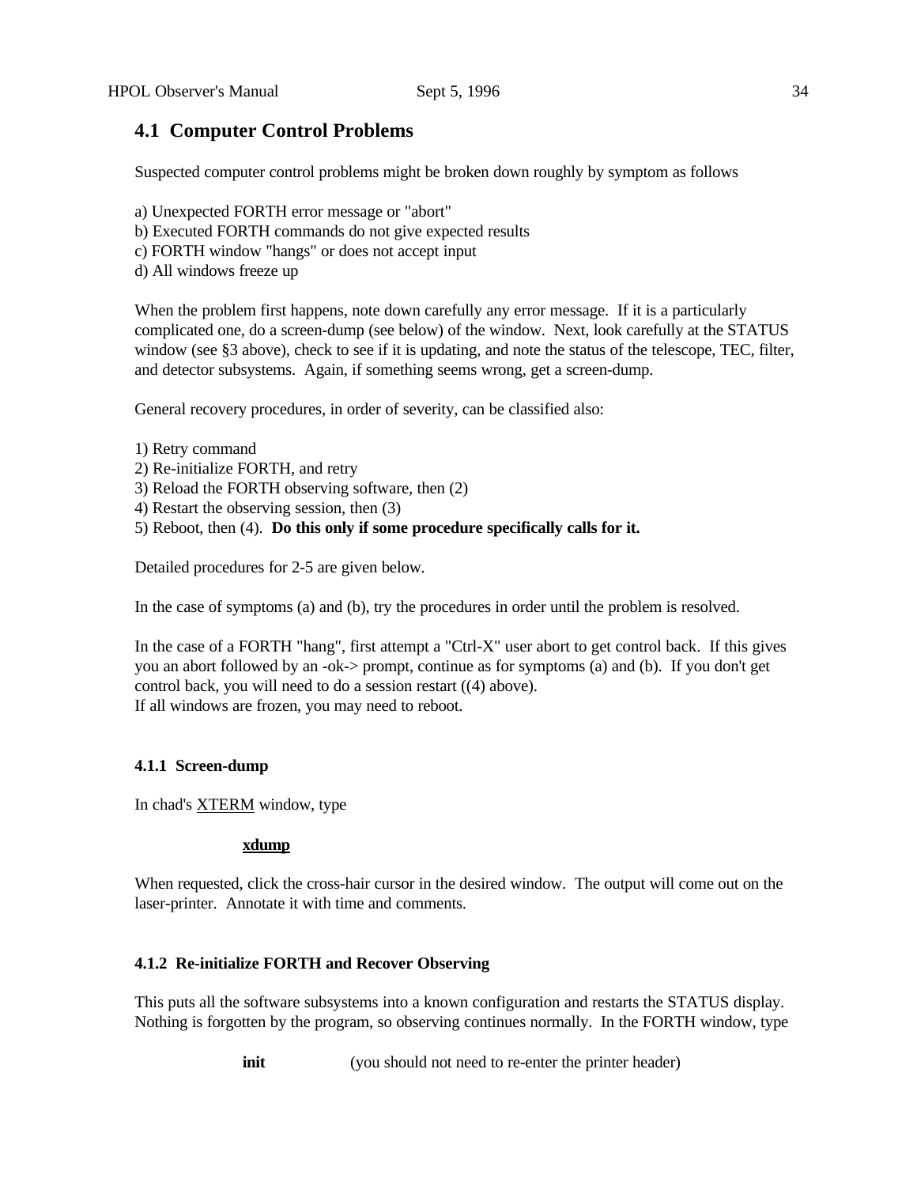## 4.1 Computer Control Problems

Suspected computer control problems might be broken down roughly by symptom as follows

a) Unexpected FORTH error message or "abort"
b) Executed FORTH commands do not give expected results
c) FORTH window "hangs" or does not accept input
d) All windows freeze up

When the problem first happens, note down carefully any error message. If it is a particularly complicated one, do a screen-dump (see below) of the window. Next, look carefully at the STATUS window (see §3 above), check to see if it is updating, and note the status of the telescope, TEC, filter, and detector subsystems. Again, if something seems wrong, get a screen-dump.

General recovery procedures, in order of severity, can be classified also:

1) Retry command
2) Re-initialize FORTH, and retry
3) Reload the FORTH observing software, then (2)
4) Restart the observing session, then (3)
5) Reboot, then (4). **Do this only if some procedure specifically calls for it.**

Detailed procedures for 2-5 are given below.

In the case of symptoms (a) and (b), try the procedures in order until the problem is resolved.

In the case of a FORTH "hang", first attempt a "Ctrl-X" user abort to get control back. If this gives you an abort followed by an -ok-> prompt, continue as for symptoms (a) and (b). If you don't get control back, you will need to do a session restart ((4) above).
If all windows are frozen, you may need to reboot.

#### 4.1.1 Screen-dump

In chad's XTERM window, type

**xdump**

When requested, click the cross-hair cursor in the desired window. The output will come out on the laser-printer. Annotate it with time and comments.

#### 4.1.2 Re-initialize FORTH and Recover Observing

This puts all the software subsystems into a known configuration and restarts the STATUS display. Nothing is forgotten by the program, so observing continues normally. In the FORTH window, type

**init** (you should not need to re-enter the printer header)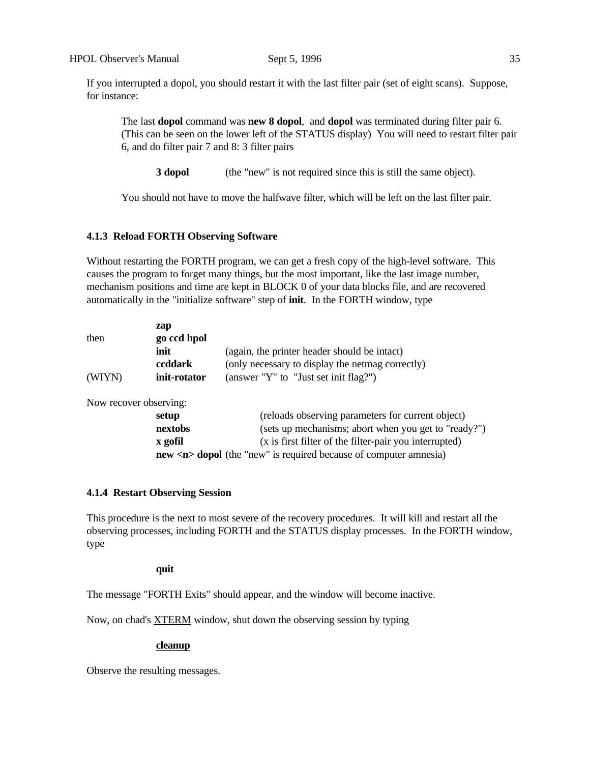If you interrupted a dopol, you should restart it with the last filter pair (set of eight scans). Suppose, for instance:

> The last **dopol** command was **new 8 dopol**, and **dopol** was terminated during filter pair 6. (This can be seen on the lower left of the STATUS display) You will need to restart filter pair 6, and do filter pair 7 and 8: 3 filter pairs
>
> **3 dopol** (the "new" is not required since this is still the same object).
>
> You should not have to move the halfwave filter, which will be left on the last filter pair.

#### 4.1.3 Reload FORTH Observing Software

Without restarting the FORTH program, we can get a fresh copy of the high-level software. This causes the program to forget many things, but the most important, like the last image number, mechanism positions and time are kept in BLOCK 0 of your data blocks file, and are recovered automatically in the "initialize software" step of **init**. In the FORTH window, type

| | | |
|---|---|---|
| | **zap** | |
| then | **go ccd hpol** | |
| | **init** | (again, the printer header should be intact) |
| | **ccddark** | (only necessary to display the netmag correctly) |
| (WIYN) | **init-rotator** | (answer "Y" to "Just set init flag?") |

Now recover observing:

| | |
|---|---|
| **setup** | (reloads observing parameters for current object) |
| **nextobs** | (sets up mechanisms; abort when you get to "ready?") |
| **x gofil** | (x is first filter of the filter-pair you interrupted) |
| **new <n> dopol** | (the "new" is required because of computer amnesia) |

#### 4.1.4 Restart Observing Session

This procedure is the next to most severe of the recovery procedures. It will kill and restart all the observing processes, including FORTH and the STATUS display processes. In the FORTH window, type

**quit**

The message "FORTH Exits" should appear, and the window will become inactive.

Now, on chad's XTERM window, shut down the observing session by typing

**cleanup**

Observe the resulting messages.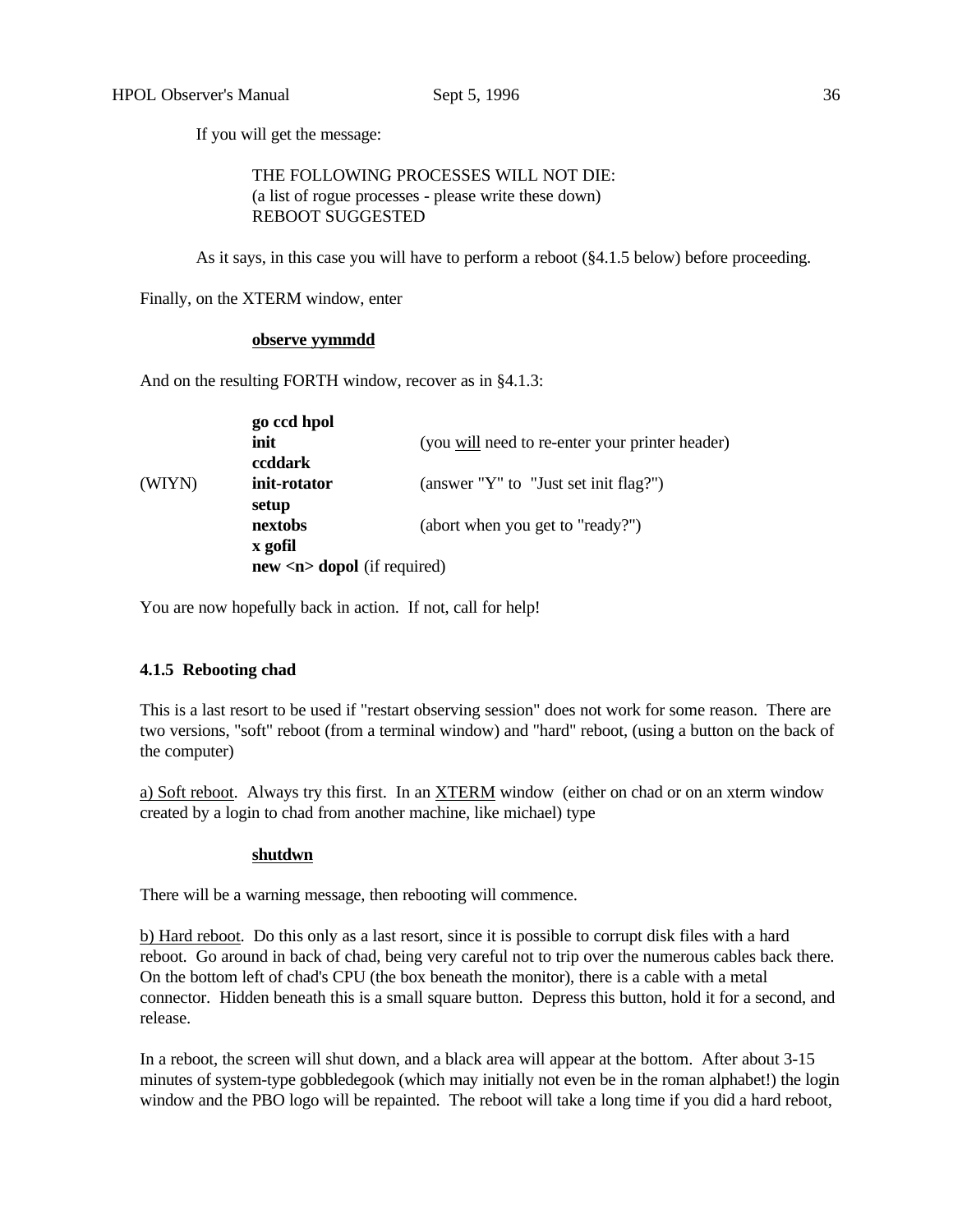If you will get the message:

> THE FOLLOWING PROCESSES WILL NOT DIE:
> (a list of rogue processes - please write these down)
> REBOOT SUGGESTED

As it says, in this case you will have to perform a reboot (§4.1.5 below) before proceeding.

Finally, on the XTERM window, enter

**observe yymmdd**

And on the resulting FORTH window, recover as in §4.1.3:

| | | |
|---|---|---|
| | **go ccd hpol** | |
| | **init** | (you will need to re-enter your printer header) |
| | **ccddark** | |
| (WIYN) | **init-rotator** | (answer "Y" to "Just set init flag?") |
| | **setup** | |
| | **nextobs** | (abort when you get to "ready?") |
| | **x gofil** | |
| | **new <n> dopol** (if required) | |

You are now hopefully back in action. If not, call for help!

### 4.1.5 Rebooting chad

This is a last resort to be used if "restart observing session" does not work for some reason. There are two versions, "soft" reboot (from a terminal window) and "hard" reboot, (using a button on the back of the computer)

a) Soft reboot. Always try this first. In an XTERM window (either on chad or on an xterm window created by a login to chad from another machine, like michael) type

**shutdwn**

There will be a warning message, then rebooting will commence.

b) Hard reboot. Do this only as a last resort, since it is possible to corrupt disk files with a hard reboot. Go around in back of chad, being very careful not to trip over the numerous cables back there. On the bottom left of chad's CPU (the box beneath the monitor), there is a cable with a metal connector. Hidden beneath this is a small square button. Depress this button, hold it for a second, and release.

In a reboot, the screen will shut down, and a black area will appear at the bottom. After about 3-15 minutes of system-type gobbledegook (which may initially not even be in the roman alphabet!) the login window and the PBO logo will be repainted. The reboot will take a long time if you did a hard reboot,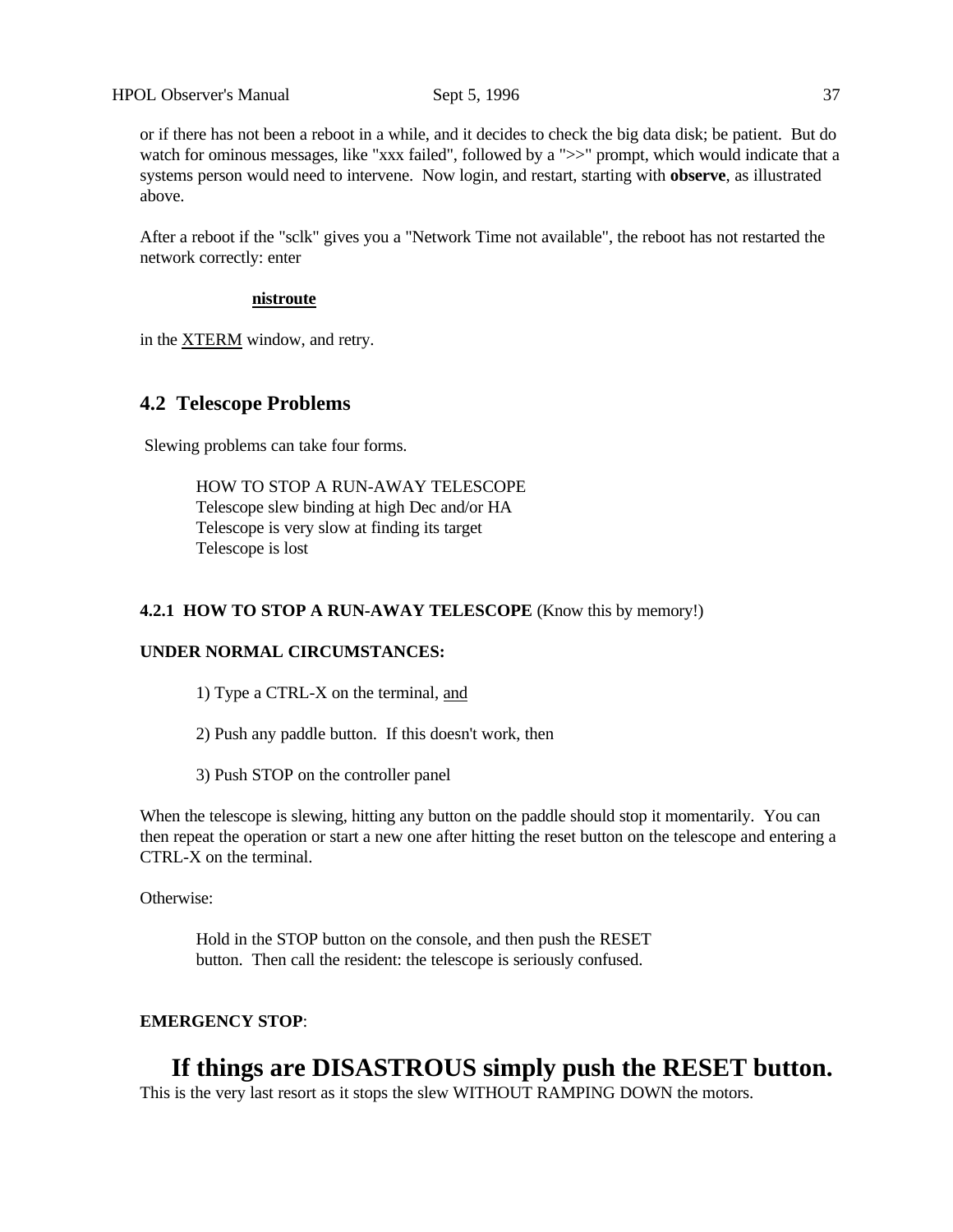or if there has not been a reboot in a while, and it decides to check the big data disk; be patient. But do watch for ominous messages, like "xxx failed", followed by a ">>" prompt, which would indicate that a systems person would need to intervene. Now login, and restart, starting with **observe**, as illustrated above.

After a reboot if the "sclk" gives you a "Network Time not available", the reboot has not restarted the network correctly: enter

**nistroute**

in the XTERM window, and retry.

## 4.2 Telescope Problems

Slewing problems can take four forms.

HOW TO STOP A RUN-AWAY TELESCOPE  
Telescope slew binding at high Dec and/or HA  
Telescope is very slow at finding its target  
Telescope is lost

### 4.2.1 HOW TO STOP A RUN-AWAY TELESCOPE (Know this by memory!)

**UNDER NORMAL CIRCUMSTANCES:**

1) Type a CTRL-X on the terminal, and

2) Push any paddle button. If this doesn't work, then

3) Push STOP on the controller panel

When the telescope is slewing, hitting any button on the paddle should stop it momentarily. You can then repeat the operation or start a new one after hitting the reset button on the telescope and entering a CTRL-X on the terminal.

Otherwise:

Hold in the STOP button on the console, and then push the RESET button. Then call the resident: the telescope is seriously confused.

**EMERGENCY STOP**:

## If things are DISASTROUS simply push the RESET button.

This is the very last resort as it stops the slew WITHOUT RAMPING DOWN the motors.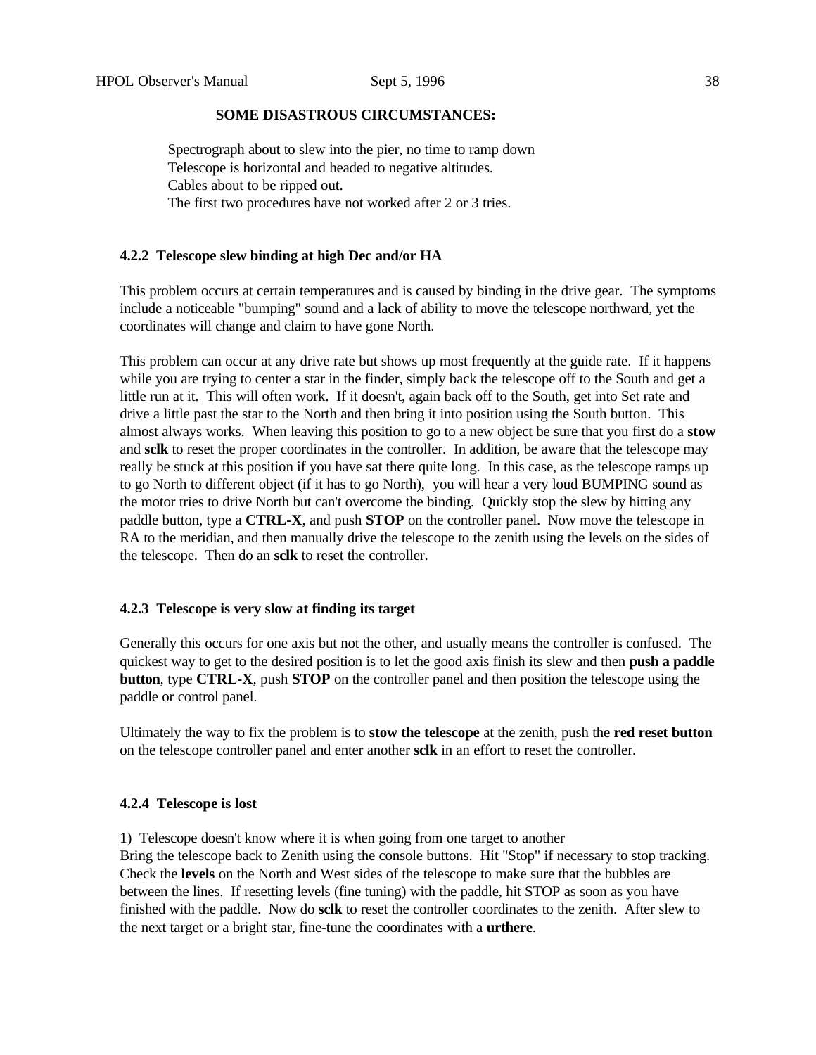**SOME DISASTROUS CIRCUMSTANCES:**

Spectrograph about to slew into the pier, no time to ramp down
Telescope is horizontal and headed to negative altitudes.
Cables about to be ripped out.
The first two procedures have not worked after 2 or 3 tries.

### 4.2.2 Telescope slew binding at high Dec and/or HA

This problem occurs at certain temperatures and is caused by binding in the drive gear. The symptoms include a noticeable "bumping" sound and a lack of ability to move the telescope northward, yet the coordinates will change and claim to have gone North.

This problem can occur at any drive rate but shows up most frequently at the guide rate. If it happens while you are trying to center a star in the finder, simply back the telescope off to the South and get a little run at it. This will often work. If it doesn't, again back off to the South, get into Set rate and drive a little past the star to the North and then bring it into position using the South button. This almost always works. When leaving this position to go to a new object be sure that you first do a **stow** and **sclk** to reset the proper coordinates in the controller. In addition, be aware that the telescope may really be stuck at this position if you have sat there quite long. In this case, as the telescope ramps up to go North to different object (if it has to go North), you will hear a very loud BUMPING sound as the motor tries to drive North but can't overcome the binding. Quickly stop the slew by hitting any paddle button, type a **CTRL-X**, and push **STOP** on the controller panel. Now move the telescope in RA to the meridian, and then manually drive the telescope to the zenith using the levels on the sides of the telescope. Then do an **sclk** to reset the controller.

### 4.2.3 Telescope is very slow at finding its target

Generally this occurs for one axis but not the other, and usually means the controller is confused. The quickest way to get to the desired position is to let the good axis finish its slew and then **push a paddle button**, type **CTRL-X**, push **STOP** on the controller panel and then position the telescope using the paddle or control panel.

Ultimately the way to fix the problem is to **stow the telescope** at the zenith, push the **red reset button** on the telescope controller panel and enter another **sclk** in an effort to reset the controller.

### 4.2.4 Telescope is lost

1) Telescope doesn't know where it is when going from one target to another

Bring the telescope back to Zenith using the console buttons. Hit "Stop" if necessary to stop tracking. Check the **levels** on the North and West sides of the telescope to make sure that the bubbles are between the lines. If resetting levels (fine tuning) with the paddle, hit STOP as soon as you have finished with the paddle. Now do **sclk** to reset the controller coordinates to the zenith. After slew to the next target or a bright star, fine-tune the coordinates with a **urthere**.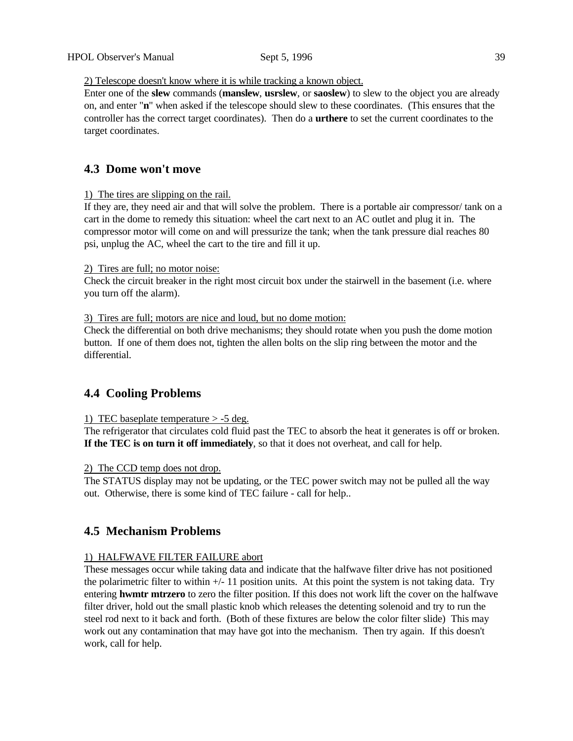2) Telescope doesn't know where it is while tracking a known object.

Enter one of the **slew** commands (**manslew**, **usrslew**, or **saoslew**) to slew to the object you are already on, and enter "**n**" when asked if the telescope should slew to these coordinates. (This ensures that the controller has the correct target coordinates). Then do a **urthere** to set the current coordinates to the target coordinates.

## 4.3 Dome won't move

1) The tires are slipping on the rail.

If they are, they need air and that will solve the problem. There is a portable air compressor/ tank on a cart in the dome to remedy this situation: wheel the cart next to an AC outlet and plug it in. The compressor motor will come on and will pressurize the tank; when the tank pressure dial reaches 80 psi, unplug the AC, wheel the cart to the tire and fill it up.

2) Tires are full; no motor noise:

Check the circuit breaker in the right most circuit box under the stairwell in the basement (i.e. where you turn off the alarm).

3) Tires are full; motors are nice and loud, but no dome motion:

Check the differential on both drive mechanisms; they should rotate when you push the dome motion button. If one of them does not, tighten the allen bolts on the slip ring between the motor and the differential.

## 4.4 Cooling Problems

1) TEC baseplate temperature > -5 deg.

The refrigerator that circulates cold fluid past the TEC to absorb the heat it generates is off or broken. **If the TEC is on turn it off immediately**, so that it does not overheat, and call for help.

2) The CCD temp does not drop.

The STATUS display may not be updating, or the TEC power switch may not be pulled all the way out. Otherwise, there is some kind of TEC failure - call for help..

## 4.5 Mechanism Problems

1) HALFWAVE FILTER FAILURE abort

These messages occur while taking data and indicate that the halfwave filter drive has not positioned the polarimetric filter to within +/- 11 position units. At this point the system is not taking data. Try entering **hwmtr mtrzero** to zero the filter position. If this does not work lift the cover on the halfwave filter driver, hold out the small plastic knob which releases the detenting solenoid and try to run the steel rod next to it back and forth. (Both of these fixtures are below the color filter slide) This may work out any contamination that may have got into the mechanism. Then try again. If this doesn't work, call for help.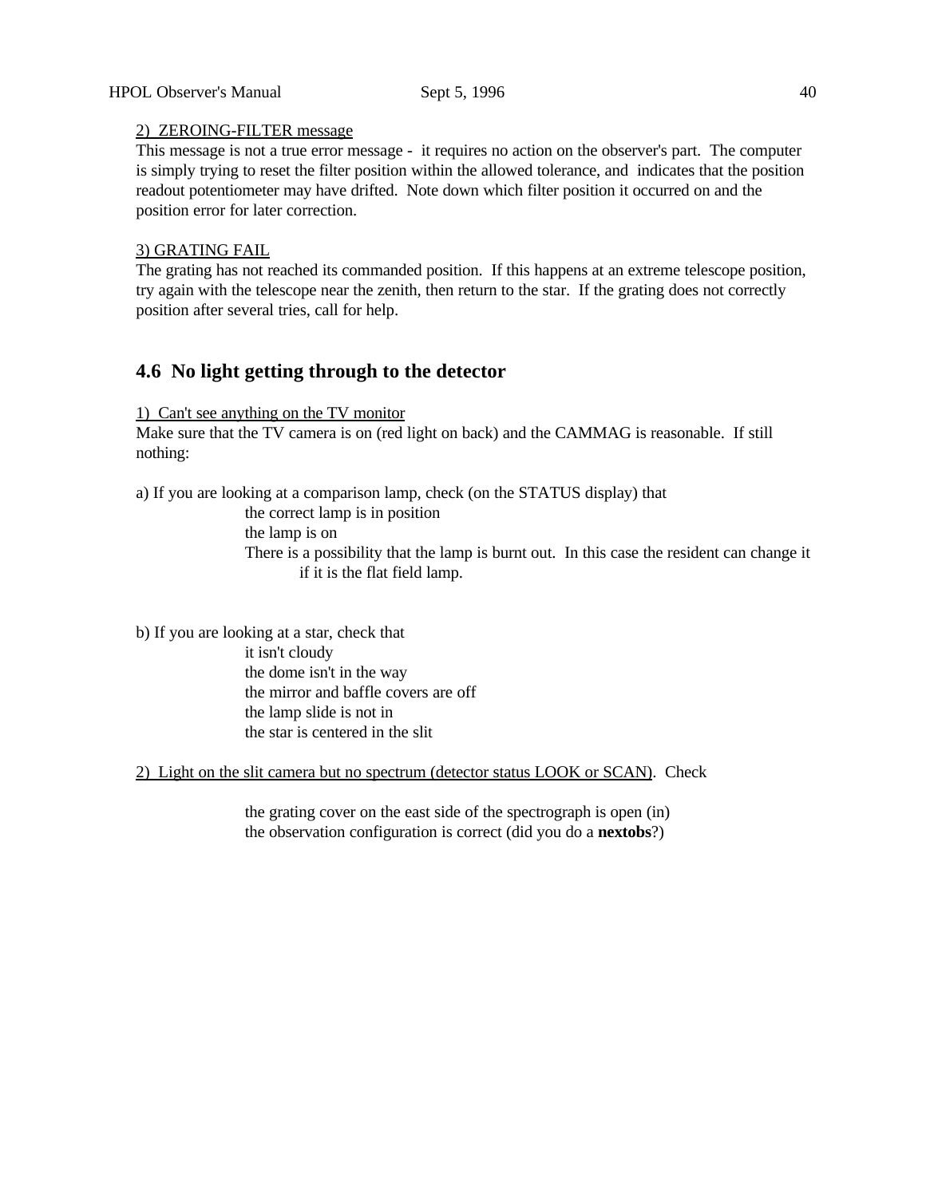2) ZEROING-FILTER message

This message is not a true error message - it requires no action on the observer's part. The computer is simply trying to reset the filter position within the allowed tolerance, and indicates that the position readout potentiometer may have drifted. Note down which filter position it occurred on and the position error for later correction.

3) GRATING FAIL

The grating has not reached its commanded position. If this happens at an extreme telescope position, try again with the telescope near the zenith, then return to the star. If the grating does not correctly position after several tries, call for help.

## 4.6 No light getting through to the detector

1) Can't see anything on the TV monitor

Make sure that the TV camera is on (red light on back) and the CAMMAG is reasonable. If still nothing:

a) If you are looking at a comparison lamp, check (on the STATUS display) that

- the correct lamp is in position
- the lamp is on
- There is a possibility that the lamp is burnt out. In this case the resident can change it if it is the flat field lamp.

b) If you are looking at a star, check that

- it isn't cloudy
- the dome isn't in the way
- the mirror and baffle covers are off
- the lamp slide is not in
- the star is centered in the slit

2) Light on the slit camera but no spectrum (detector status LOOK or SCAN). Check

- the grating cover on the east side of the spectrograph is open (in)
- the observation configuration is correct (did you do a **nextobs**?)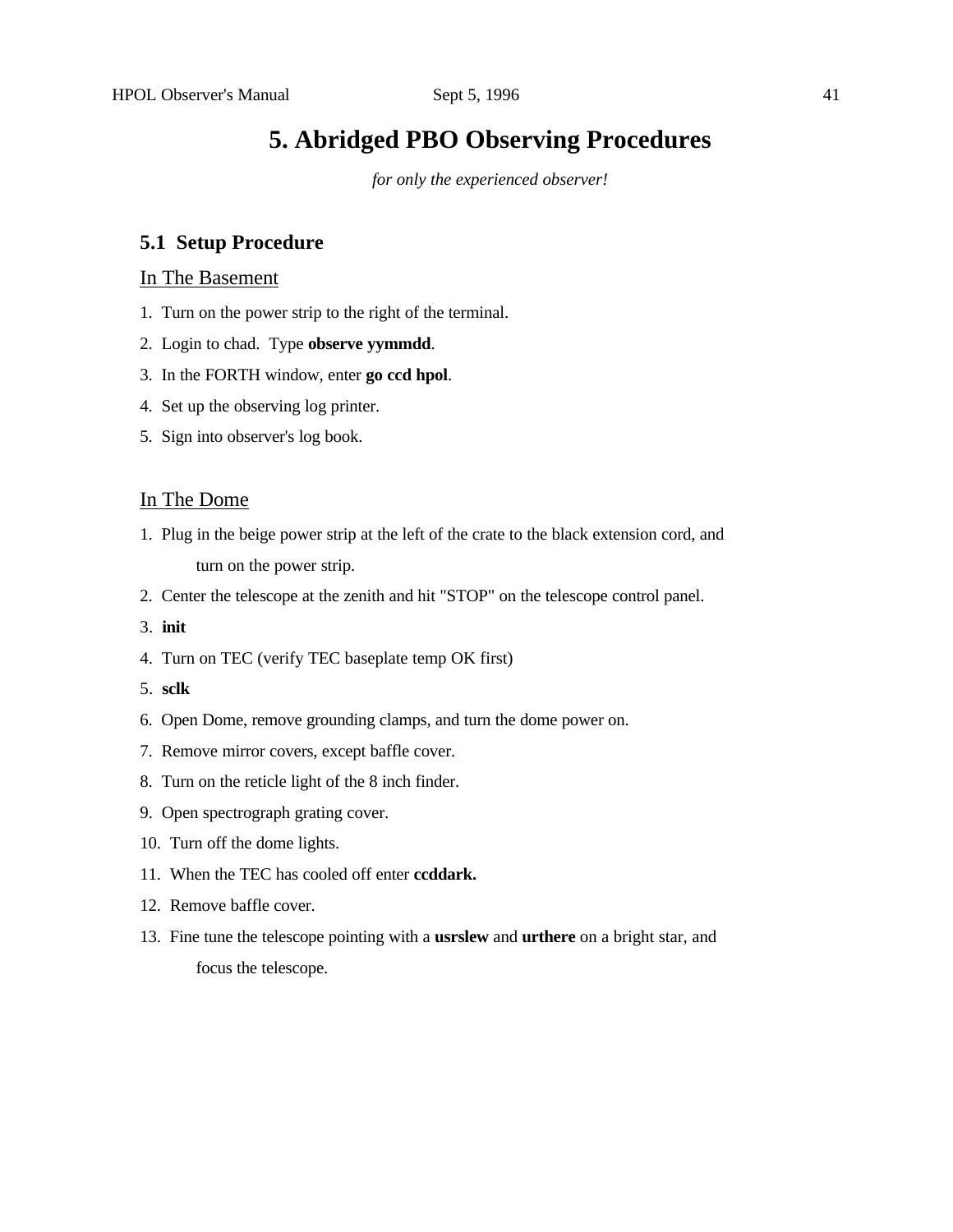# 5. Abridged PBO Observing Procedures

*for only the experienced observer!*

## 5.1 Setup Procedure

<u>In The Basement</u>

1. Turn on the power strip to the right of the terminal.
2. Login to chad. Type **observe yymmdd**.
3. In the FORTH window, enter **go ccd hpol**.
4. Set up the observing log printer.
5. Sign into observer's log book.

<u>In The Dome</u>

1. Plug in the beige power strip at the left of the crate to the black extension cord, and turn on the power strip.
2. Center the telescope at the zenith and hit "STOP" on the telescope control panel.
3. **init**
4. Turn on TEC (verify TEC baseplate temp OK first)
5. **sclk**
6. Open Dome, remove grounding clamps, and turn the dome power on.
7. Remove mirror covers, except baffle cover.
8. Turn on the reticle light of the 8 inch finder.
9. Open spectrograph grating cover.
10. Turn off the dome lights.
11. When the TEC has cooled off enter **ccddark.**
12. Remove baffle cover.
13. Fine tune the telescope pointing with a **usrslew** and **urthere** on a bright star, and focus the telescope.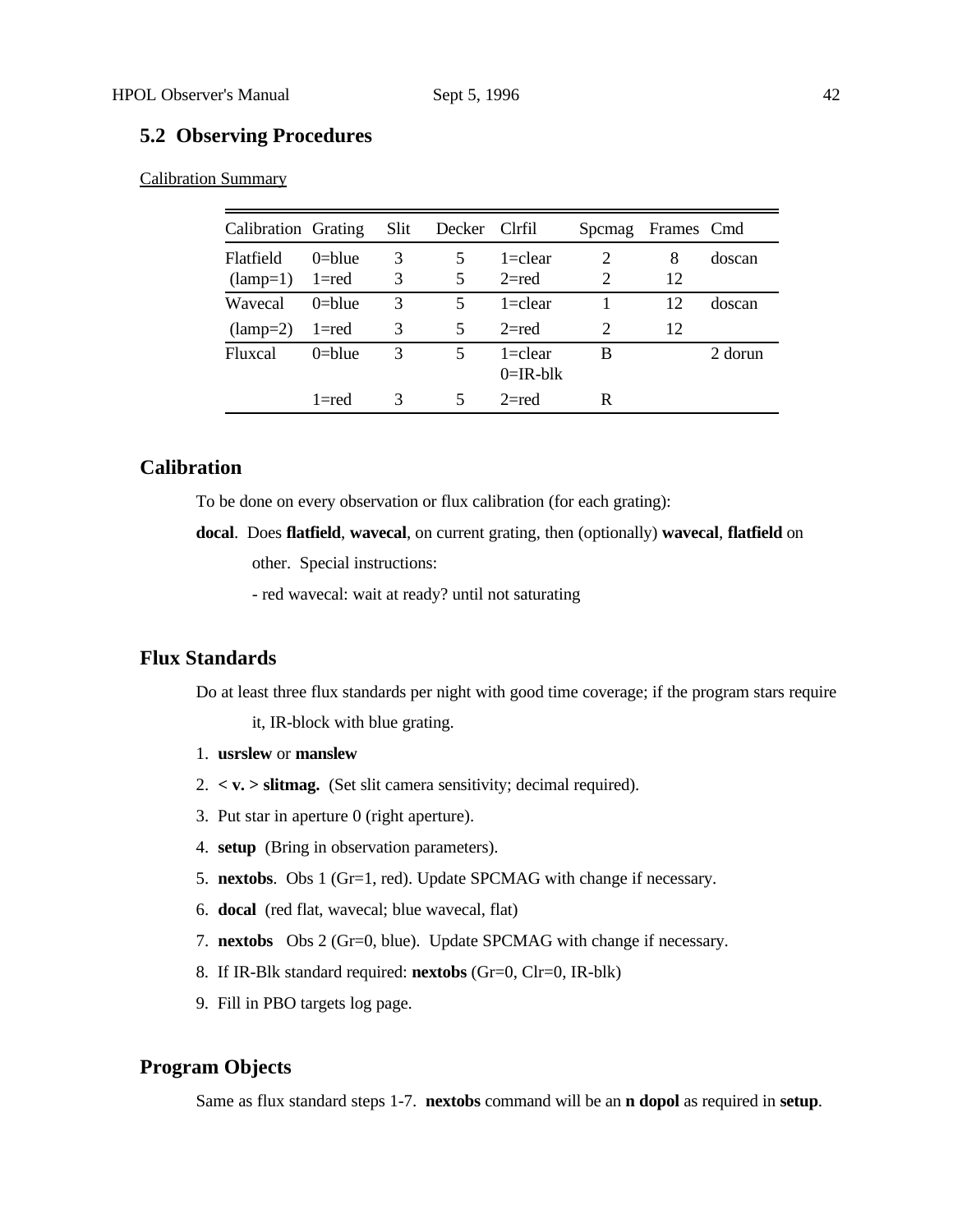## 5.2 Observing Procedures

Calibration Summary

| Calibration | Grating | Slit | Decker | Clrfil | Spcmag | Frames | Cmd |
|---|---|---|---|---|---|---|---|
| Flatfield | 0=blue | 3 | 5 | 1=clear | 2 | 8 | doscan |
| (lamp=1) | 1=red | 3 | 5 | 2=red | 2 | 12 | |
| Wavecal | 0=blue | 3 | 5 | 1=clear | 1 | 12 | doscan |
| (lamp=2) | 1=red | 3 | 5 | 2=red | 2 | 12 | |
| Fluxcal | 0=blue | 3 | 5 | 1=clear<br>0=IR-blk | B | | 2 dorun |
| | 1=red | 3 | 5 | 2=red | R | | |

## Calibration

To be done on every observation or flux calibration (for each grating):

**docal**. Does **flatfield**, **wavecal**, on current grating, then (optionally) **wavecal**, **flatfield** on other. Special instructions:

- red wavecal: wait at ready? until not saturating

## Flux Standards

Do at least three flux standards per night with good time coverage; if the program stars require it, IR-block with blue grating.

1. **usrslew** or **manslew**
2. **< v. > slitmag.** (Set slit camera sensitivity; decimal required).
3. Put star in aperture 0 (right aperture).
4. **setup** (Bring in observation parameters).
5. **nextobs**. Obs 1 (Gr=1, red). Update SPCMAG with change if necessary.
6. **docal** (red flat, wavecal; blue wavecal, flat)
7. **nextobs** Obs 2 (Gr=0, blue). Update SPCMAG with change if necessary.
8. If IR-Blk standard required: **nextobs** (Gr=0, Clr=0, IR-blk)
9. Fill in PBO targets log page.

## Program Objects

Same as flux standard steps 1-7. **nextobs** command will be an **n dopol** as required in **setup**.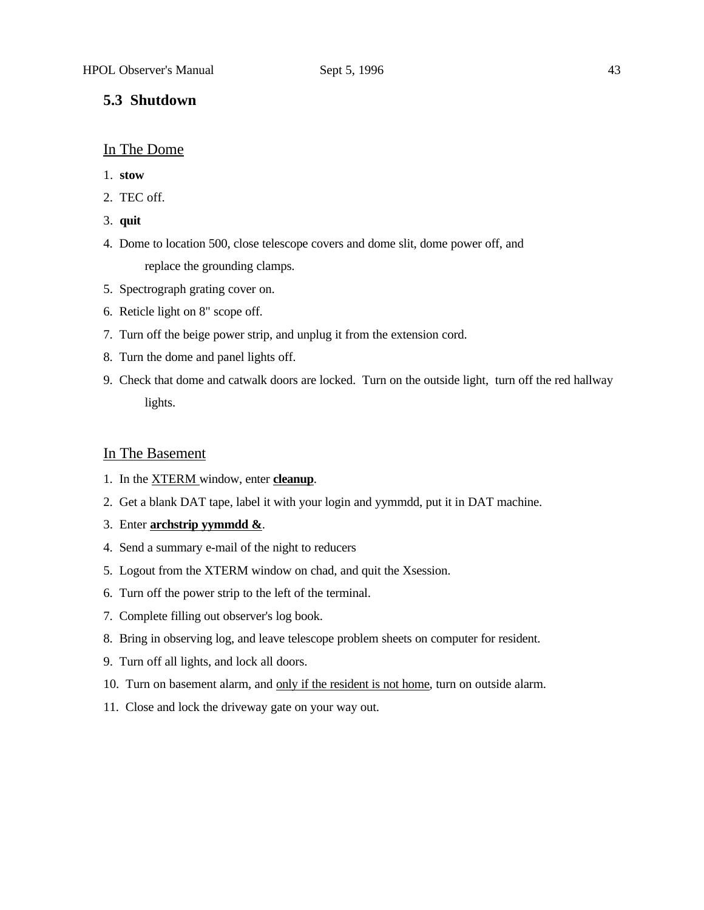## 5.3 Shutdown

In The Dome

1. **stow**
2. TEC off.
3. **quit**
4. Dome to location 500, close telescope covers and dome slit, dome power off, and replace the grounding clamps.
5. Spectrograph grating cover on.
6. Reticle light on 8" scope off.
7. Turn off the beige power strip, and unplug it from the extension cord.
8. Turn the dome and panel lights off.
9. Check that dome and catwalk doors are locked. Turn on the outside light, turn off the red hallway lights.

In The Basement

1. In the XTERM window, enter **cleanup**.
2. Get a blank DAT tape, label it with your login and yymmdd, put it in DAT machine.
3. Enter **archstrip yymmdd &**.
4. Send a summary e-mail of the night to reducers
5. Logout from the XTERM window on chad, and quit the Xsession.
6. Turn off the power strip to the left of the terminal.
7. Complete filling out observer's log book.
8. Bring in observing log, and leave telescope problem sheets on computer for resident.
9. Turn off all lights, and lock all doors.
10. Turn on basement alarm, and only if the resident is not home, turn on outside alarm.
11. Close and lock the driveway gate on your way out.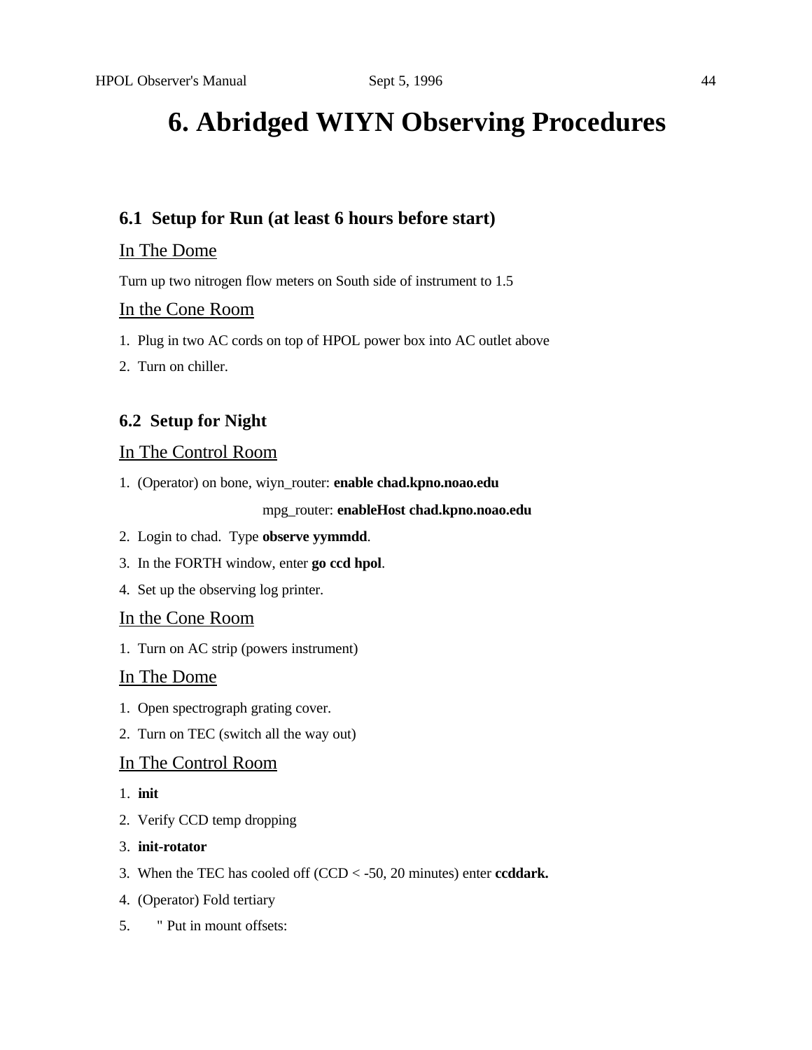# 6. Abridged WIYN Observing Procedures

## 6.1 Setup for Run (at least 6 hours before start)

In The Dome

Turn up two nitrogen flow meters on South side of instrument to 1.5

In the Cone Room

1. Plug in two AC cords on top of HPOL power box into AC outlet above
2. Turn on chiller.

## 6.2 Setup for Night

In The Control Room

1. (Operator) on bone, wiyn_router: **enable chad.kpno.noao.edu**

   mpg_router: **enableHost chad.kpno.noao.edu**

2. Login to chad. Type **observe yymmdd**.
3. In the FORTH window, enter **go ccd hpol**.
4. Set up the observing log printer.

In the Cone Room

1. Turn on AC strip (powers instrument)

In The Dome

1. Open spectrograph grating cover.
2. Turn on TEC (switch all the way out)

In The Control Room

1. **init**
2. Verify CCD temp dropping
3. **init-rotator**
3. When the TEC has cooled off (CCD < -50, 20 minutes) enter **ccddark.**
4. (Operator) Fold tertiary
5. " Put in mount offsets: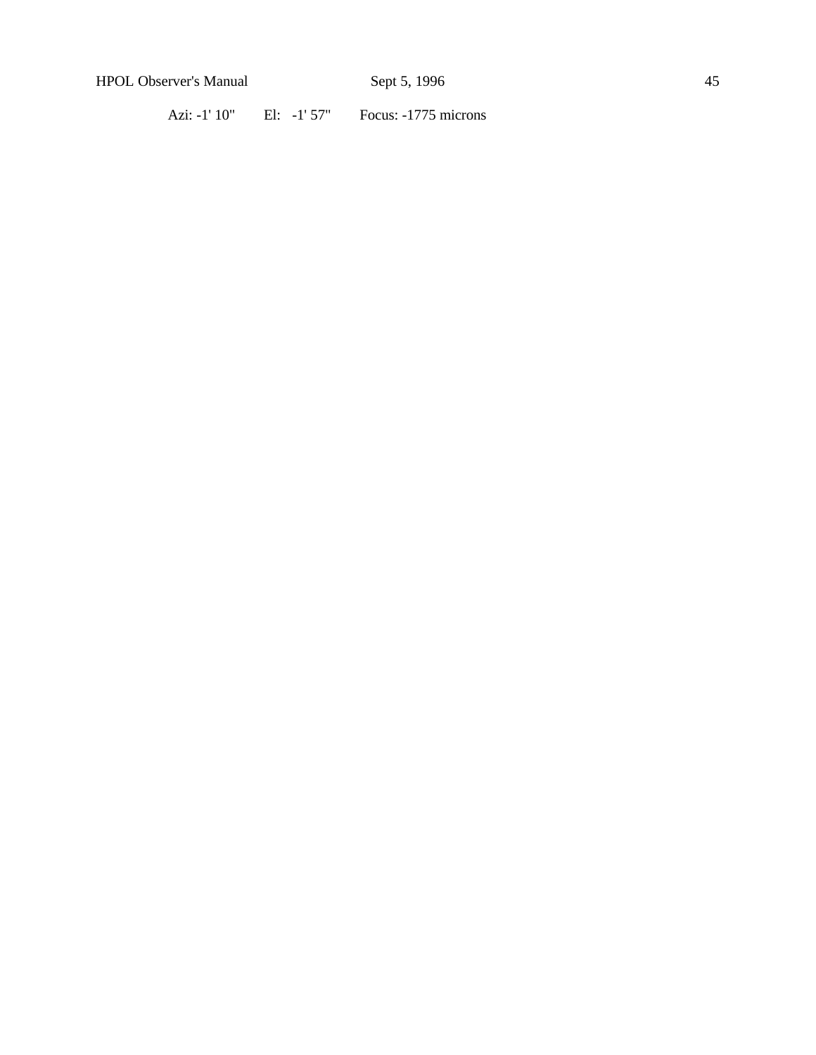Azi: -1' 10"    El: -1' 57"    Focus: -1775 microns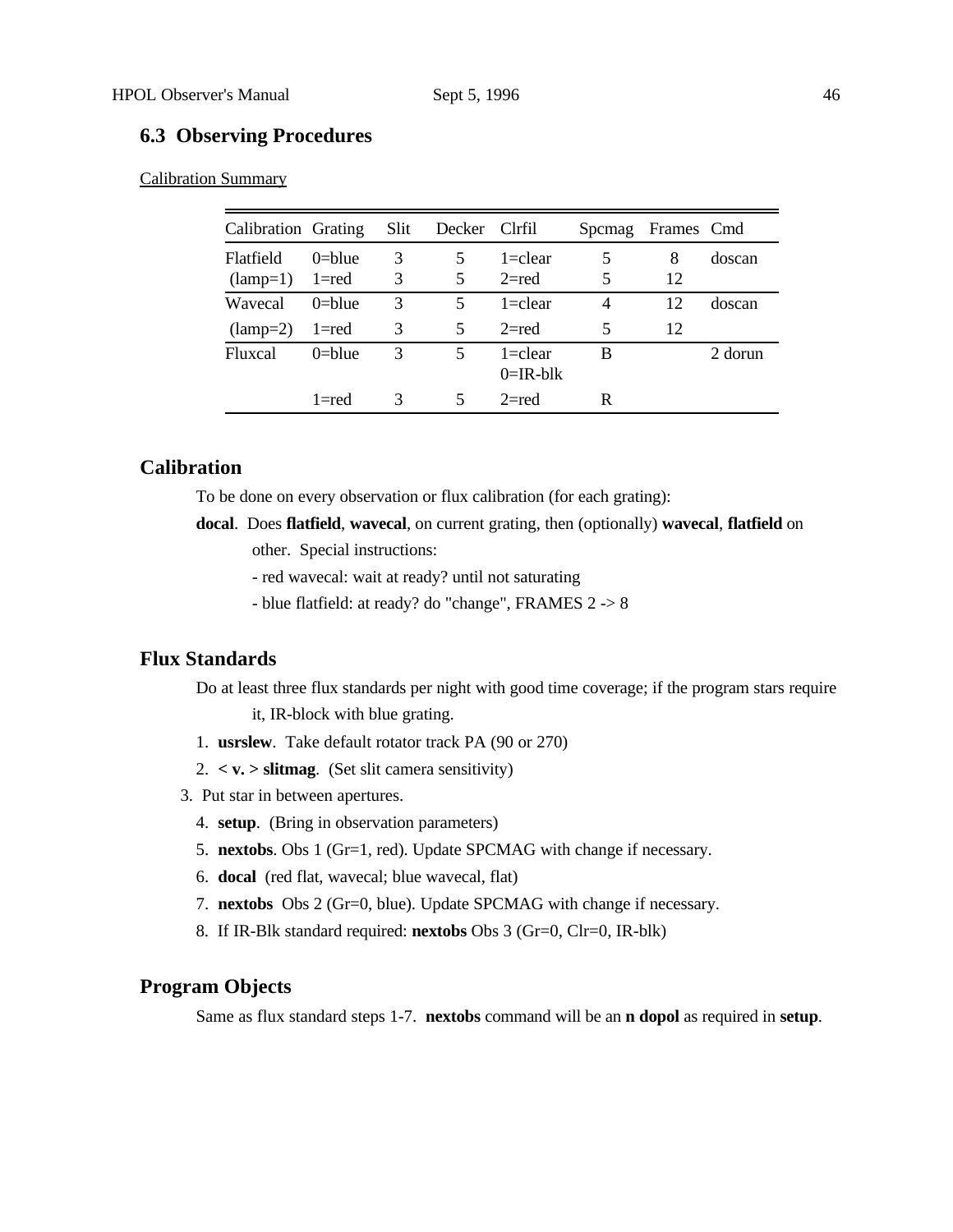### 6.3 Observing Procedures

Calibration Summary

| Calibration | Grating | Slit | Decker | Clrfil | Spcmag | Frames | Cmd |
|---|---|---|---|---|---|---|---|
| Flatfield | 0=blue | 3 | 5 | 1=clear | 5 | 8 | doscan |
| (lamp=1) | 1=red | 3 | 5 | 2=red | 5 | 12 | |
| Wavecal | 0=blue | 3 | 5 | 1=clear | 4 | 12 | doscan |
| (lamp=2) | 1=red | 3 | 5 | 2=red | 5 | 12 | |
| Fluxcal | 0=blue | 3 | 5 | 1=clear<br>0=IR-blk | B | | 2 dorun |
| | 1=red | 3 | 5 | 2=red | R | | |

## Calibration

To be done on every observation or flux calibration (for each grating):

**docal**. Does **flatfield**, **wavecal**, on current grating, then (optionally) **wavecal**, **flatfield** on other. Special instructions:

- red wavecal: wait at ready? until not saturating
- blue flatfield: at ready? do "change", FRAMES 2 -> 8

## Flux Standards

Do at least three flux standards per night with good time coverage; if the program stars require it, IR-block with blue grating.

1. **usrslew**. Take default rotator track PA (90 or 270)
2. **< v. > slitmag**. (Set slit camera sensitivity)
3. Put star in between apertures.
4. **setup**. (Bring in observation parameters)
5. **nextobs**. Obs 1 (Gr=1, red). Update SPCMAG with change if necessary.
6. **docal** (red flat, wavecal; blue wavecal, flat)
7. **nextobs** Obs 2 (Gr=0, blue). Update SPCMAG with change if necessary.
8. If IR-Blk standard required: **nextobs** Obs 3 (Gr=0, Clr=0, IR-blk)

## Program Objects

Same as flux standard steps 1-7. **nextobs** command will be an **n dopol** as required in **setup**.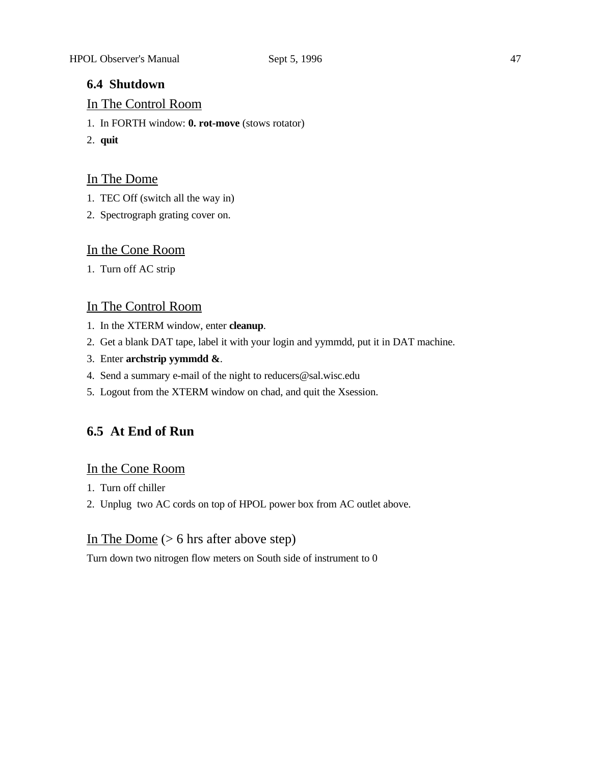## 6.4 Shutdown

In The Control Room

1. In FORTH window: **0. rot-move** (stows rotator)
2. **quit**

In The Dome

1. TEC Off (switch all the way in)
2. Spectrograph grating cover on.

In the Cone Room

1. Turn off AC strip

In The Control Room

1. In the XTERM window, enter **cleanup**.
2. Get a blank DAT tape, label it with your login and yymmdd, put it in DAT machine.
3. Enter **archstrip yymmdd &**.
4. Send a summary e-mail of the night to reducers@sal.wisc.edu
5. Logout from the XTERM window on chad, and quit the Xsession.

## 6.5 At End of Run

In the Cone Room

1. Turn off chiller
2. Unplug two AC cords on top of HPOL power box from AC outlet above.

In The Dome (> 6 hrs after above step)

Turn down two nitrogen flow meters on South side of instrument to 0